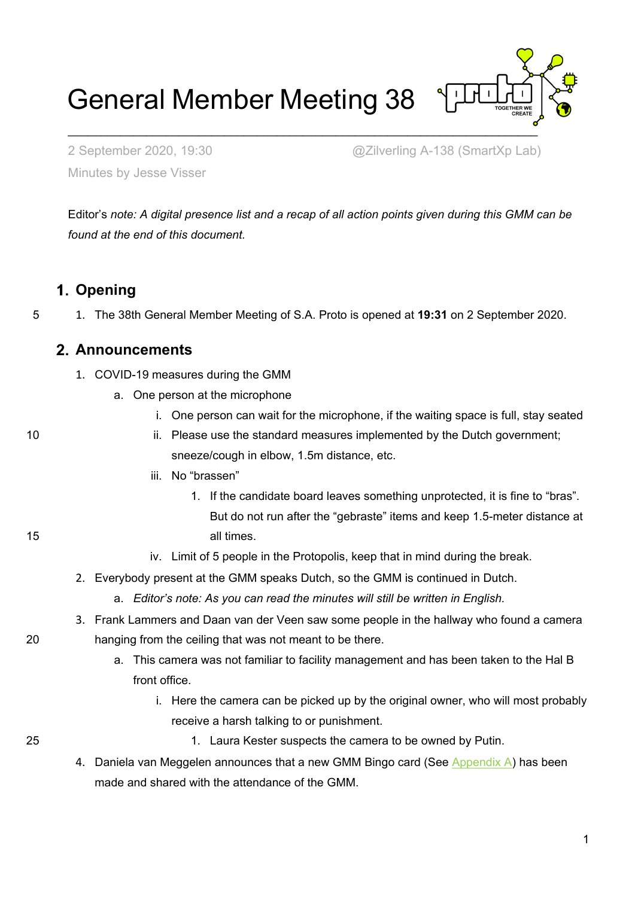# General Member Meeting 38

2 September 2020, 19:30 @Zilverling A-138 (SmartXp Lab)

Minutes by Jesse Visser

Editor's *note: A digital presence list and a recap of all action points given during this GMM can be found at the end of this document.*

## 1. Opening

1. The 38th General Member Meeting of S.A. Proto is opened at **19:31** on 2 September 2020.

## 2. Announcements

1. COVID-19 measures during the GMM
   a. One person at the microphone
      i. One person can wait for the microphone, if the waiting space is full, stay seated
      ii. Please use the standard measures implemented by the Dutch government; sneeze/cough in elbow, 1.5m distance, etc.
      iii. No "brassen"
         1. If the candidate board leaves something unprotected, it is fine to "bras". But do not run after the "gebraste" items and keep 1.5-meter distance at all times.
      iv. Limit of 5 people in the Protopolis, keep that in mind during the break.
2. Everybody present at the GMM speaks Dutch, so the GMM is continued in Dutch.
   a. *Editor's note: As you can read the minutes will still be written in English.*
3. Frank Lammers and Daan van der Veen saw some people in the hallway who found a camera hanging from the ceiling that was not meant to be there.
   a. This camera was not familiar to facility management and has been taken to the Hal B front office.
      i. Here the camera can be picked up by the original owner, who will most probably receive a harsh talking to or punishment.
         1. Laura Kester suspects the camera to be owned by Putin.
4. Daniela van Meggelen announces that a new GMM Bingo card (See Appendix A) has been made and shared with the attendance of the GMM.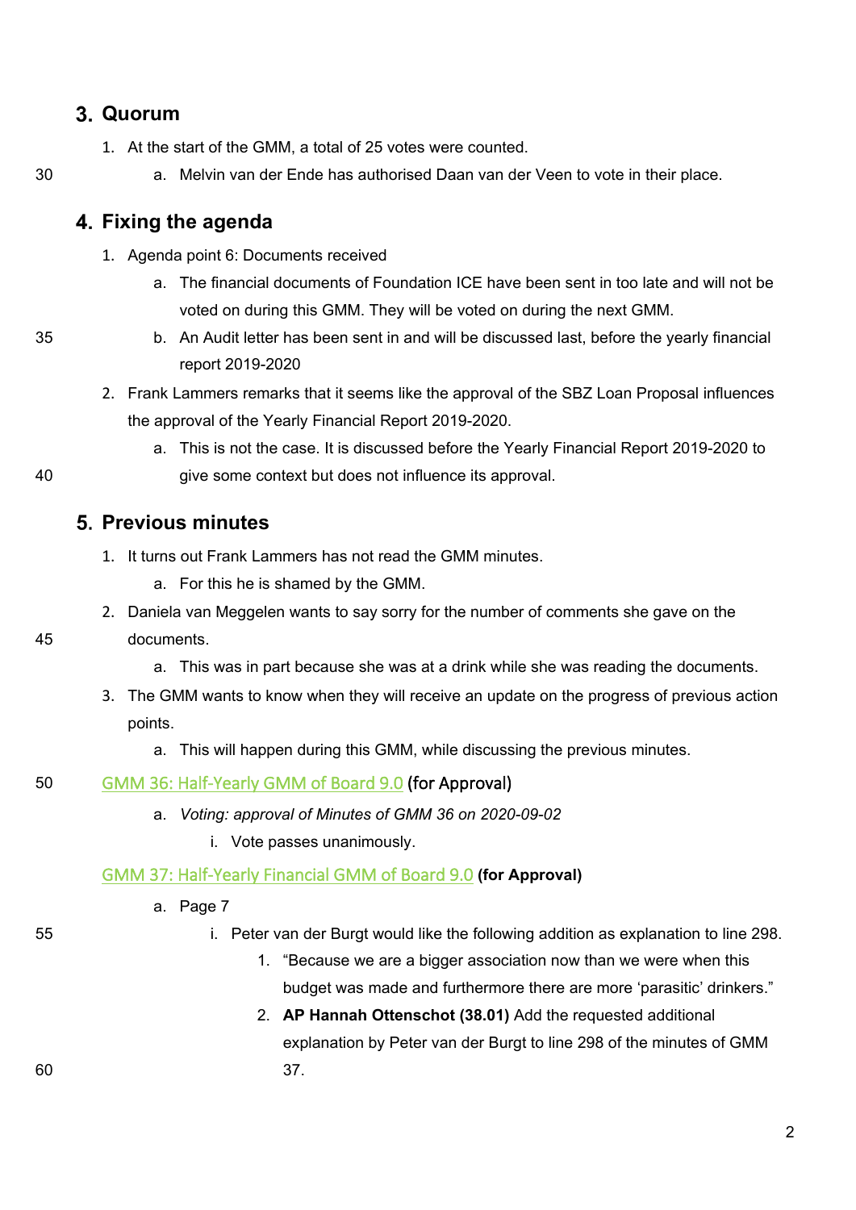## 3. Quorum

1. At the start of the GMM, a total of 25 votes were counted.
    a. Melvin van der Ende has authorised Daan van der Veen to vote in their place.

## 4. Fixing the agenda

1. Agenda point 6: Documents received
    a. The financial documents of Foundation ICE have been sent in too late and will not be voted on during this GMM. They will be voted on during the next GMM.
    b. An Audit letter has been sent in and will be discussed last, before the yearly financial report 2019-2020
2. Frank Lammers remarks that it seems like the approval of the SBZ Loan Proposal influences the approval of the Yearly Financial Report 2019-2020.
    a. This is not the case. It is discussed before the Yearly Financial Report 2019-2020 to give some context but does not influence its approval.

## 5. Previous minutes

1. It turns out Frank Lammers has not read the GMM minutes.
    a. For this he is shamed by the GMM.
2. Daniela van Meggelen wants to say sorry for the number of comments she gave on the documents.
    a. This was in part because she was at a drink while she was reading the documents.
3. The GMM wants to know when they will receive an update on the progress of previous action points.
    a. This will happen during this GMM, while discussing the previous minutes.

GMM 36: Half-Yearly GMM of Board 9.0 (for Approval)

a. *Voting: approval of Minutes of GMM 36 on 2020-09-02*
    i. Vote passes unanimously.

GMM 37: Half-Yearly Financial GMM of Board 9.0 **(for Approval)**

a. Page 7
    i. Peter van der Burgt would like the following addition as explanation to line 298.
        1. "Because we are a bigger association now than we were when this budget was made and furthermore there are more 'parasitic' drinkers."
        2. **AP Hannah Ottenschot (38.01)** Add the requested additional explanation by Peter van der Burgt to line 298 of the minutes of GMM 37.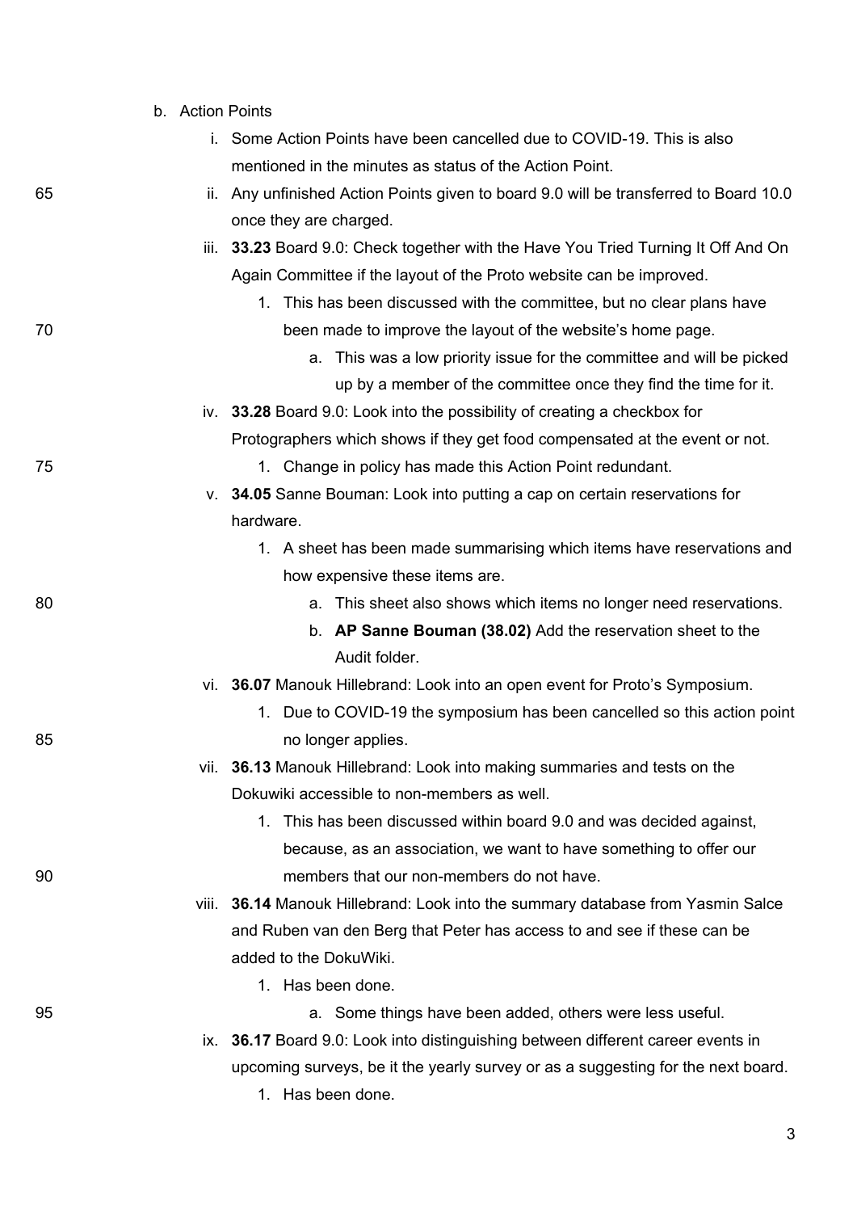b. Action Points

   i. Some Action Points have been cancelled due to COVID-19. This is also mentioned in the minutes as status of the Action Point.

   ii. Any unfinished Action Points given to board 9.0 will be transferred to Board 10.0 once they are charged.

   iii. **33.23** Board 9.0: Check together with the Have You Tried Turning It Off And On Again Committee if the layout of the Proto website can be improved.

      1. This has been discussed with the committee, but no clear plans have been made to improve the layout of the website's home page.

         a. This was a low priority issue for the committee and will be picked up by a member of the committee once they find the time for it.

   iv. **33.28** Board 9.0: Look into the possibility of creating a checkbox for Protographers which shows if they get food compensated at the event or not.

      1. Change in policy has made this Action Point redundant.

   v. **34.05** Sanne Bouman: Look into putting a cap on certain reservations for hardware.

      1. A sheet has been made summarising which items have reservations and how expensive these items are.

         a. This sheet also shows which items no longer need reservations.

         b. **AP Sanne Bouman (38.02)** Add the reservation sheet to the Audit folder.

   vi. **36.07** Manouk Hillebrand: Look into an open event for Proto's Symposium.

      1. Due to COVID-19 the symposium has been cancelled so this action point no longer applies.

   vii. **36.13** Manouk Hillebrand: Look into making summaries and tests on the Dokuwiki accessible to non-members as well.

      1. This has been discussed within board 9.0 and was decided against, because, as an association, we want to have something to offer our members that our non-members do not have.

   viii. **36.14** Manouk Hillebrand: Look into the summary database from Yasmin Salce and Ruben van den Berg that Peter has access to and see if these can be added to the DokuWiki.

      1. Has been done.

         a. Some things have been added, others were less useful.

   ix. **36.17** Board 9.0: Look into distinguishing between different career events in upcoming surveys, be it the yearly survey or as a suggesting for the next board.

      1. Has been done.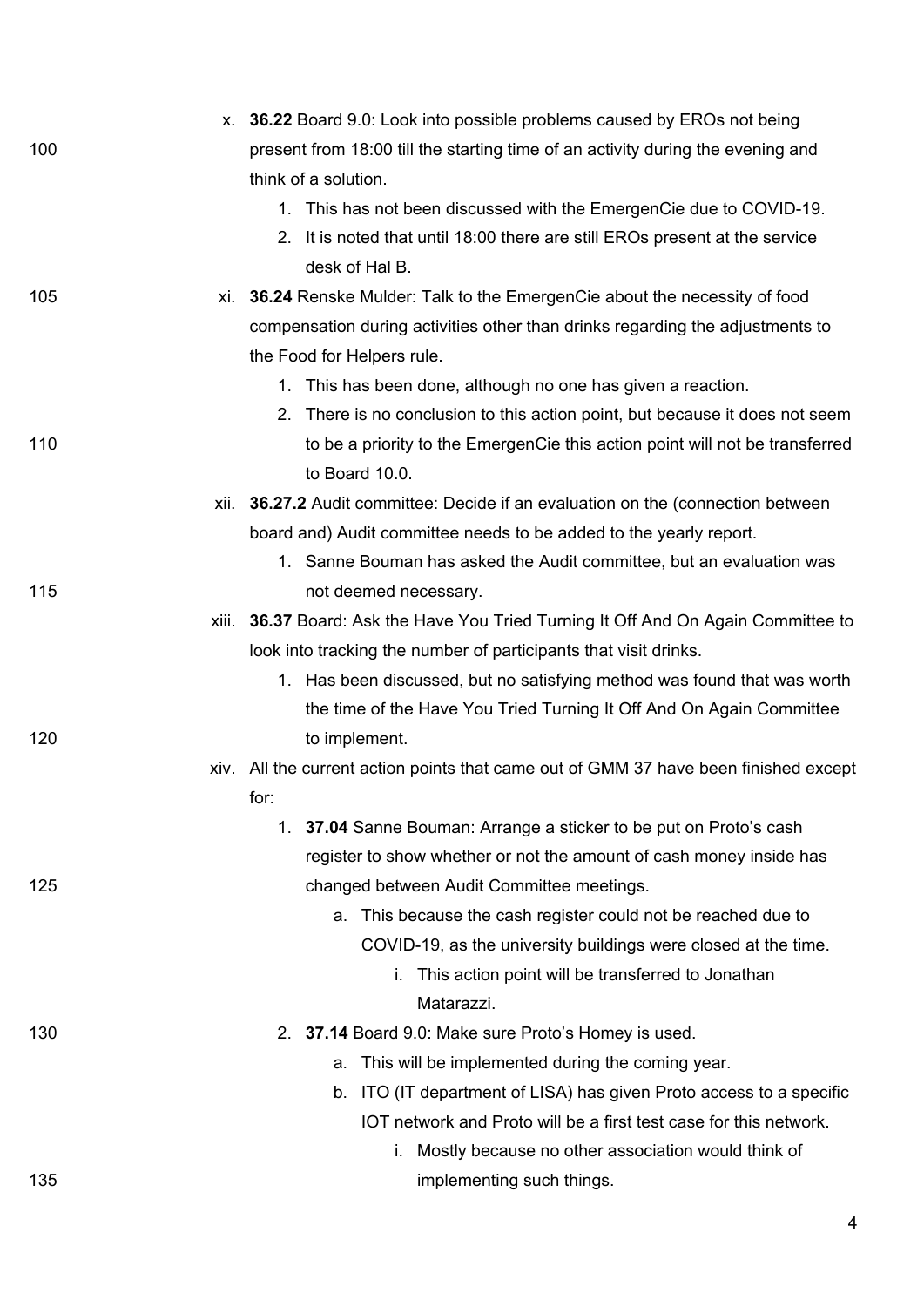x. **36.22** Board 9.0: Look into possible problems caused by EROs not being present from 18:00 till the starting time of an activity during the evening and think of a solution.
   1. This has not been discussed with the EmergenCie due to COVID-19.
   2. It is noted that until 18:00 there are still EROs present at the service desk of Hal B.

xi. **36.24** Renske Mulder: Talk to the EmergenCie about the necessity of food compensation during activities other than drinks regarding the adjustments to the Food for Helpers rule.
   1. This has been done, although no one has given a reaction.
   2. There is no conclusion to this action point, but because it does not seem to be a priority to the EmergenCie this action point will not be transferred to Board 10.0.

xii. **36.27.2** Audit committee: Decide if an evaluation on the (connection between board and) Audit committee needs to be added to the yearly report.
   1. Sanne Bouman has asked the Audit committee, but an evaluation was not deemed necessary.

xiii. **36.37** Board: Ask the Have You Tried Turning It Off And On Again Committee to look into tracking the number of participants that visit drinks.
   1. Has been discussed, but no satisfying method was found that was worth the time of the Have You Tried Turning It Off And On Again Committee to implement.

xiv. All the current action points that came out of GMM 37 have been finished except for:
   1. **37.04** Sanne Bouman: Arrange a sticker to be put on Proto's cash register to show whether or not the amount of cash money inside has changed between Audit Committee meetings.
      a. This because the cash register could not be reached due to COVID-19, as the university buildings were closed at the time.
         i. This action point will be transferred to Jonathan Matarazzi.
   2. **37.14** Board 9.0: Make sure Proto's Homey is used.
      a. This will be implemented during the coming year.
      b. ITO (IT department of LISA) has given Proto access to a specific IOT network and Proto will be a first test case for this network.
         i. Mostly because no other association would think of implementing such things.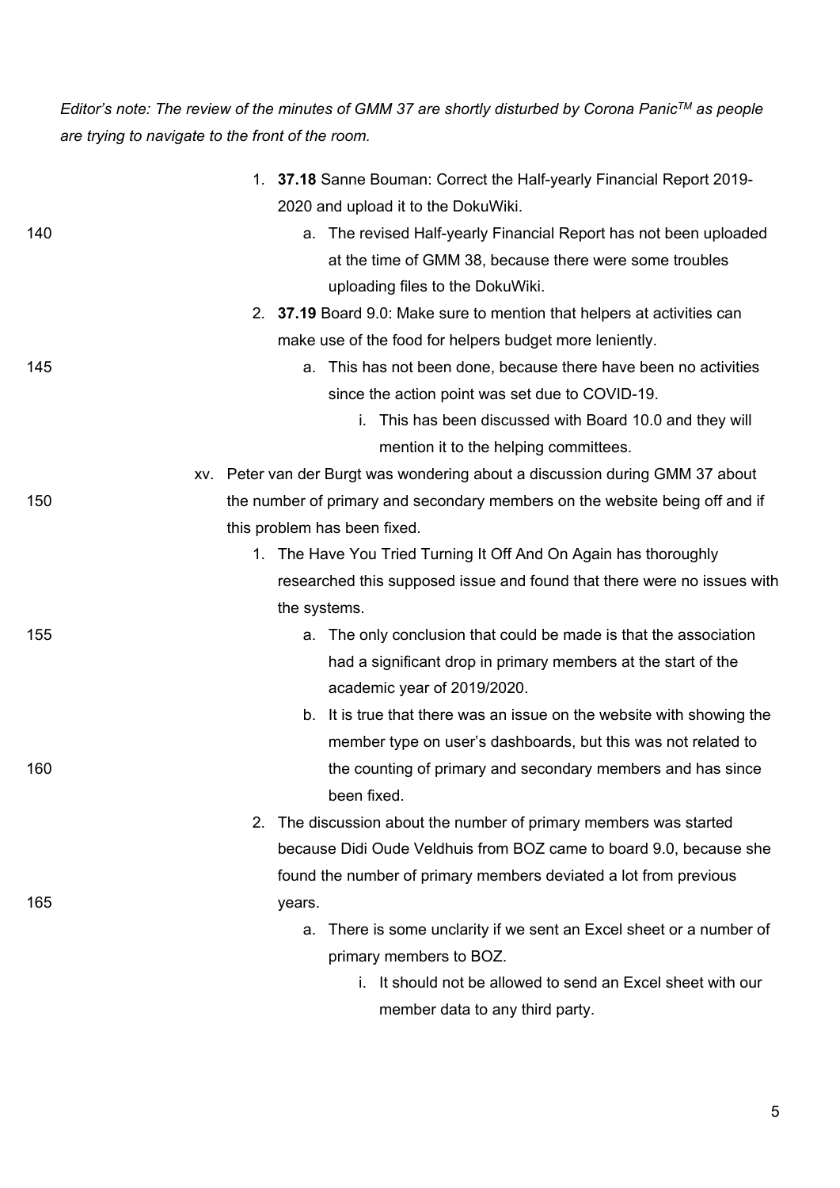*Editor's note: The review of the minutes of GMM 37 are shortly disturbed by Corona Panic™ as people are trying to navigate to the front of the room.*

1. **37.18** Sanne Bouman: Correct the Half-yearly Financial Report 2019-2020 and upload it to the DokuWiki.
    a. The revised Half-yearly Financial Report has not been uploaded at the time of GMM 38, because there were some troubles uploading files to the DokuWiki.
2. **37.19** Board 9.0: Make sure to mention that helpers at activities can make use of the food for helpers budget more leniently.
    a. This has not been done, because there have been no activities since the action point was set due to COVID-19.
        i. This has been discussed with Board 10.0 and they will mention it to the helping committees.

xv. Peter van der Burgt was wondering about a discussion during GMM 37 about the number of primary and secondary members on the website being off and if this problem has been fixed.

1. The Have You Tried Turning It Off And On Again has thoroughly researched this supposed issue and found that there were no issues with the systems.
    a. The only conclusion that could be made is that the association had a significant drop in primary members at the start of the academic year of 2019/2020.
    b. It is true that there was an issue on the website with showing the member type on user's dashboards, but this was not related to the counting of primary and secondary members and has since been fixed.
2. The discussion about the number of primary members was started because Didi Oude Veldhuis from BOZ came to board 9.0, because she found the number of primary members deviated a lot from previous years.
    a. There is some unclarity if we sent an Excel sheet or a number of primary members to BOZ.
        i. It should not be allowed to send an Excel sheet with our member data to any third party.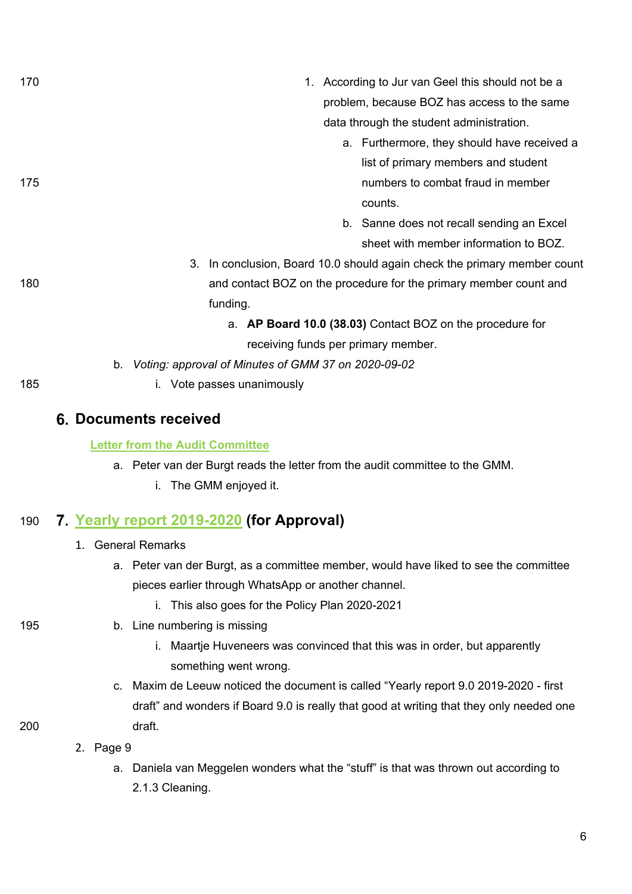1. According to Jur van Geel this should not be a problem, because BOZ has access to the same data through the student administration.
    a. Furthermore, they should have received a list of primary members and student numbers to combat fraud in member counts.
    b. Sanne does not recall sending an Excel sheet with member information to BOZ.

3. In conclusion, Board 10.0 should again check the primary member count and contact BOZ on the procedure for the primary member count and funding.
    a. **AP Board 10.0 (38.03)** Contact BOZ on the procedure for receiving funds per primary member.

b. *Voting: approval of Minutes of GMM 37 on 2020-09-02*
    i. Vote passes unanimously

## 6. Documents received

Letter from the Audit Committee

a. Peter van der Burgt reads the letter from the audit committee to the GMM.
    i. The GMM enjoyed it.

## 7. Yearly report 2019-2020 (for Approval)

1. General Remarks
    a. Peter van der Burgt, as a committee member, would have liked to see the committee pieces earlier through WhatsApp or another channel.
        i. This also goes for the Policy Plan 2020-2021
    b. Line numbering is missing
        i. Maartje Huveneers was convinced that this was in order, but apparently something went wrong.
    c. Maxim de Leeuw noticed the document is called "Yearly report 9.0 2019-2020 - first draft" and wonders if Board 9.0 is really that good at writing that they only needed one draft.
2. Page 9
    a. Daniela van Meggelen wonders what the "stuff" is that was thrown out according to 2.1.3 Cleaning.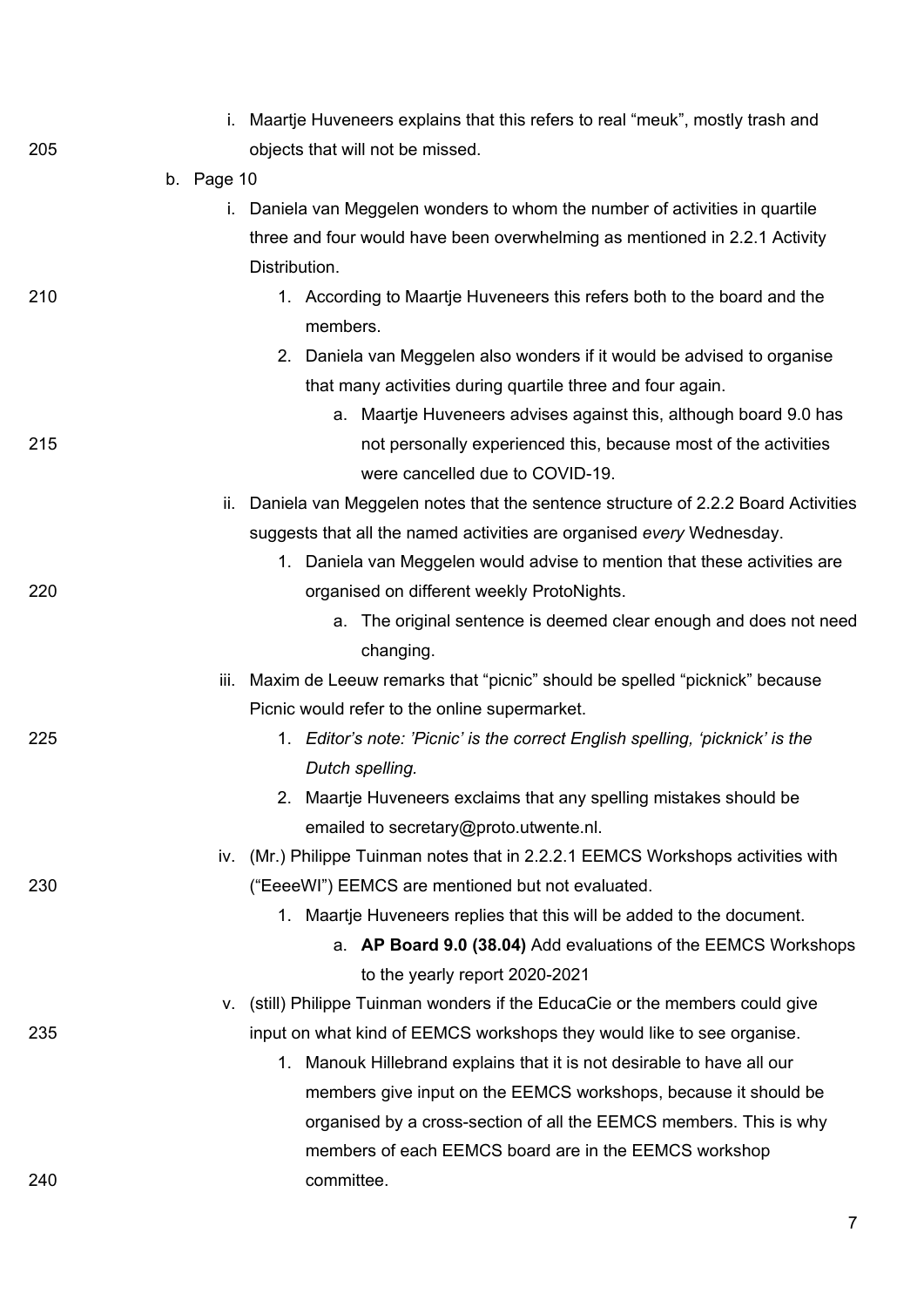i. Maartje Huveneers explains that this refers to real "meuk", mostly trash and objects that will not be missed.

b. Page 10

   i. Daniela van Meggelen wonders to whom the number of activities in quartile three and four would have been overwhelming as mentioned in 2.2.1 Activity Distribution.

      1. According to Maartje Huveneers this refers both to the board and the members.

      2. Daniela van Meggelen also wonders if it would be advised to organise that many activities during quartile three and four again.

         a. Maartje Huveneers advises against this, although board 9.0 has not personally experienced this, because most of the activities were cancelled due to COVID-19.

   ii. Daniela van Meggelen notes that the sentence structure of 2.2.2 Board Activities suggests that all the named activities are organised *every* Wednesday.

      1. Daniela van Meggelen would advise to mention that these activities are organised on different weekly ProtoNights.

         a. The original sentence is deemed clear enough and does not need changing.

   iii. Maxim de Leeuw remarks that "picnic" should be spelled "picknick" because Picnic would refer to the online supermarket.

      1. *Editor's note: 'Picnic' is the correct English spelling, 'picknick' is the Dutch spelling.*

      2. Maartje Huveneers exclaims that any spelling mistakes should be emailed to secretary@proto.utwente.nl.

   iv. (Mr.) Philippe Tuinman notes that in 2.2.2.1 EEMCS Workshops activities with ("EeeeWI") EEMCS are mentioned but not evaluated.

      1. Maartje Huveneers replies that this will be added to the document.

         a. **AP Board 9.0 (38.04)** Add evaluations of the EEMCS Workshops to the yearly report 2020-2021

   v. (still) Philippe Tuinman wonders if the EducaCie or the members could give input on what kind of EEMCS workshops they would like to see organise.

      1. Manouk Hillebrand explains that it is not desirable to have all our members give input on the EEMCS workshops, because it should be organised by a cross-section of all the EEMCS members. This is why members of each EEMCS board are in the EEMCS workshop committee.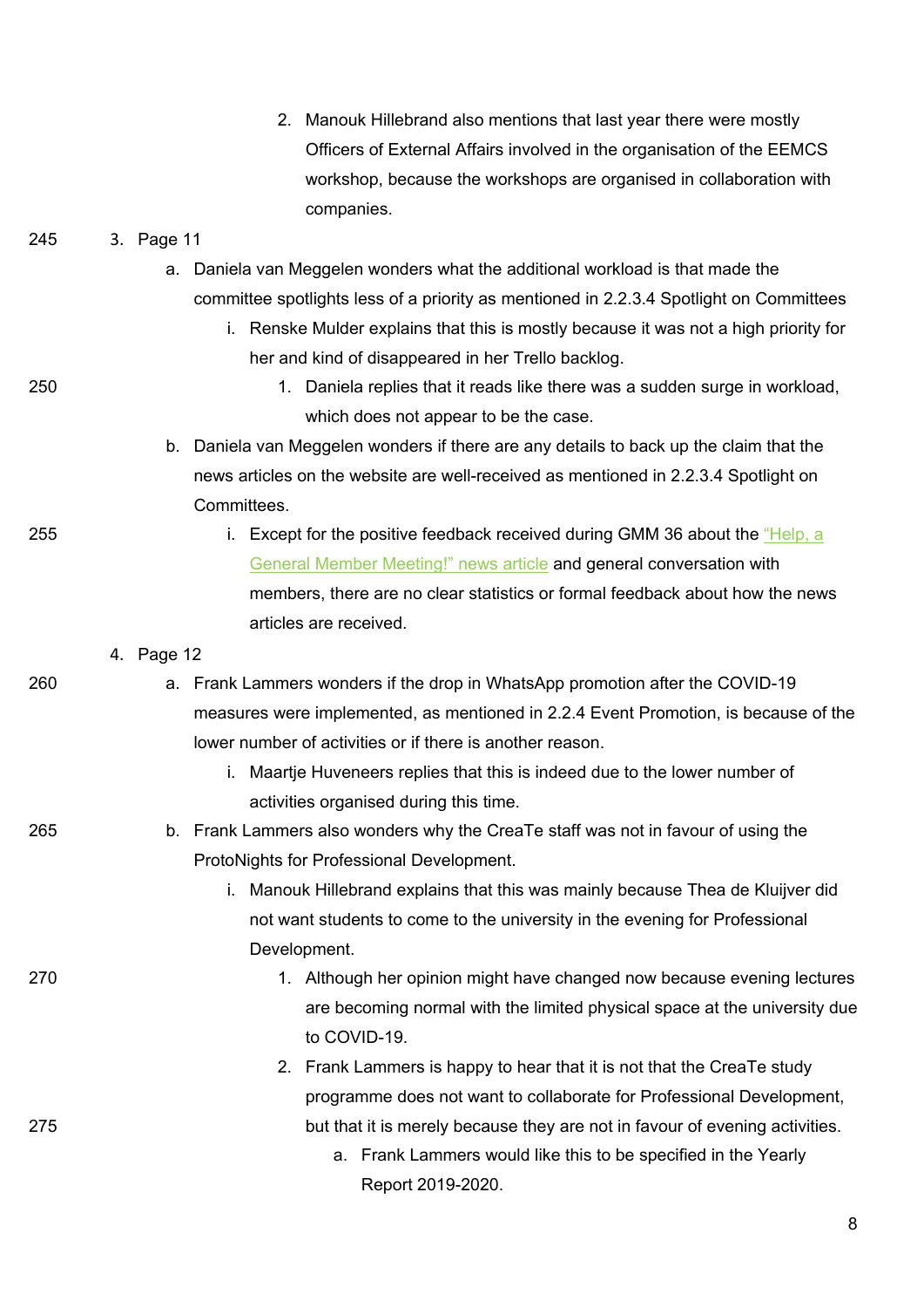2. Manouk Hillebrand also mentions that last year there were mostly Officers of External Affairs involved in the organisation of the EEMCS workshop, because the workshops are organised in collaboration with companies.

3. Page 11
   a. Daniela van Meggelen wonders what the additional workload is that made the committee spotlights less of a priority as mentioned in 2.2.3.4 Spotlight on Committees
      i. Renske Mulder explains that this is mostly because it was not a high priority for her and kind of disappeared in her Trello backlog.
         1. Daniela replies that it reads like there was a sudden surge in workload, which does not appear to be the case.
   b. Daniela van Meggelen wonders if there are any details to back up the claim that the news articles on the website are well-received as mentioned in 2.2.3.4 Spotlight on Committees.
      i. Except for the positive feedback received during GMM 36 about the "Help, a General Member Meeting!" news article and general conversation with members, there are no clear statistics or formal feedback about how the news articles are received.
4. Page 12
   a. Frank Lammers wonders if the drop in WhatsApp promotion after the COVID-19 measures were implemented, as mentioned in 2.2.4 Event Promotion, is because of the lower number of activities or if there is another reason.
      i. Maartje Huveneers replies that this is indeed due to the lower number of activities organised during this time.
   b. Frank Lammers also wonders why the CreaTe staff was not in favour of using the ProtoNights for Professional Development.
      i. Manouk Hillebrand explains that this was mainly because Thea de Kluijver did not want students to come to the university in the evening for Professional Development.
         1. Although her opinion might have changed now because evening lectures are becoming normal with the limited physical space at the university due to COVID-19.
         2. Frank Lammers is happy to hear that it is not that the CreaTe study programme does not want to collaborate for Professional Development, but that it is merely because they are not in favour of evening activities.
            a. Frank Lammers would like this to be specified in the Yearly Report 2019-2020.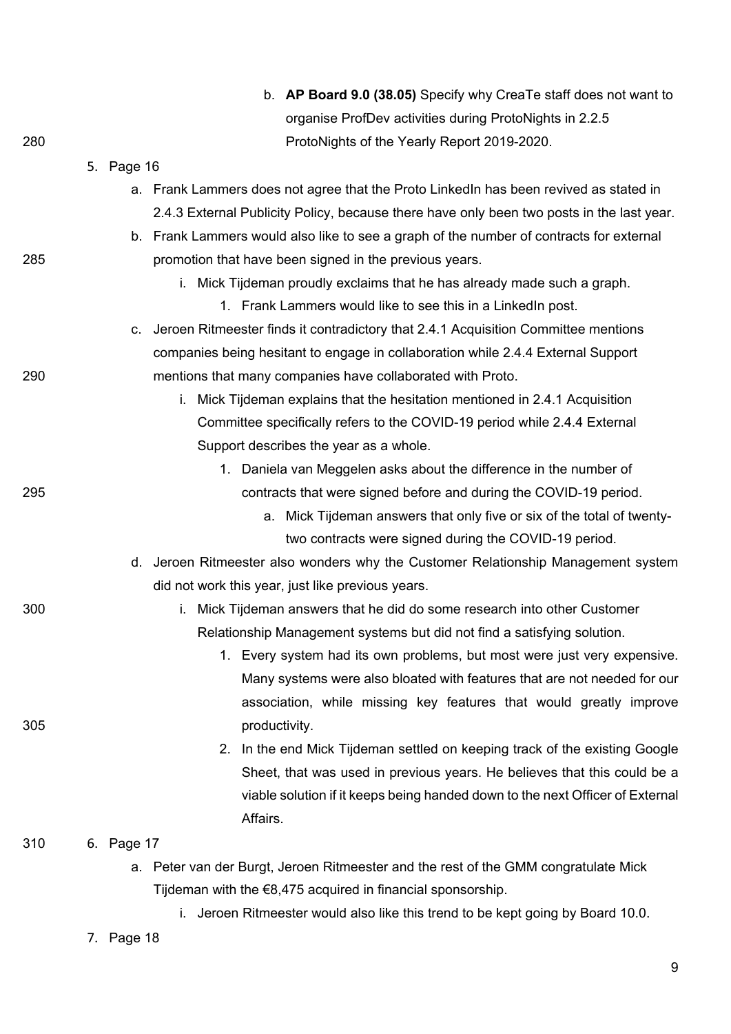b. **AP Board 9.0 (38.05)** Specify why CreaTe staff does not want to organise ProfDev activities during ProtoNights in 2.2.5 ProtoNights of the Yearly Report 2019-2020.

5. Page 16
    a. Frank Lammers does not agree that the Proto LinkedIn has been revived as stated in 2.4.3 External Publicity Policy, because there have only been two posts in the last year.
    b. Frank Lammers would also like to see a graph of the number of contracts for external promotion that have been signed in the previous years.
        i. Mick Tijdeman proudly exclaims that he has already made such a graph.
            1. Frank Lammers would like to see this in a LinkedIn post.
    c. Jeroen Ritmeester finds it contradictory that 2.4.1 Acquisition Committee mentions companies being hesitant to engage in collaboration while 2.4.4 External Support mentions that many companies have collaborated with Proto.
        i. Mick Tijdeman explains that the hesitation mentioned in 2.4.1 Acquisition Committee specifically refers to the COVID-19 period while 2.4.4 External Support describes the year as a whole.
            1. Daniela van Meggelen asks about the difference in the number of contracts that were signed before and during the COVID-19 period.
                a. Mick Tijdeman answers that only five or six of the total of twenty-two contracts were signed during the COVID-19 period.
    d. Jeroen Ritmeester also wonders why the Customer Relationship Management system did not work this year, just like previous years.
        i. Mick Tijdeman answers that he did do some research into other Customer Relationship Management systems but did not find a satisfying solution.
            1. Every system had its own problems, but most were just very expensive. Many systems were also bloated with features that are not needed for our association, while missing key features that would greatly improve productivity.
            2. In the end Mick Tijdeman settled on keeping track of the existing Google Sheet, that was used in previous years. He believes that this could be a viable solution if it keeps being handed down to the next Officer of External Affairs.
6. Page 17
    a. Peter van der Burgt, Jeroen Ritmeester and the rest of the GMM congratulate Mick Tijdeman with the €8,475 acquired in financial sponsorship.
        i. Jeroen Ritmeester would also like this trend to be kept going by Board 10.0.
7. Page 18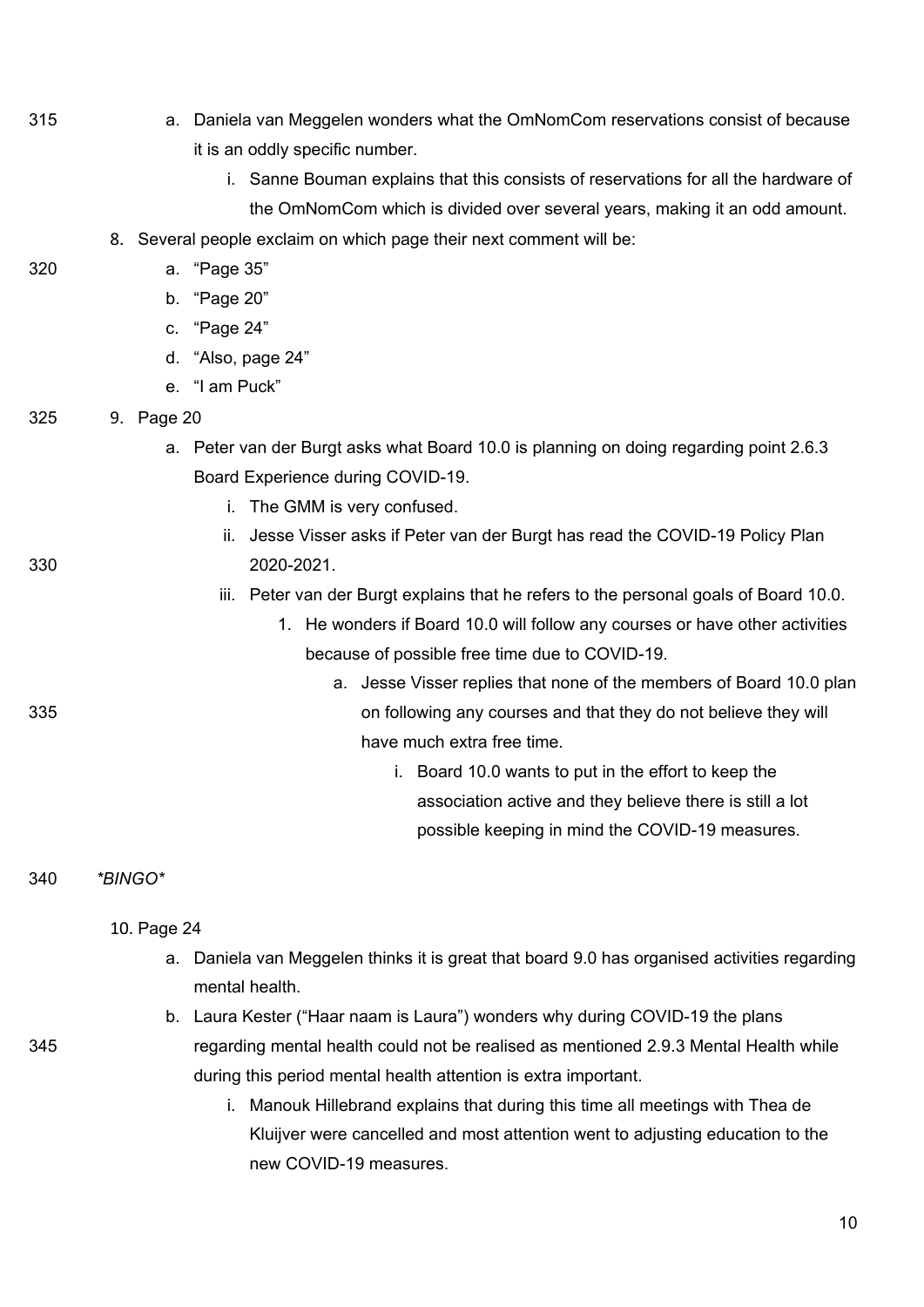a. Daniela van Meggelen wonders what the OmNomCom reservations consist of because it is an oddly specific number.
      i. Sanne Bouman explains that this consists of reservations for all the hardware of the OmNomCom which is divided over several years, making it an odd amount.
8. Several people exclaim on which page their next comment will be:
   a. "Page 35"
   b. "Page 20"
   c. "Page 24"
   d. "Also, page 24"
   e. "I am Puck"
9. Page 20
   a. Peter van der Burgt asks what Board 10.0 is planning on doing regarding point 2.6.3 Board Experience during COVID-19.
      i. The GMM is very confused.
      ii. Jesse Visser asks if Peter van der Burgt has read the COVID-19 Policy Plan 2020-2021.
      iii. Peter van der Burgt explains that he refers to the personal goals of Board 10.0.
         1. He wonders if Board 10.0 will follow any courses or have other activities because of possible free time due to COVID-19.
            a. Jesse Visser replies that none of the members of Board 10.0 plan on following any courses and that they do not believe they will have much extra free time.
               i. Board 10.0 wants to put in the effort to keep the association active and they believe there is still a lot possible keeping in mind the COVID-19 measures.

*BINGO*

10. Page 24
   a. Daniela van Meggelen thinks it is great that board 9.0 has organised activities regarding mental health.
   b. Laura Kester ("Haar naam is Laura") wonders why during COVID-19 the plans regarding mental health could not be realised as mentioned 2.9.3 Mental Health while during this period mental health attention is extra important.
      i. Manouk Hillebrand explains that during this time all meetings with Thea de Kluijver were cancelled and most attention went to adjusting education to the new COVID-19 measures.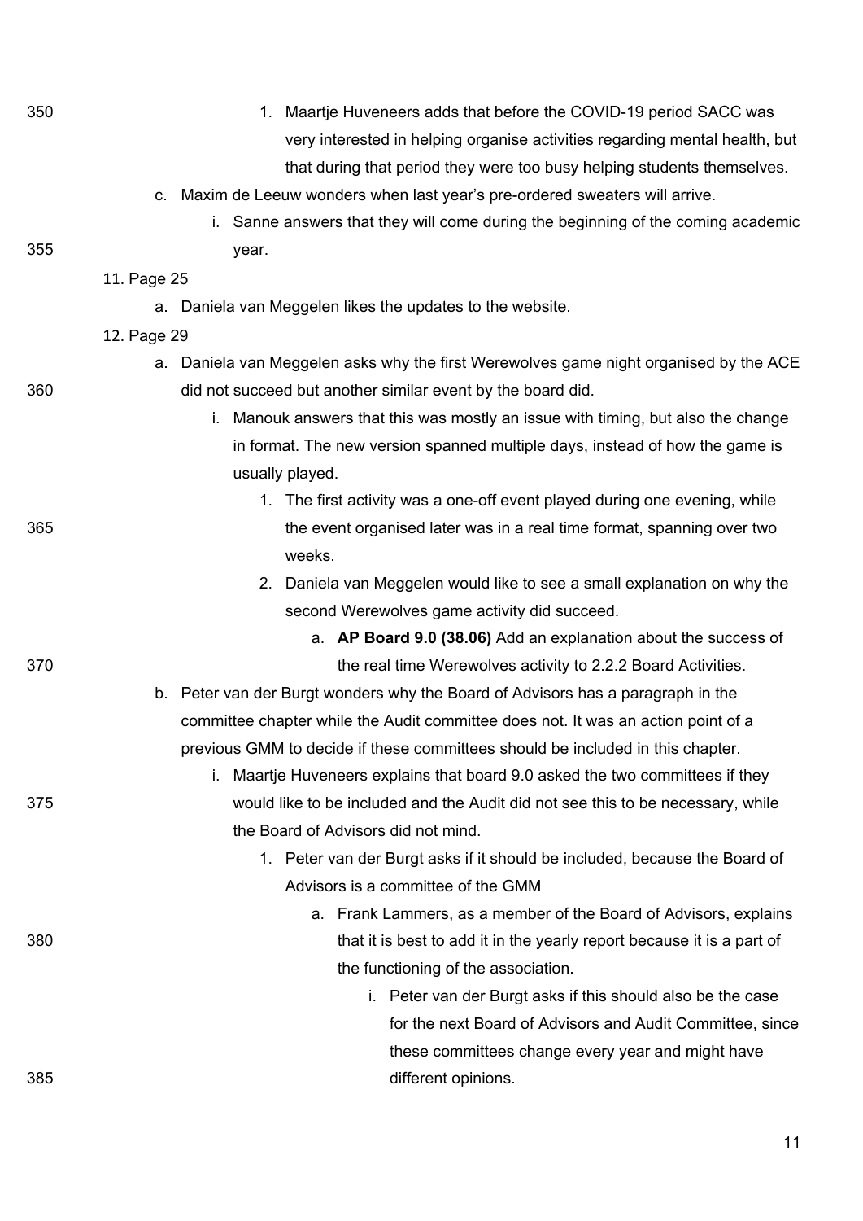1. Maartje Huveneers adds that before the COVID-19 period SACC was very interested in helping organise activities regarding mental health, but that during that period they were too busy helping students themselves.

   c. Maxim de Leeuw wonders when last year's pre-ordered sweaters will arrive.

      i. Sanne answers that they will come during the beginning of the coming academic year.

11. Page 25

    a. Daniela van Meggelen likes the updates to the website.

12. Page 29

    a. Daniela van Meggelen asks why the first Werewolves game night organised by the ACE did not succeed but another similar event by the board did.

       i. Manouk answers that this was mostly an issue with timing, but also the change in format. The new version spanned multiple days, instead of how the game is usually played.

          1. The first activity was a one-off event played during one evening, while the event organised later was in a real time format, spanning over two weeks.

          2. Daniela van Meggelen would like to see a small explanation on why the second Werewolves game activity did succeed.

             a. **AP Board 9.0 (38.06)** Add an explanation about the success of the real time Werewolves activity to 2.2.2 Board Activities.

    b. Peter van der Burgt wonders why the Board of Advisors has a paragraph in the committee chapter while the Audit committee does not. It was an action point of a previous GMM to decide if these committees should be included in this chapter.

       i. Maartje Huveneers explains that board 9.0 asked the two committees if they would like to be included and the Audit did not see this to be necessary, while the Board of Advisors did not mind.

          1. Peter van der Burgt asks if it should be included, because the Board of Advisors is a committee of the GMM

             a. Frank Lammers, as a member of the Board of Advisors, explains that it is best to add it in the yearly report because it is a part of the functioning of the association.

                i. Peter van der Burgt asks if this should also be the case for the next Board of Advisors and Audit Committee, since these committees change every year and might have different opinions.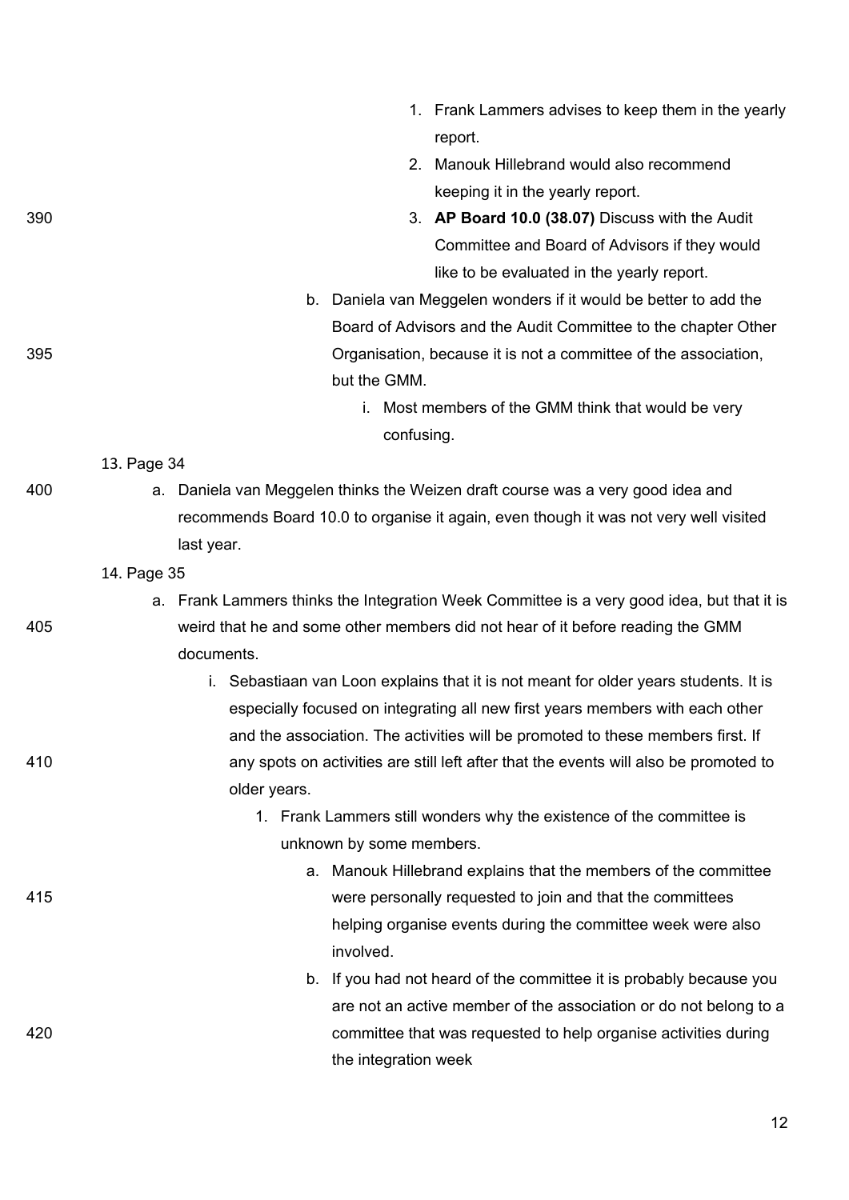1. Frank Lammers advises to keep them in the yearly report.
2. Manouk Hillebrand would also recommend keeping it in the yearly report.
3. **AP Board 10.0 (38.07)** Discuss with the Audit Committee and Board of Advisors if they would like to be evaluated in the yearly report.

b. Daniela van Meggelen wonders if it would be better to add the Board of Advisors and the Audit Committee to the chapter Other Organisation, because it is not a committee of the association, but the GMM.

i. Most members of the GMM think that would be very confusing.

13. Page 34

a. Daniela van Meggelen thinks the Weizen draft course was a very good idea and recommends Board 10.0 to organise it again, even though it was not very well visited last year.

14. Page 35

a. Frank Lammers thinks the Integration Week Committee is a very good idea, but that it is weird that he and some other members did not hear of it before reading the GMM documents.

i. Sebastiaan van Loon explains that it is not meant for older years students. It is especially focused on integrating all new first years members with each other and the association. The activities will be promoted to these members first. If any spots on activities are still left after that the events will also be promoted to older years.

1. Frank Lammers still wonders why the existence of the committee is unknown by some members.

a. Manouk Hillebrand explains that the members of the committee were personally requested to join and that the committees helping organise events during the committee week were also involved.

b. If you had not heard of the committee it is probably because you are not an active member of the association or do not belong to a committee that was requested to help organise activities during the integration week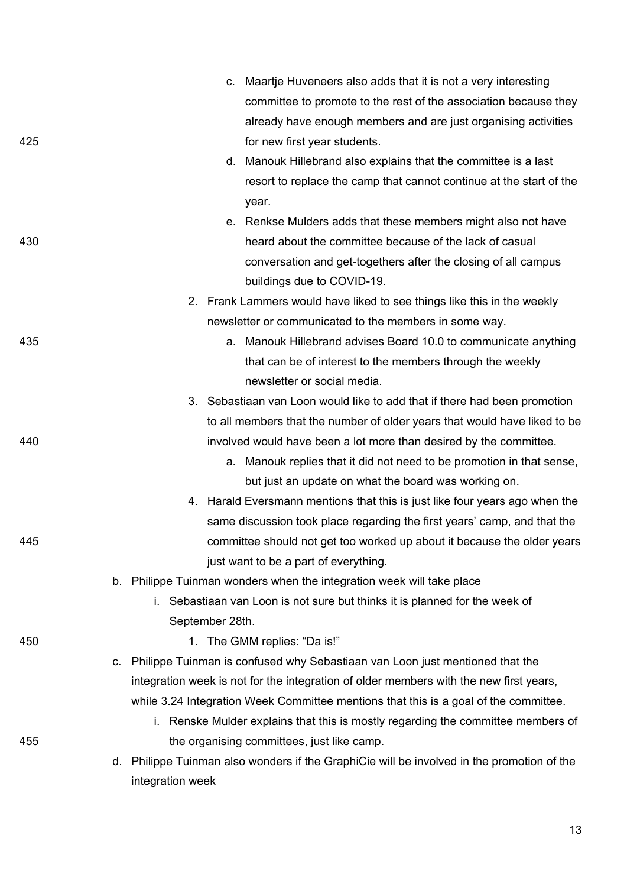c. Maartje Huveneers also adds that it is not a very interesting committee to promote to the rest of the association because they already have enough members and are just organising activities for new first year students.
            d. Manouk Hillebrand also explains that the committee is a last resort to replace the camp that cannot continue at the start of the year.
            e. Renkse Mulders adds that these members might also not have heard about the committee because of the lack of casual conversation and get-togethers after the closing of all campus buildings due to COVID-19.
        2. Frank Lammers would have liked to see things like this in the weekly newsletter or communicated to the members in some way.
            a. Manouk Hillebrand advises Board 10.0 to communicate anything that can be of interest to the members through the weekly newsletter or social media.
        3. Sebastiaan van Loon would like to add that if there had been promotion to all members that the number of older years that would have liked to be involved would have been a lot more than desired by the committee.
            a. Manouk replies that it did not need to be promotion in that sense, but just an update on what the board was working on.
        4. Harald Eversmann mentions that this is just like four years ago when the same discussion took place regarding the first years' camp, and that the committee should not get too worked up about it because the older years just want to be a part of everything.

b. Philippe Tuinman wonders when the integration week will take place
    i. Sebastiaan van Loon is not sure but thinks it is planned for the week of September 28th.
        1. The GMM replies: "Da is!"

c. Philippe Tuinman is confused why Sebastiaan van Loon just mentioned that the integration week is not for the integration of older members with the new first years, while 3.24 Integration Week Committee mentions that this is a goal of the committee.
    i. Renske Mulder explains that this is mostly regarding the committee members of the organising committees, just like camp.

d. Philippe Tuinman also wonders if the GraphiCie will be involved in the promotion of the integration week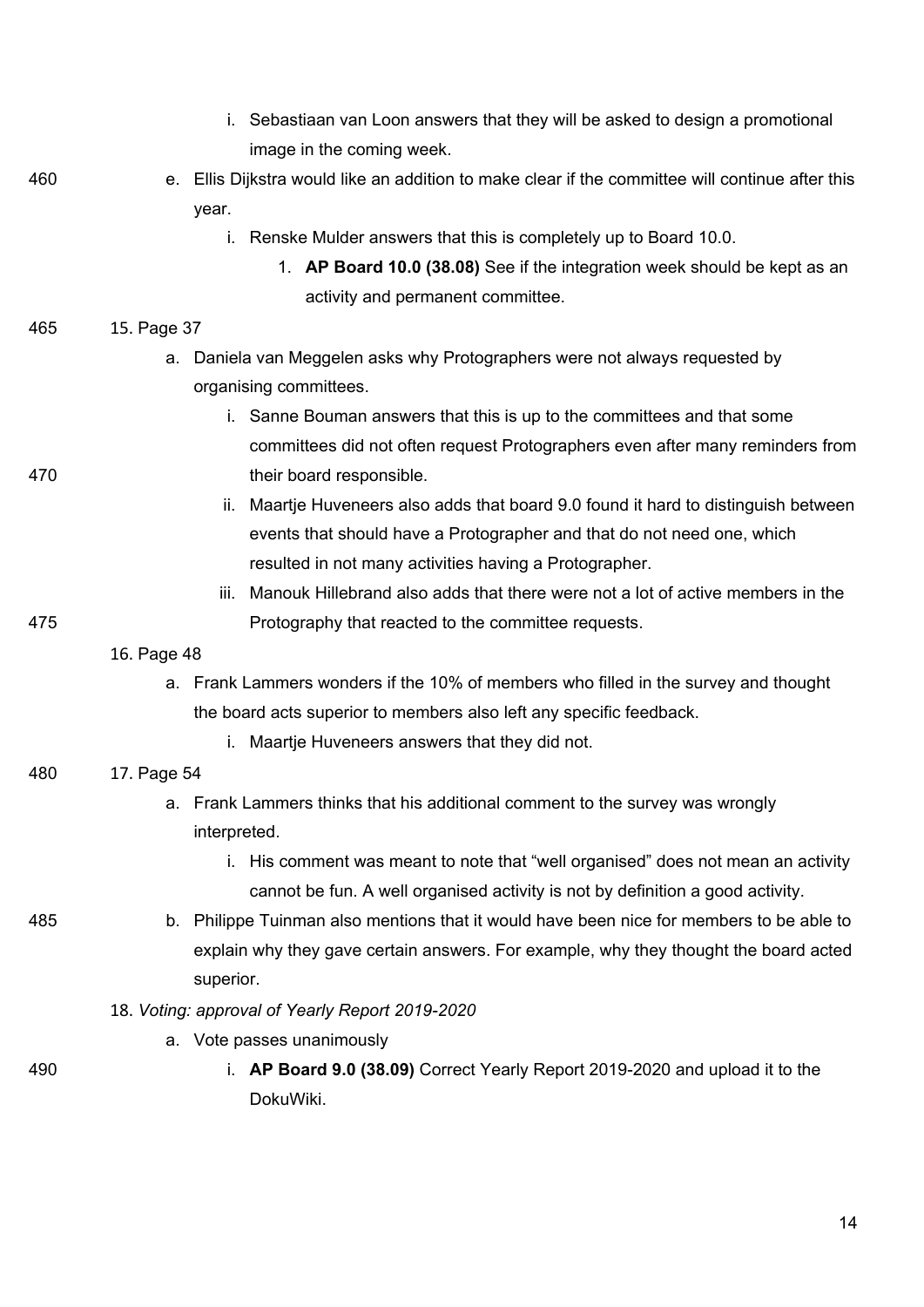i. Sebastiaan van Loon answers that they will be asked to design a promotional image in the coming week.

    e. Ellis Dijkstra would like an addition to make clear if the committee will continue after this year.

        i. Renske Mulder answers that this is completely up to Board 10.0.

            1. **AP Board 10.0 (38.08)** See if the integration week should be kept as an activity and permanent committee.

15. Page 37

    a. Daniela van Meggelen asks why Protographers were not always requested by organising committees.

        i. Sanne Bouman answers that this is up to the committees and that some committees did not often request Protographers even after many reminders from their board responsible.

        ii. Maartje Huveneers also adds that board 9.0 found it hard to distinguish between events that should have a Protographer and that do not need one, which resulted in not many activities having a Protographer.

        iii. Manouk Hillebrand also adds that there were not a lot of active members in the Protography that reacted to the committee requests.

16. Page 48

    a. Frank Lammers wonders if the 10% of members who filled in the survey and thought the board acts superior to members also left any specific feedback.

        i. Maartje Huveneers answers that they did not.

17. Page 54

    a. Frank Lammers thinks that his additional comment to the survey was wrongly interpreted.

        i. His comment was meant to note that "well organised" does not mean an activity cannot be fun. A well organised activity is not by definition a good activity.

    b. Philippe Tuinman also mentions that it would have been nice for members to be able to explain why they gave certain answers. For example, why they thought the board acted superior.

18. *Voting: approval of Yearly Report 2019-2020*

    a. Vote passes unanimously

        i. **AP Board 9.0 (38.09)** Correct Yearly Report 2019-2020 and upload it to the DokuWiki.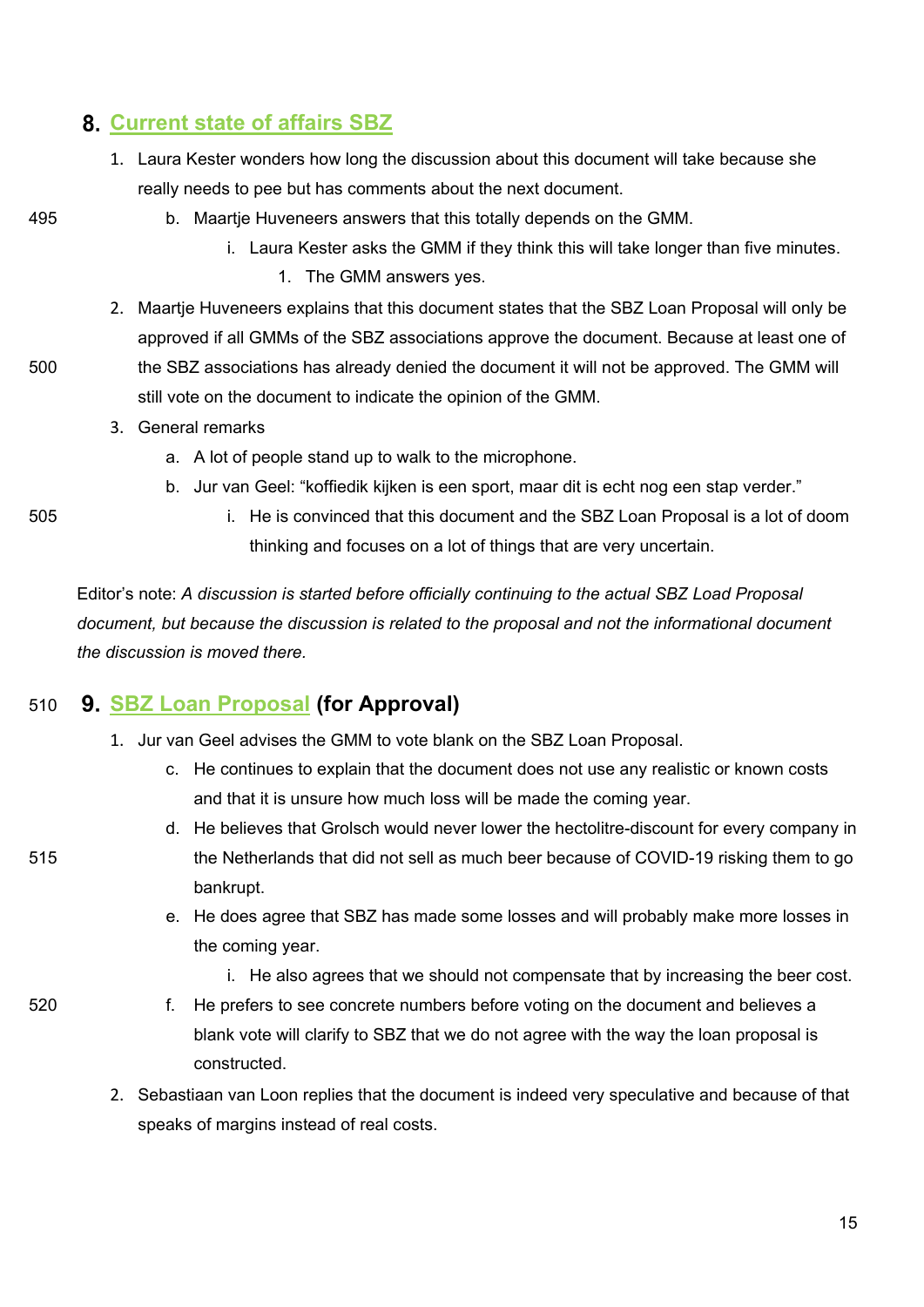## 8. Current state of affairs SBZ

1. Laura Kester wonders how long the discussion about this document will take because she really needs to pee but has comments about the next document.
   b. Maartje Huveneers answers that this totally depends on the GMM.
      i. Laura Kester asks the GMM if they think this will take longer than five minutes.
         1. The GMM answers yes.
2. Maartje Huveneers explains that this document states that the SBZ Loan Proposal will only be approved if all GMMs of the SBZ associations approve the document. Because at least one of the SBZ associations has already denied the document it will not be approved. The GMM will still vote on the document to indicate the opinion of the GMM.
3. General remarks
   a. A lot of people stand up to walk to the microphone.
   b. Jur van Geel: "koffiedik kijken is een sport, maar dit is echt nog een stap verder."
      i. He is convinced that this document and the SBZ Loan Proposal is a lot of doom thinking and focuses on a lot of things that are very uncertain.

Editor's note: *A discussion is started before officially continuing to the actual SBZ Load Proposal document, but because the discussion is related to the proposal and not the informational document the discussion is moved there.*

## 9. SBZ Loan Proposal (for Approval)

1. Jur van Geel advises the GMM to vote blank on the SBZ Loan Proposal.
   c. He continues to explain that the document does not use any realistic or known costs and that it is unsure how much loss will be made the coming year.
   d. He believes that Grolsch would never lower the hectolitre-discount for every company in the Netherlands that did not sell as much beer because of COVID-19 risking them to go bankrupt.
   e. He does agree that SBZ has made some losses and will probably make more losses in the coming year.
      i. He also agrees that we should not compensate that by increasing the beer cost.
   f. He prefers to see concrete numbers before voting on the document and believes a blank vote will clarify to SBZ that we do not agree with the way the loan proposal is constructed.
2. Sebastiaan van Loon replies that the document is indeed very speculative and because of that speaks of margins instead of real costs.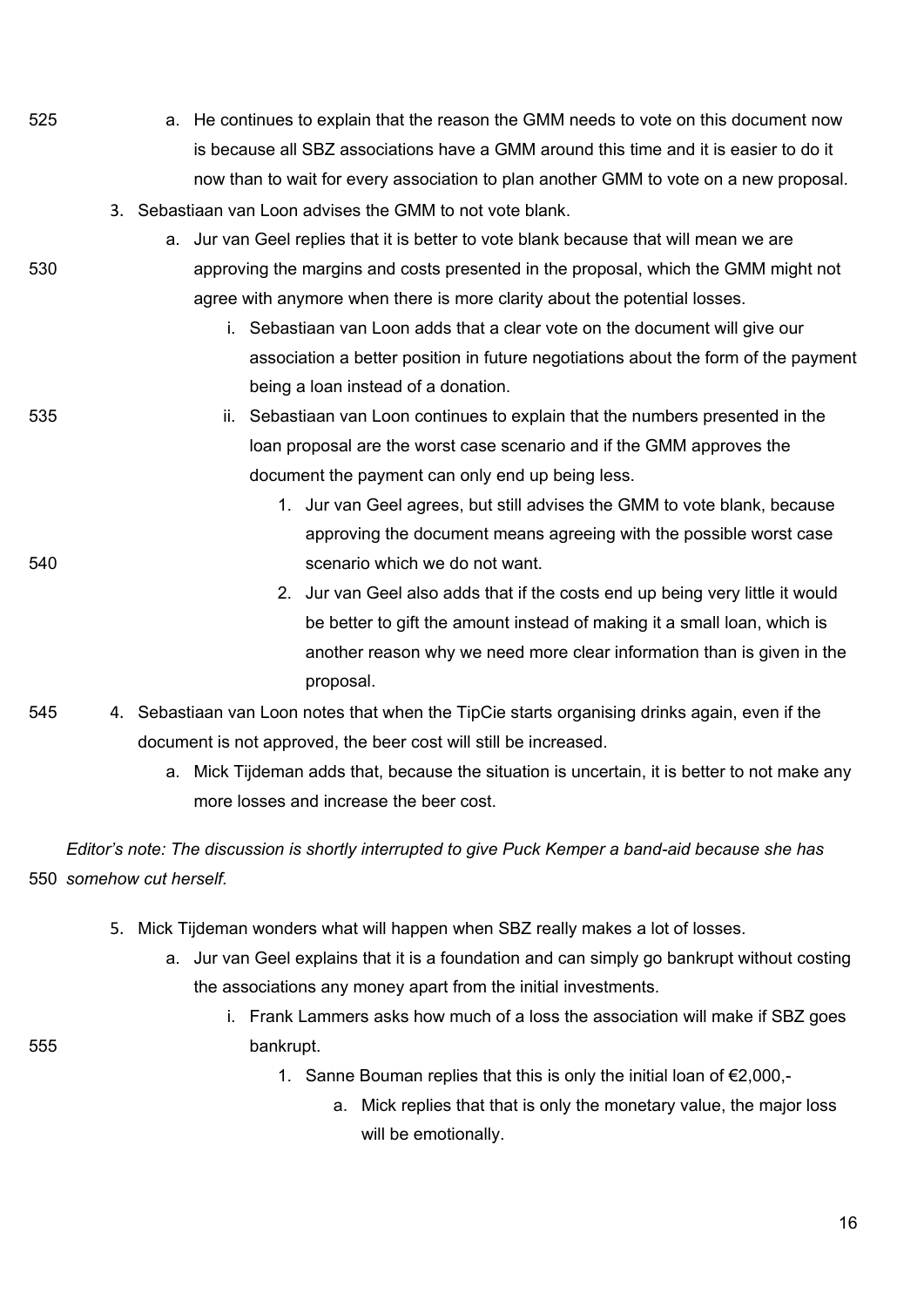a. He continues to explain that the reason the GMM needs to vote on this document now is because all SBZ associations have a GMM around this time and it is easier to do it now than to wait for every association to plan another GMM to vote on a new proposal.

3. Sebastiaan van Loon advises the GMM to not vote blank.
   a. Jur van Geel replies that it is better to vote blank because that will mean we are approving the margins and costs presented in the proposal, which the GMM might not agree with anymore when there is more clarity about the potential losses.
      i. Sebastiaan van Loon adds that a clear vote on the document will give our association a better position in future negotiations about the form of the payment being a loan instead of a donation.
      ii. Sebastiaan van Loon continues to explain that the numbers presented in the loan proposal are the worst case scenario and if the GMM approves the document the payment can only end up being less.
         1. Jur van Geel agrees, but still advises the GMM to vote blank, because approving the document means agreeing with the possible worst case scenario which we do not want.
         2. Jur van Geel also adds that if the costs end up being very little it would be better to gift the amount instead of making it a small loan, which is another reason why we need more clear information than is given in the proposal.

4. Sebastiaan van Loon notes that when the TipCie starts organising drinks again, even if the document is not approved, the beer cost will still be increased.
   a. Mick Tijdeman adds that, because the situation is uncertain, it is better to not make any more losses and increase the beer cost.

*Editor's note: The discussion is shortly interrupted to give Puck Kemper a band-aid because she has somehow cut herself.*

5. Mick Tijdeman wonders what will happen when SBZ really makes a lot of losses.
   a. Jur van Geel explains that it is a foundation and can simply go bankrupt without costing the associations any money apart from the initial investments.
      i. Frank Lammers asks how much of a loss the association will make if SBZ goes bankrupt.
         1. Sanne Bouman replies that this is only the initial loan of €2,000,-
            a. Mick replies that that is only the monetary value, the major loss will be emotionally.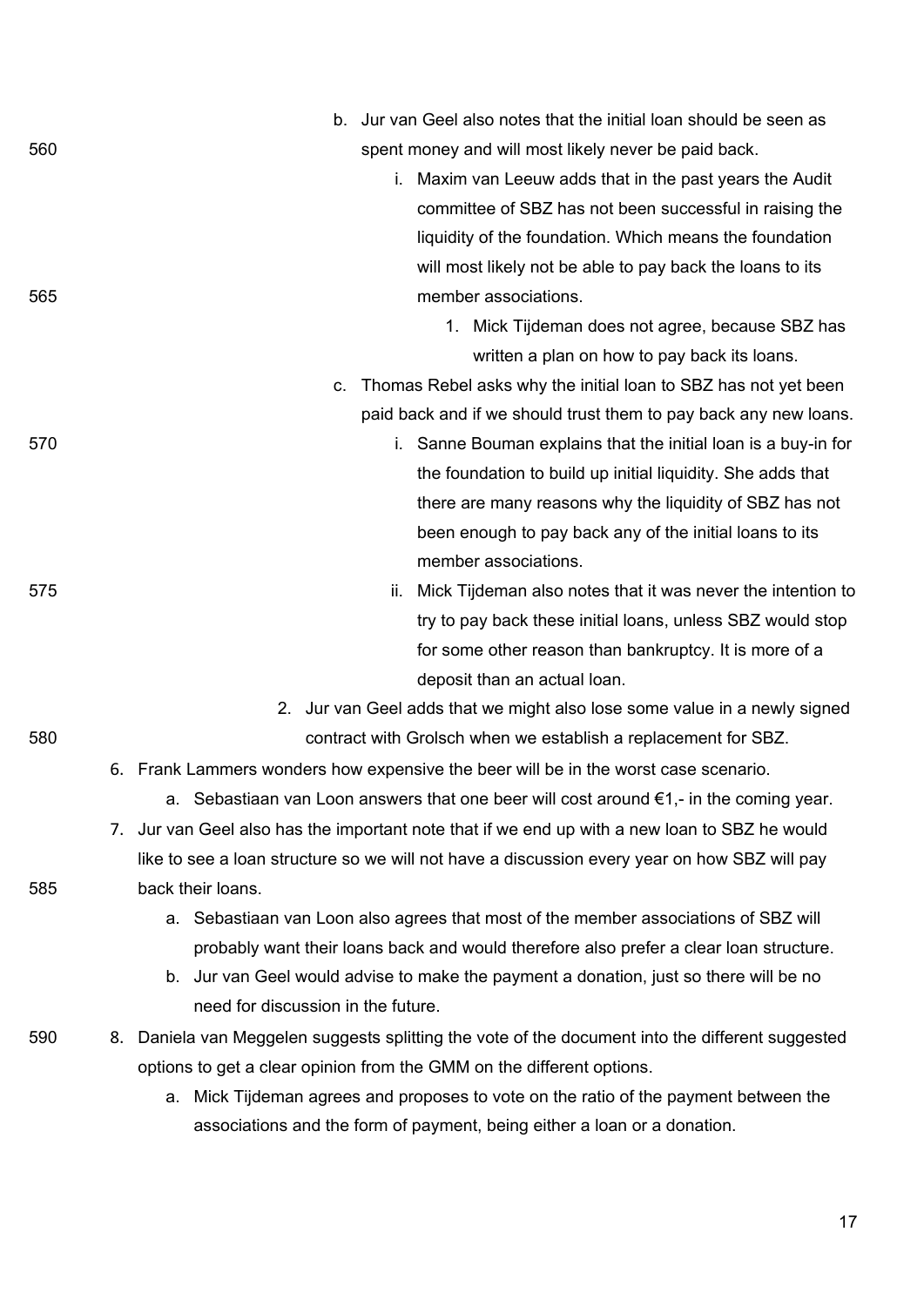- b. Jur van Geel also notes that the initial loan should be seen as spent money and will most likely never be paid back.
    - i. Maxim van Leeuw adds that in the past years the Audit committee of SBZ has not been successful in raising the liquidity of the foundation. Which means the foundation will most likely not be able to pay back the loans to its member associations.
        1. Mick Tijdeman does not agree, because SBZ has written a plan on how to pay back its loans.
- c. Thomas Rebel asks why the initial loan to SBZ has not yet been paid back and if we should trust them to pay back any new loans.
    - i. Sanne Bouman explains that the initial loan is a buy-in for the foundation to build up initial liquidity. She adds that there are many reasons why the liquidity of SBZ has not been enough to pay back any of the initial loans to its member associations.
    - ii. Mick Tijdeman also notes that it was never the intention to try to pay back these initial loans, unless SBZ would stop for some other reason than bankruptcy. It is more of a deposit than an actual loan.

2. Jur van Geel adds that we might also lose some value in a newly signed contract with Grolsch when we establish a replacement for SBZ.

6. Frank Lammers wonders how expensive the beer will be in the worst case scenario.
    - a. Sebastiaan van Loon answers that one beer will cost around €1,- in the coming year.
7. Jur van Geel also has the important note that if we end up with a new loan to SBZ he would like to see a loan structure so we will not have a discussion every year on how SBZ will pay back their loans.
    - a. Sebastiaan van Loon also agrees that most of the member associations of SBZ will probably want their loans back and would therefore also prefer a clear loan structure.
    - b. Jur van Geel would advise to make the payment a donation, just so there will be no need for discussion in the future.
8. Daniela van Meggelen suggests splitting the vote of the document into the different suggested options to get a clear opinion from the GMM on the different options.
    - a. Mick Tijdeman agrees and proposes to vote on the ratio of the payment between the associations and the form of payment, being either a loan or a donation.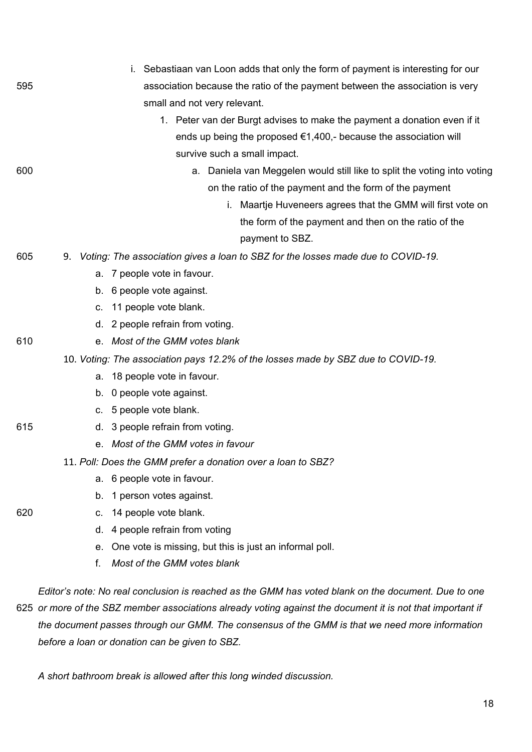- i. Sebastiaan van Loon adds that only the form of payment is interesting for our association because the ratio of the payment between the association is very small and not very relevant.
     1. Peter van der Burgt advises to make the payment a donation even if it ends up being the proposed €1,400,- because the association will survive such a small impact.
        - a. Daniela van Meggelen would still like to split the voting into voting on the ratio of the payment and the form of the payment
          - i. Maartje Huveneers agrees that the GMM will first vote on the form of the payment and then on the ratio of the payment to SBZ.

9. *Voting: The association gives a loan to SBZ for the losses made due to COVID-19.*
   - a. 7 people vote in favour.
   - b. 6 people vote against.
   - c. 11 people vote blank.
   - d. 2 people refrain from voting.
   - e. *Most of the GMM votes blank*
10. *Voting: The association pays 12.2% of the losses made by SBZ due to COVID-19.*
    - a. 18 people vote in favour.
    - b. 0 people vote against.
    - c. 5 people vote blank.
    - d. 3 people refrain from voting.
    - e. *Most of the GMM votes in favour*
11. *Poll: Does the GMM prefer a donation over a loan to SBZ?*
    - a. 6 people vote in favour.
    - b. 1 person votes against.
    - c. 14 people vote blank.
    - d. 4 people refrain from voting
    - e. One vote is missing, but this is just an informal poll.
    - f. *Most of the GMM votes blank*

*Editor's note: No real conclusion is reached as the GMM has voted blank on the document. Due to one or more of the SBZ member associations already voting against the document it is not that important if the document passes through our GMM. The consensus of the GMM is that we need more information before a loan or donation can be given to SBZ.*

*A short bathroom break is allowed after this long winded discussion.*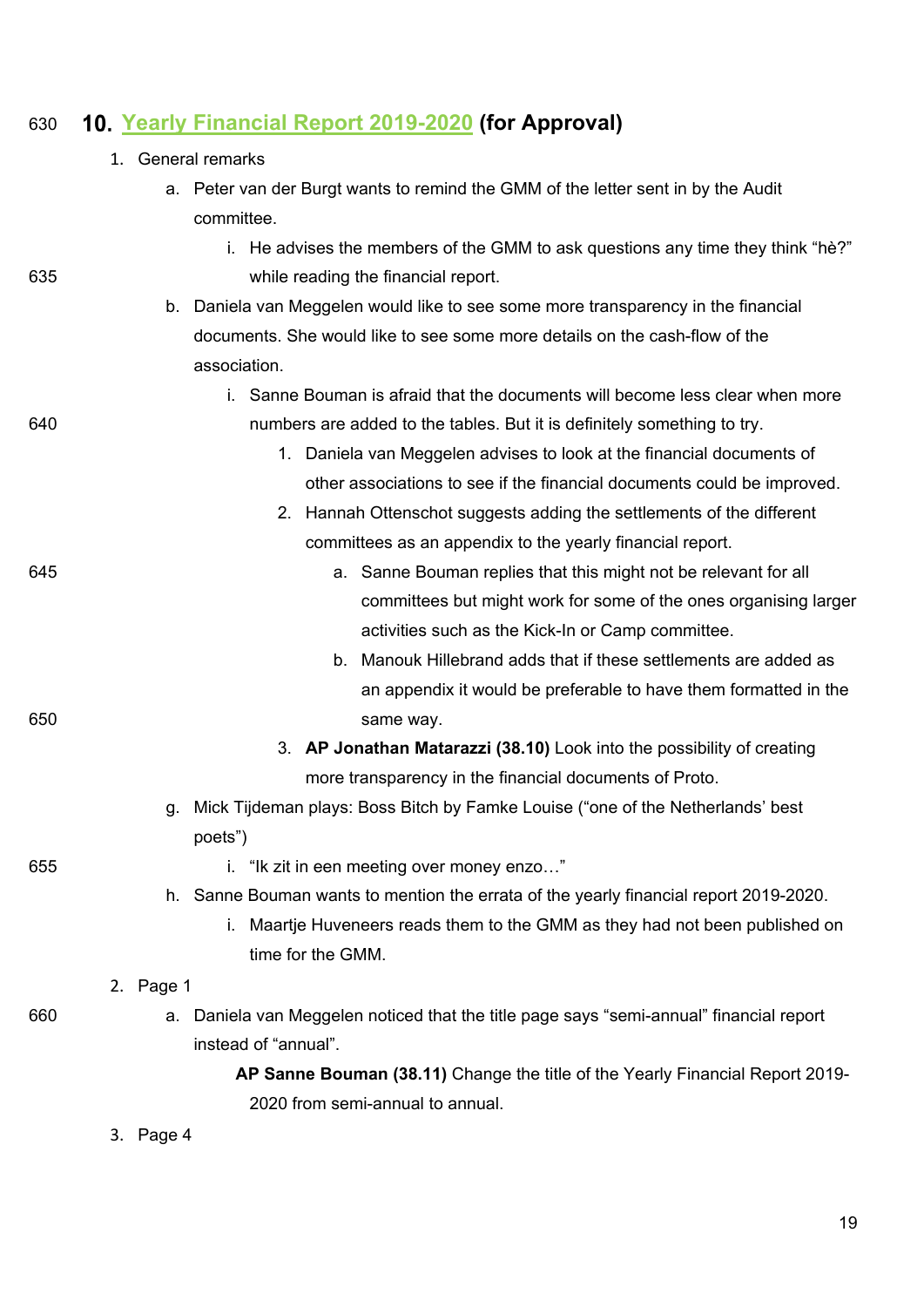# 10. Yearly Financial Report 2019-2020 (for Approval)

1. General remarks
    a. Peter van der Burgt wants to remind the GMM of the letter sent in by the Audit committee.
        i. He advises the members of the GMM to ask questions any time they think “hè?” while reading the financial report.
    b. Daniela van Meggelen would like to see some more transparency in the financial documents. She would like to see some more details on the cash-flow of the association.
        i. Sanne Bouman is afraid that the documents will become less clear when more numbers are added to the tables. But it is definitely something to try.
            1. Daniela van Meggelen advises to look at the financial documents of other associations to see if the financial documents could be improved.
            2. Hannah Ottenschot suggests adding the settlements of the different committees as an appendix to the yearly financial report.
                a. Sanne Bouman replies that this might not be relevant for all committees but might work for some of the ones organising larger activities such as the Kick-In or Camp committee.
                b. Manouk Hillebrand adds that if these settlements are added as an appendix it would be preferable to have them formatted in the same way.
            3. **AP Jonathan Matarazzi (38.10)** Look into the possibility of creating more transparency in the financial documents of Proto.
    g. Mick Tijdeman plays: Boss Bitch by Famke Louise (“one of the Netherlands’ best poets”)
        i. “Ik zit in een meeting over money enzo…”
    h. Sanne Bouman wants to mention the errata of the yearly financial report 2019-2020.
        i. Maartje Huveneers reads them to the GMM as they had not been published on time for the GMM.
2. Page 1
    a. Daniela van Meggelen noticed that the title page says “semi-annual” financial report instead of “annual”.

        **AP Sanne Bouman (38.11)** Change the title of the Yearly Financial Report 2019-2020 from semi-annual to annual.
3. Page 4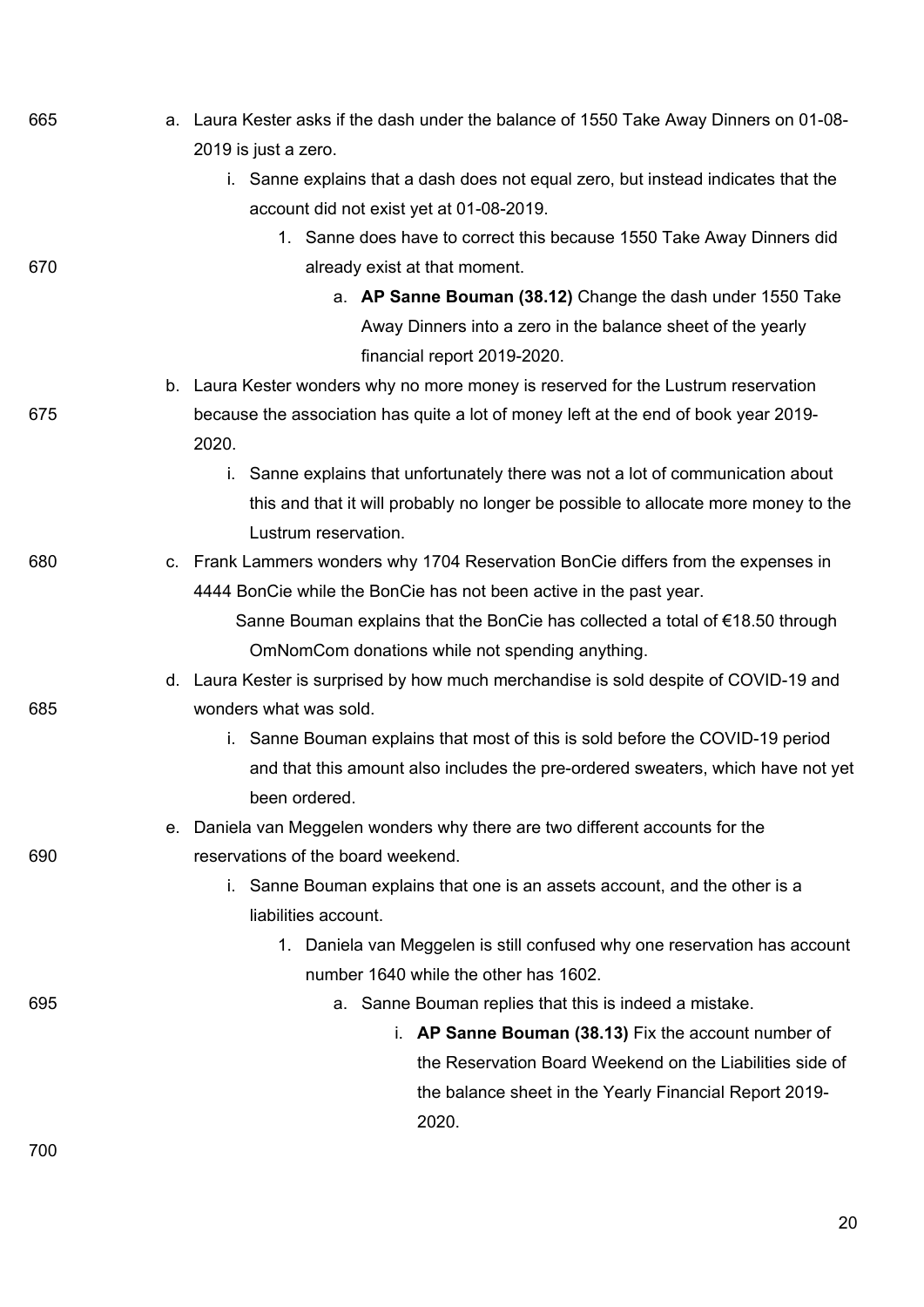a. Laura Kester asks if the dash under the balance of 1550 Take Away Dinners on 01-08-2019 is just a zero.
    i. Sanne explains that a dash does not equal zero, but instead indicates that the account did not exist yet at 01-08-2019.
        1. Sanne does have to correct this because 1550 Take Away Dinners did already exist at that moment.
            a. **AP Sanne Bouman (38.12)** Change the dash under 1550 Take Away Dinners into a zero in the balance sheet of the yearly financial report 2019-2020.

b. Laura Kester wonders why no more money is reserved for the Lustrum reservation because the association has quite a lot of money left at the end of book year 2019-2020.
    i. Sanne explains that unfortunately there was not a lot of communication about this and that it will probably no longer be possible to allocate more money to the Lustrum reservation.

c. Frank Lammers wonders why 1704 Reservation BonCie differs from the expenses in 4444 BonCie while the BonCie has not been active in the past year.
    Sanne Bouman explains that the BonCie has collected a total of €18.50 through OmNomCom donations while not spending anything.

d. Laura Kester is surprised by how much merchandise is sold despite of COVID-19 and wonders what was sold.
    i. Sanne Bouman explains that most of this is sold before the COVID-19 period and that this amount also includes the pre-ordered sweaters, which have not yet been ordered.

e. Daniela van Meggelen wonders why there are two different accounts for the reservations of the board weekend.
    i. Sanne Bouman explains that one is an assets account, and the other is a liabilities account.
        1. Daniela van Meggelen is still confused why one reservation has account number 1640 while the other has 1602.
            a. Sanne Bouman replies that this is indeed a mistake.
                i. **AP Sanne Bouman (38.13)** Fix the account number of the Reservation Board Weekend on the Liabilities side of the balance sheet in the Yearly Financial Report 2019-2020.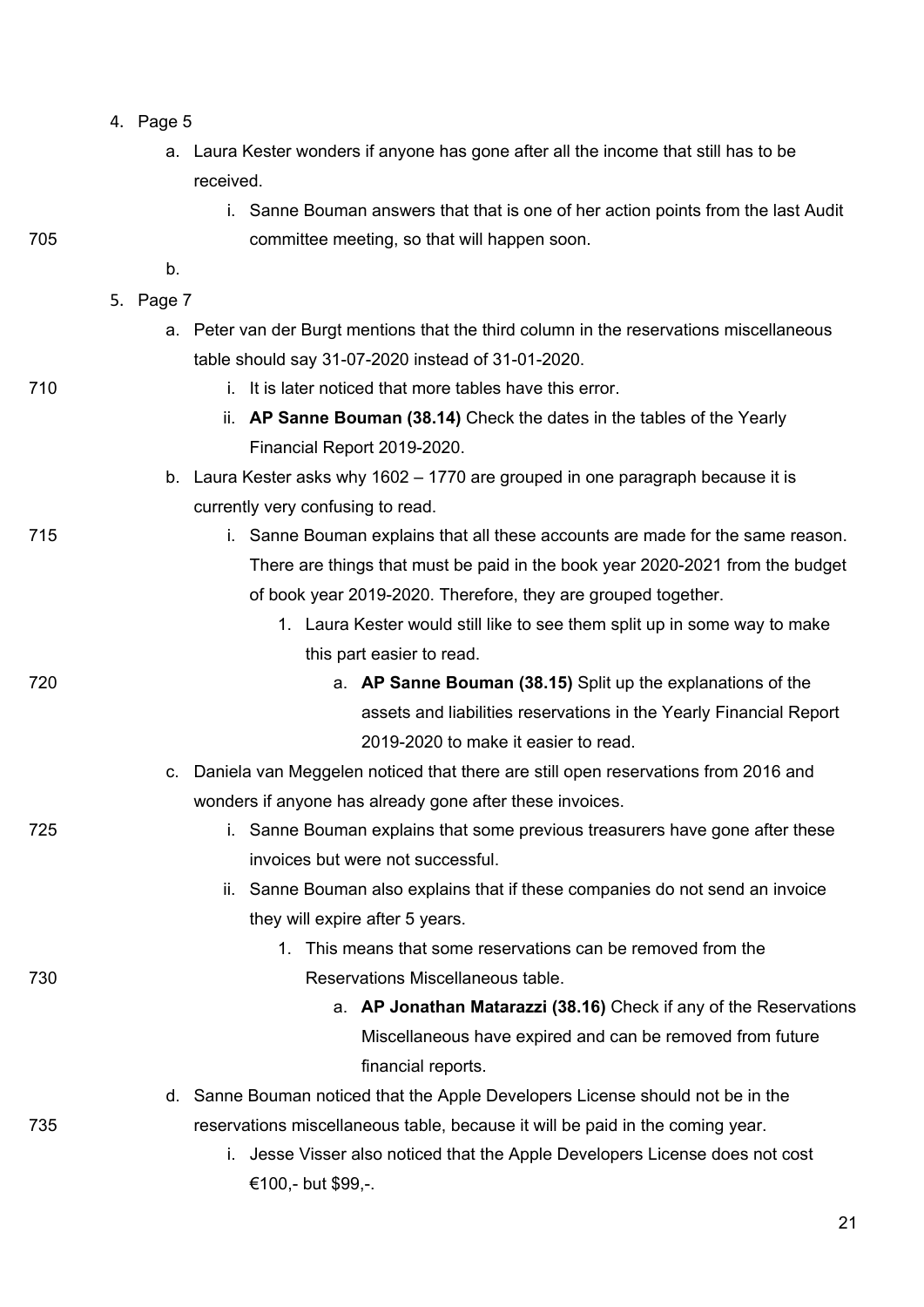4. Page 5
    a. Laura Kester wonders if anyone has gone after all the income that still has to be received.
        i. Sanne Bouman answers that that is one of her action points from the last Audit committee meeting, so that will happen soon.
    b.
5. Page 7
    a. Peter van der Burgt mentions that the third column in the reservations miscellaneous table should say 31-07-2020 instead of 31-01-2020.
        i. It is later noticed that more tables have this error.
        ii. **AP Sanne Bouman (38.14)** Check the dates in the tables of the Yearly Financial Report 2019-2020.
    b. Laura Kester asks why 1602 – 1770 are grouped in one paragraph because it is currently very confusing to read.
        i. Sanne Bouman explains that all these accounts are made for the same reason. There are things that must be paid in the book year 2020-2021 from the budget of book year 2019-2020. Therefore, they are grouped together.
            1. Laura Kester would still like to see them split up in some way to make this part easier to read.
                a. **AP Sanne Bouman (38.15)** Split up the explanations of the assets and liabilities reservations in the Yearly Financial Report 2019-2020 to make it easier to read.
    c. Daniela van Meggelen noticed that there are still open reservations from 2016 and wonders if anyone has already gone after these invoices.
        i. Sanne Bouman explains that some previous treasurers have gone after these invoices but were not successful.
        ii. Sanne Bouman also explains that if these companies do not send an invoice they will expire after 5 years.
            1. This means that some reservations can be removed from the Reservations Miscellaneous table.
                a. **AP Jonathan Matarazzi (38.16)** Check if any of the Reservations Miscellaneous have expired and can be removed from future financial reports.
    d. Sanne Bouman noticed that the Apple Developers License should not be in the reservations miscellaneous table, because it will be paid in the coming year.
        i. Jesse Visser also noticed that the Apple Developers License does not cost €100,- but $99,-.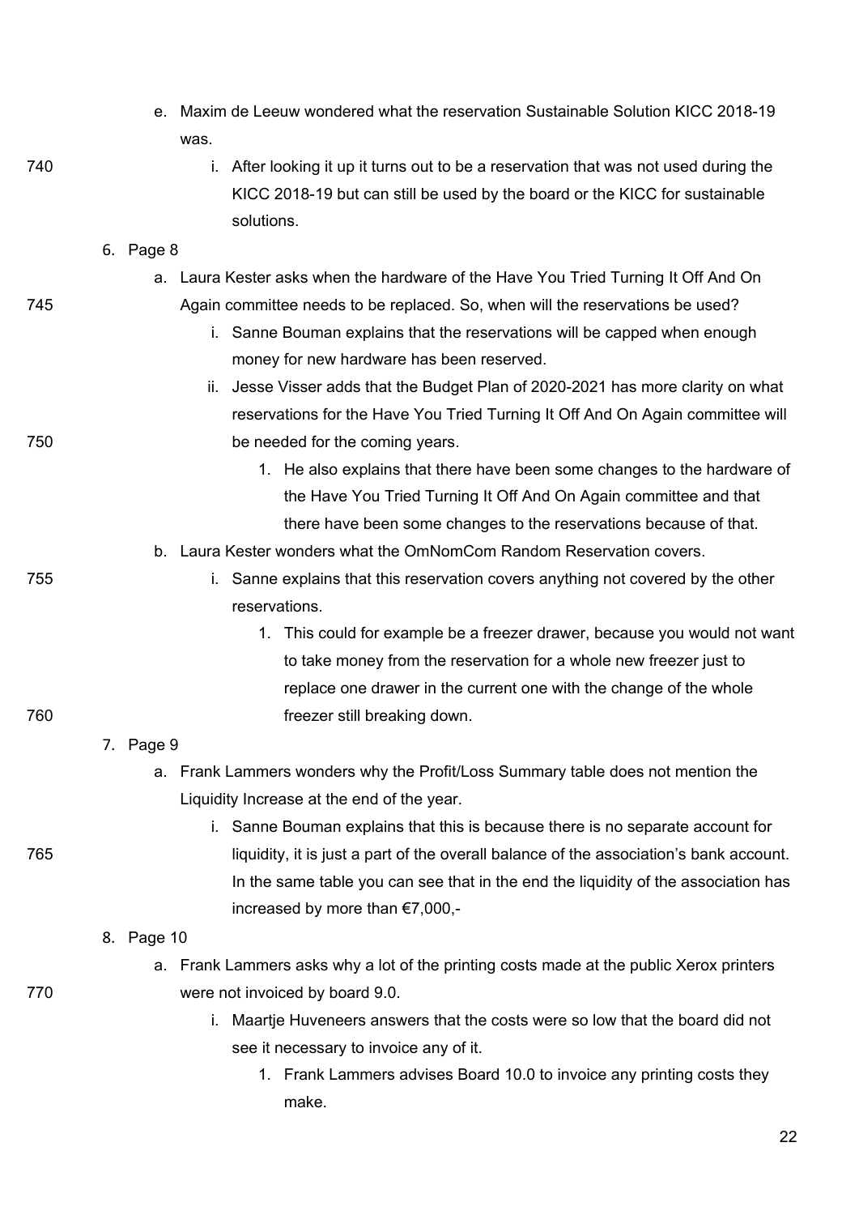e. Maxim de Leeuw wondered what the reservation Sustainable Solution KICC 2018-19 was.
      i. After looking it up it turns out to be a reservation that was not used during the KICC 2018-19 but can still be used by the board or the KICC for sustainable solutions.

6. Page 8
   a. Laura Kester asks when the hardware of the Have You Tried Turning It Off And On Again committee needs to be replaced. So, when will the reservations be used?
      i. Sanne Bouman explains that the reservations will be capped when enough money for new hardware has been reserved.
      ii. Jesse Visser adds that the Budget Plan of 2020-2021 has more clarity on what reservations for the Have You Tried Turning It Off And On Again committee will be needed for the coming years.
         1. He also explains that there have been some changes to the hardware of the Have You Tried Turning It Off And On Again committee and that there have been some changes to the reservations because of that.
   b. Laura Kester wonders what the OmNomCom Random Reservation covers.
      i. Sanne explains that this reservation covers anything not covered by the other reservations.
         1. This could for example be a freezer drawer, because you would not want to take money from the reservation for a whole new freezer just to replace one drawer in the current one with the change of the whole freezer still breaking down.

7. Page 9
   a. Frank Lammers wonders why the Profit/Loss Summary table does not mention the Liquidity Increase at the end of the year.
      i. Sanne Bouman explains that this is because there is no separate account for liquidity, it is just a part of the overall balance of the association's bank account. In the same table you can see that in the end the liquidity of the association has increased by more than €7,000,-

8. Page 10
   a. Frank Lammers asks why a lot of the printing costs made at the public Xerox printers were not invoiced by board 9.0.
      i. Maartje Huveneers answers that the costs were so low that the board did not see it necessary to invoice any of it.
         1. Frank Lammers advises Board 10.0 to invoice any printing costs they make.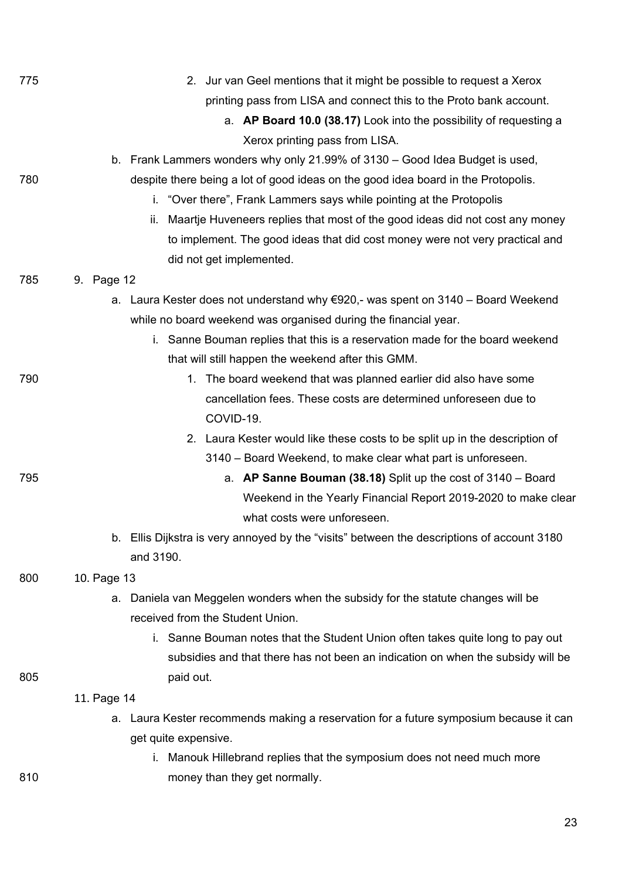2. Jur van Geel mentions that it might be possible to request a Xerox printing pass from LISA and connect this to the Proto bank account.
   a. **AP Board 10.0 (38.17)** Look into the possibility of requesting a Xerox printing pass from LISA.

b. Frank Lammers wonders why only 21.99% of 3130 – Good Idea Budget is used, despite there being a lot of good ideas on the good idea board in the Protopolis.
   i. "Over there", Frank Lammers says while pointing at the Protopolis
   ii. Maartje Huveneers replies that most of the good ideas did not cost any money to implement. The good ideas that did cost money were not very practical and did not get implemented.

9. Page 12
   a. Laura Kester does not understand why €920,- was spent on 3140 – Board Weekend while no board weekend was organised during the financial year.
      i. Sanne Bouman replies that this is a reservation made for the board weekend that will still happen the weekend after this GMM.
         1. The board weekend that was planned earlier did also have some cancellation fees. These costs are determined unforeseen due to COVID-19.
         2. Laura Kester would like these costs to be split up in the description of 3140 – Board Weekend, to make clear what part is unforeseen.
            a. **AP Sanne Bouman (38.18)** Split up the cost of 3140 – Board Weekend in the Yearly Financial Report 2019-2020 to make clear what costs were unforeseen.
   b. Ellis Dijkstra is very annoyed by the "visits" between the descriptions of account 3180 and 3190.

10. Page 13
    a. Daniela van Meggelen wonders when the subsidy for the statute changes will be received from the Student Union.
       i. Sanne Bouman notes that the Student Union often takes quite long to pay out subsidies and that there has not been an indication on when the subsidy will be paid out.

11. Page 14
    a. Laura Kester recommends making a reservation for a future symposium because it can get quite expensive.
       i. Manouk Hillebrand replies that the symposium does not need much more money than they get normally.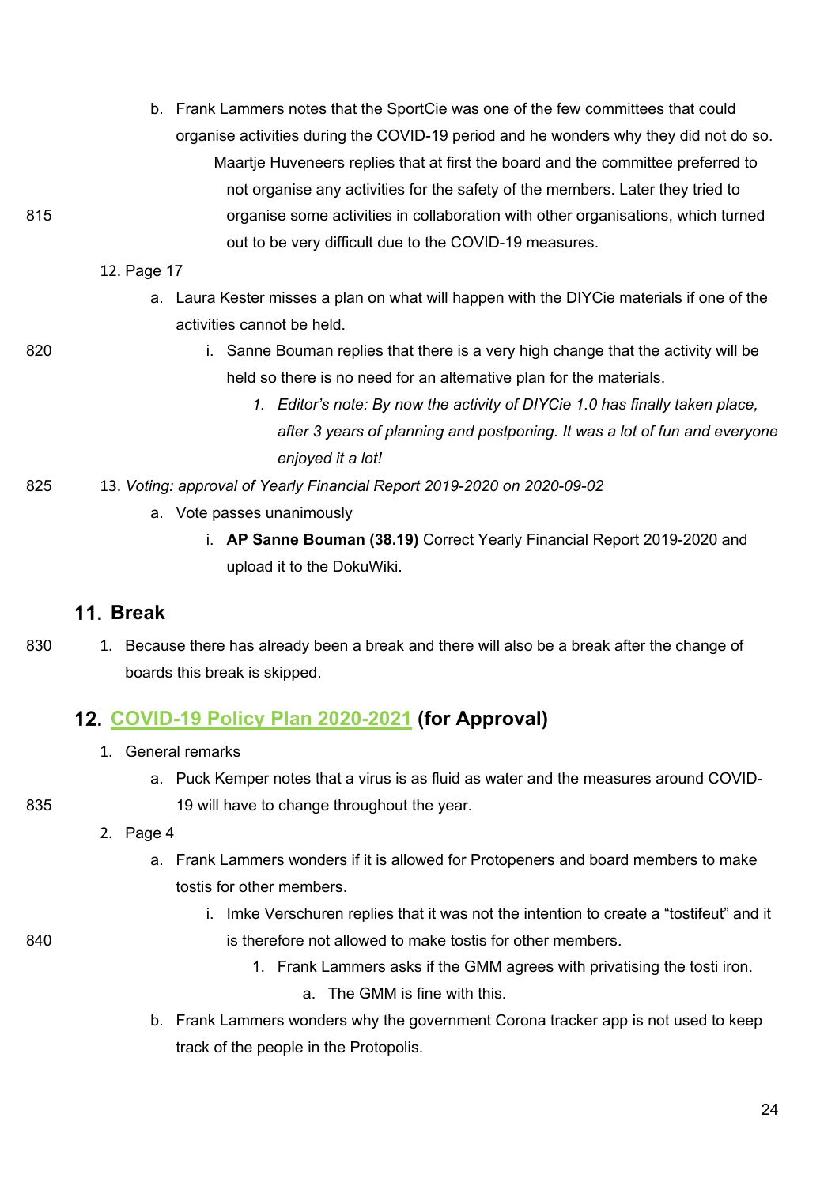b. Frank Lammers notes that the SportCie was one of the few committees that could organise activities during the COVID-19 period and he wonders why they did not do so.
    Maartje Huveneers replies that at first the board and the committee preferred to not organise any activities for the safety of the members. Later they tried to organise some activities in collaboration with other organisations, which turned out to be very difficult due to the COVID-19 measures.

12. Page 17
    a. Laura Kester misses a plan on what will happen with the DIYCie materials if one of the activities cannot be held.
        i. Sanne Bouman replies that there is a very high change that the activity will be held so there is no need for an alternative plan for the materials.
            1. *Editor's note: By now the activity of DIYCie 1.0 has finally taken place, after 3 years of planning and postponing. It was a lot of fun and everyone enjoyed it a lot!*

13. *Voting: approval of Yearly Financial Report 2019-2020 on 2020-09-02*
    a. Vote passes unanimously
        i. **AP Sanne Bouman (38.19)** Correct Yearly Financial Report 2019-2020 and upload it to the DokuWiki.

## 11. Break

1. Because there has already been a break and there will also be a break after the change of boards this break is skipped.

## 12. COVID-19 Policy Plan 2020-2021 (for Approval)

1. General remarks
    a. Puck Kemper notes that a virus is as fluid as water and the measures around COVID-19 will have to change throughout the year.
2. Page 4
    a. Frank Lammers wonders if it is allowed for Protopeners and board members to make tostis for other members.
        i. Imke Verschuren replies that it was not the intention to create a "tostifeut" and it is therefore not allowed to make tostis for other members.
            1. Frank Lammers asks if the GMM agrees with privatising the tosti iron.
                a. The GMM is fine with this.
    b. Frank Lammers wonders why the government Corona tracker app is not used to keep track of the people in the Protopolis.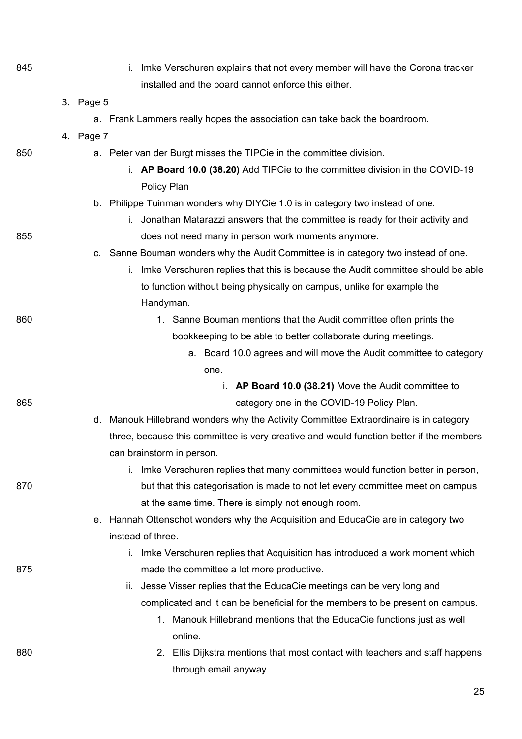i. Imke Verschuren explains that not every member will have the Corona tracker installed and the board cannot enforce this either.

3. Page 5
   a. Frank Lammers really hopes the association can take back the boardroom.
4. Page 7
   a. Peter van der Burgt misses the TIPCie in the committee division.
      i. **AP Board 10.0 (38.20)** Add TIPCie to the committee division in the COVID-19 Policy Plan
   b. Philippe Tuinman wonders why DIYCie 1.0 is in category two instead of one.
      i. Jonathan Matarazzi answers that the committee is ready for their activity and does not need many in person work moments anymore.
   c. Sanne Bouman wonders why the Audit Committee is in category two instead of one.
      i. Imke Verschuren replies that this is because the Audit committee should be able to function without being physically on campus, unlike for example the Handyman.
         1. Sanne Bouman mentions that the Audit committee often prints the bookkeeping to be able to better collaborate during meetings.
            a. Board 10.0 agrees and will move the Audit committee to category one.
               i. **AP Board 10.0 (38.21)** Move the Audit committee to category one in the COVID-19 Policy Plan.
   d. Manouk Hillebrand wonders why the Activity Committee Extraordinaire is in category three, because this committee is very creative and would function better if the members can brainstorm in person.
      i. Imke Verschuren replies that many committees would function better in person, but that this categorisation is made to not let every committee meet on campus at the same time. There is simply not enough room.
   e. Hannah Ottenschot wonders why the Acquisition and EducaCie are in category two instead of three.
      i. Imke Verschuren replies that Acquisition has introduced a work moment which made the committee a lot more productive.
      ii. Jesse Visser replies that the EducaCie meetings can be very long and complicated and it can be beneficial for the members to be present on campus.
         1. Manouk Hillebrand mentions that the EducaCie functions just as well online.
         2. Ellis Dijkstra mentions that most contact with teachers and staff happens through email anyway.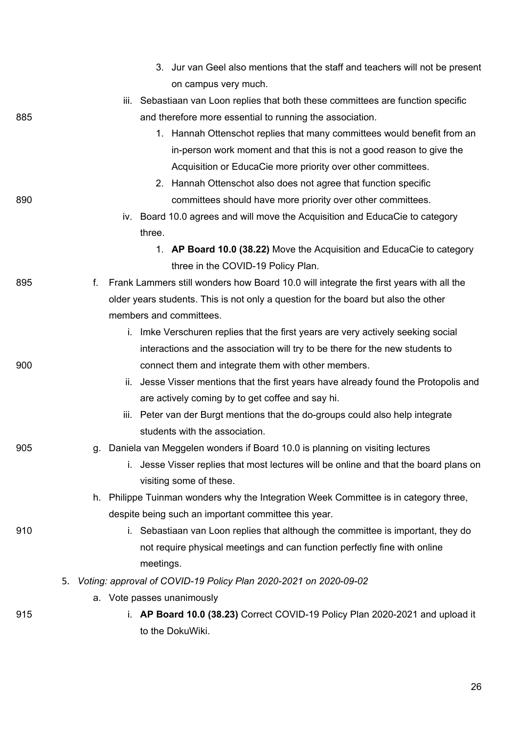3. Jur van Geel also mentions that the staff and teachers will not be present on campus very much.
        iii. Sebastiaan van Loon replies that both these committees are function specific and therefore more essential to running the association.
            1. Hannah Ottenschot replies that many committees would benefit from an in-person work moment and that this is not a good reason to give the Acquisition or EducaCie more priority over other committees.
            2. Hannah Ottenschot also does not agree that function specific committees should have more priority over other committees.
        iv. Board 10.0 agrees and will move the Acquisition and EducaCie to category three.
            1. **AP Board 10.0 (38.22)** Move the Acquisition and EducaCie to category three in the COVID-19 Policy Plan.
    f. Frank Lammers still wonders how Board 10.0 will integrate the first years with all the older years students. This is not only a question for the board but also the other members and committees.
        i. Imke Verschuren replies that the first years are very actively seeking social interactions and the association will try to be there for the new students to connect them and integrate them with other members.
        ii. Jesse Visser mentions that the first years have already found the Protopolis and are actively coming by to get coffee and say hi.
        iii. Peter van der Burgt mentions that the do-groups could also help integrate students with the association.
    g. Daniela van Meggelen wonders if Board 10.0 is planning on visiting lectures
        i. Jesse Visser replies that most lectures will be online and that the board plans on visiting some of these.
    h. Philippe Tuinman wonders why the Integration Week Committee is in category three, despite being such an important committee this year.
        i. Sebastiaan van Loon replies that although the committee is important, they do not require physical meetings and can function perfectly fine with online meetings.

5. *Voting: approval of COVID-19 Policy Plan 2020-2021 on 2020-09-02*
    a. Vote passes unanimously
        i. **AP Board 10.0 (38.23)** Correct COVID-19 Policy Plan 2020-2021 and upload it to the DokuWiki.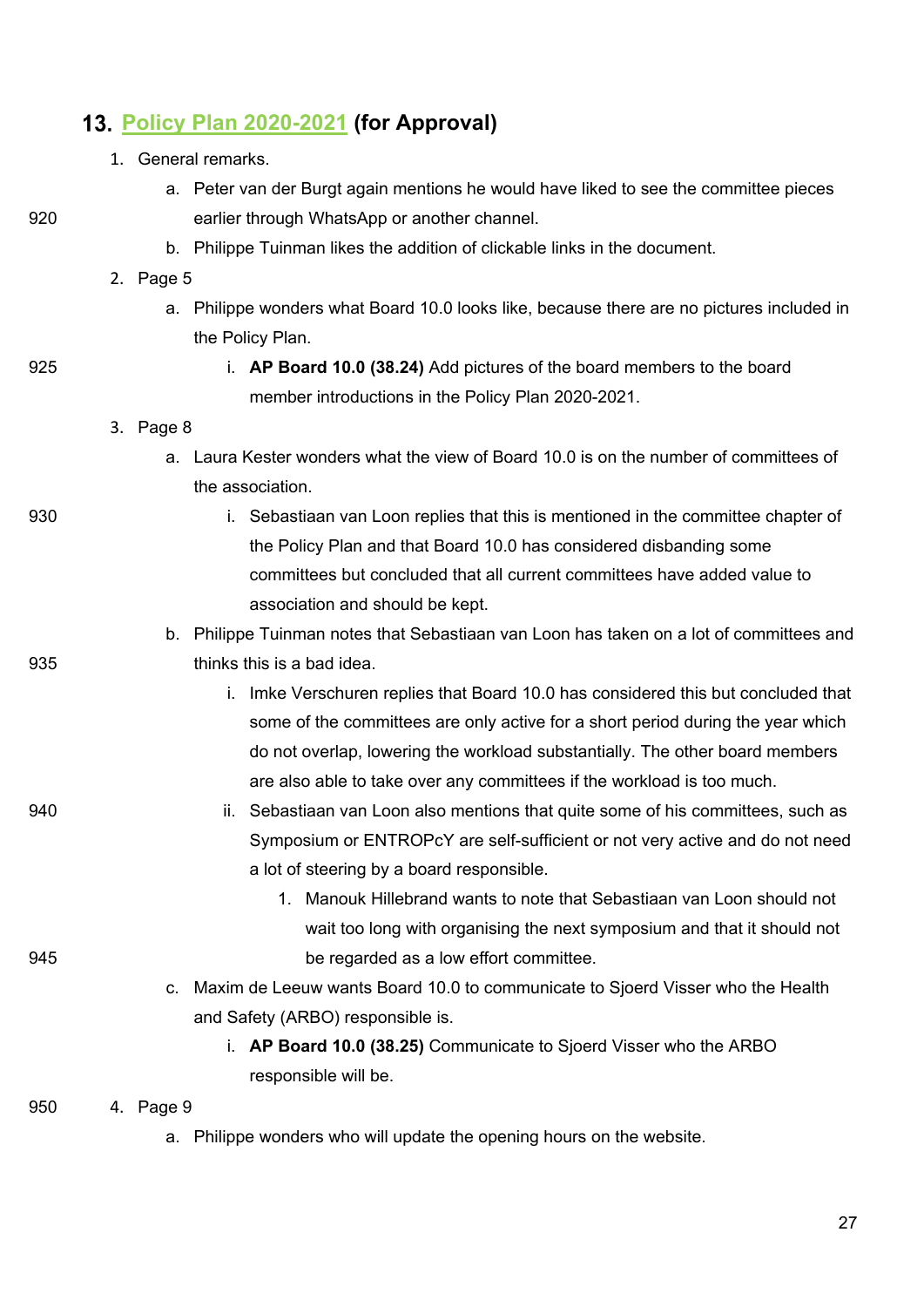## 13. Policy Plan 2020-2021 (for Approval)

1. General remarks.
    a. Peter van der Burgt again mentions he would have liked to see the committee pieces earlier through WhatsApp or another channel.
    b. Philippe Tuinman likes the addition of clickable links in the document.
2. Page 5
    a. Philippe wonders what Board 10.0 looks like, because there are no pictures included in the Policy Plan.
        i. **AP Board 10.0 (38.24)** Add pictures of the board members to the board member introductions in the Policy Plan 2020-2021.
3. Page 8
    a. Laura Kester wonders what the view of Board 10.0 is on the number of committees of the association.
        i. Sebastiaan van Loon replies that this is mentioned in the committee chapter of the Policy Plan and that Board 10.0 has considered disbanding some committees but concluded that all current committees have added value to association and should be kept.
    b. Philippe Tuinman notes that Sebastiaan van Loon has taken on a lot of committees and thinks this is a bad idea.
        i. Imke Verschuren replies that Board 10.0 has considered this but concluded that some of the committees are only active for a short period during the year which do not overlap, lowering the workload substantially. The other board members are also able to take over any committees if the workload is too much.
        ii. Sebastiaan van Loon also mentions that quite some of his committees, such as Symposium or ENTROPcY are self-sufficient or not very active and do not need a lot of steering by a board responsible.
            1. Manouk Hillebrand wants to note that Sebastiaan van Loon should not wait too long with organising the next symposium and that it should not be regarded as a low effort committee.
    c. Maxim de Leeuw wants Board 10.0 to communicate to Sjoerd Visser who the Health and Safety (ARBO) responsible is.
        i. **AP Board 10.0 (38.25)** Communicate to Sjoerd Visser who the ARBO responsible will be.
4. Page 9
    a. Philippe wonders who will update the opening hours on the website.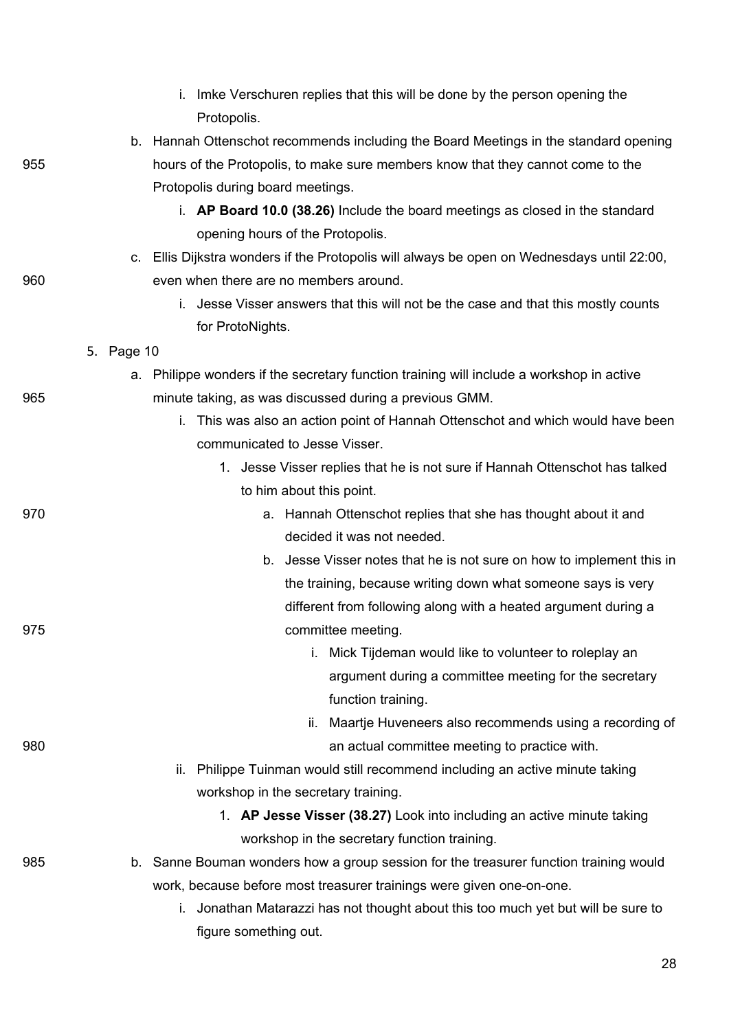i. Imke Verschuren replies that this will be done by the person opening the Protopolis.

   b. Hannah Ottenschot recommends including the Board Meetings in the standard opening hours of the Protopolis, to make sure members know that they cannot come to the Protopolis during board meetings.
      i. **AP Board 10.0 (38.26)** Include the board meetings as closed in the standard opening hours of the Protopolis.
   c. Ellis Dijkstra wonders if the Protopolis will always be open on Wednesdays until 22:00, even when there are no members around.
      i. Jesse Visser answers that this will not be the case and that this mostly counts for ProtoNights.

5. Page 10
   a. Philippe wonders if the secretary function training will include a workshop in active minute taking, as was discussed during a previous GMM.
      i. This was also an action point of Hannah Ottenschot and which would have been communicated to Jesse Visser.
         1. Jesse Visser replies that he is not sure if Hannah Ottenschot has talked to him about this point.
            a. Hannah Ottenschot replies that she has thought about it and decided it was not needed.
            b. Jesse Visser notes that he is not sure on how to implement this in the training, because writing down what someone says is very different from following along with a heated argument during a committee meeting.
               i. Mick Tijdeman would like to volunteer to roleplay an argument during a committee meeting for the secretary function training.
               ii. Maartje Huveneers also recommends using a recording of an actual committee meeting to practice with.
      ii. Philippe Tuinman would still recommend including an active minute taking workshop in the secretary training.
         1. **AP Jesse Visser (38.27)** Look into including an active minute taking workshop in the secretary function training.
   b. Sanne Bouman wonders how a group session for the treasurer function training would work, because before most treasurer trainings were given one-on-one.
      i. Jonathan Matarazzi has not thought about this too much yet but will be sure to figure something out.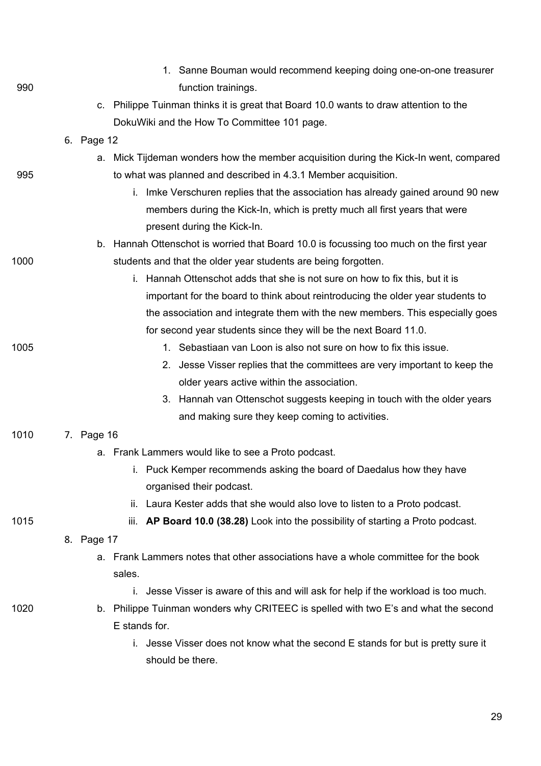1. Sanne Bouman would recommend keeping doing one-on-one treasurer function trainings.

   c. Philippe Tuinman thinks it is great that Board 10.0 wants to draw attention to the DokuWiki and the How To Committee 101 page.

6. Page 12
   a. Mick Tijdeman wonders how the member acquisition during the Kick-In went, compared to what was planned and described in 4.3.1 Member acquisition.
      i. Imke Verschuren replies that the association has already gained around 90 new members during the Kick-In, which is pretty much all first years that were present during the Kick-In.
   b. Hannah Ottenschot is worried that Board 10.0 is focussing too much on the first year students and that the older year students are being forgotten.
      i. Hannah Ottenschot adds that she is not sure on how to fix this, but it is important for the board to think about reintroducing the older year students to the association and integrate them with the new members. This especially goes for second year students since they will be the next Board 11.0.
         1. Sebastiaan van Loon is also not sure on how to fix this issue.
         2. Jesse Visser replies that the committees are very important to keep the older years active within the association.
         3. Hannah van Ottenschot suggests keeping in touch with the older years and making sure they keep coming to activities.
7. Page 16
   a. Frank Lammers would like to see a Proto podcast.
      i. Puck Kemper recommends asking the board of Daedalus how they have organised their podcast.
      ii. Laura Kester adds that she would also love to listen to a Proto podcast.
      iii. **AP Board 10.0 (38.28)** Look into the possibility of starting a Proto podcast.
8. Page 17
   a. Frank Lammers notes that other associations have a whole committee for the book sales.
      i. Jesse Visser is aware of this and will ask for help if the workload is too much.
   b. Philippe Tuinman wonders why CRITEEC is spelled with two E's and what the second E stands for.
      i. Jesse Visser does not know what the second E stands for but is pretty sure it should be there.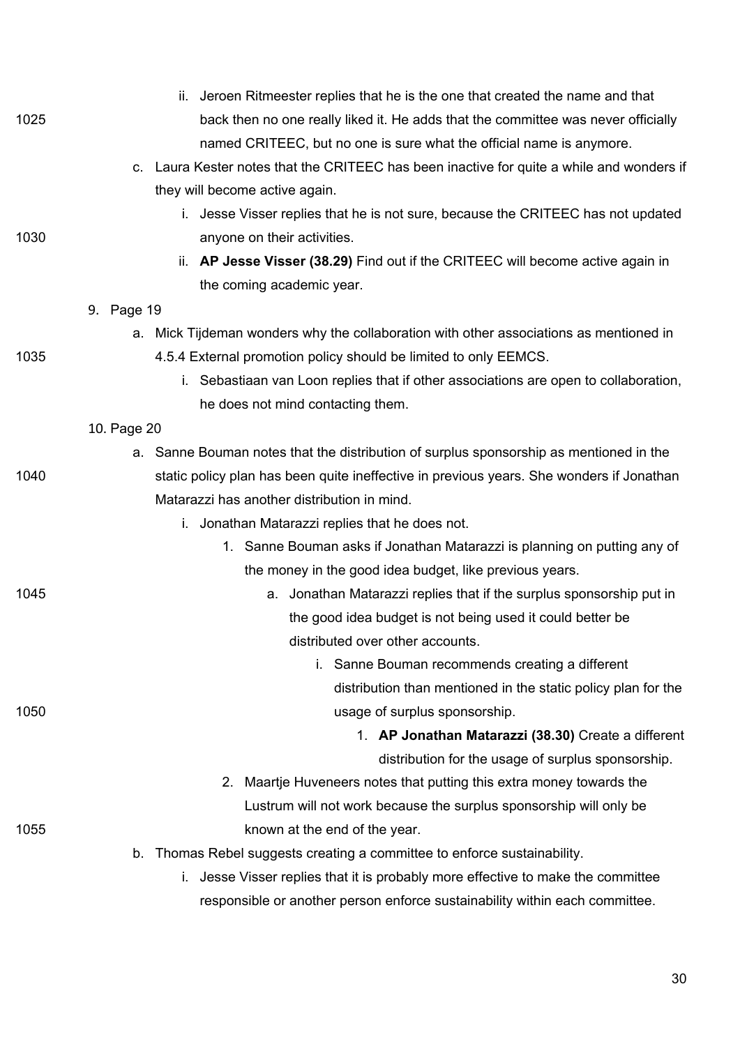- ii. Jeroen Ritmeester replies that he is the one that created the name and that back then no one really liked it. He adds that the committee was never officially named CRITEEC, but no one is sure what the official name is anymore.
- c. Laura Kester notes that the CRITEEC has been inactive for quite a while and wonders if they will become active again.
   - i. Jesse Visser replies that he is not sure, because the CRITEEC has not updated anyone on their activities.
   - ii. **AP Jesse Visser (38.29)** Find out if the CRITEEC will become active again in the coming academic year.

9. Page 19
   - a. Mick Tijdeman wonders why the collaboration with other associations as mentioned in 4.5.4 External promotion policy should be limited to only EEMCS.
      - i. Sebastiaan van Loon replies that if other associations are open to collaboration, he does not mind contacting them.

10. Page 20
   - a. Sanne Bouman notes that the distribution of surplus sponsorship as mentioned in the static policy plan has been quite ineffective in previous years. She wonders if Jonathan Matarazzi has another distribution in mind.
      - i. Jonathan Matarazzi replies that he does not.
         1. Sanne Bouman asks if Jonathan Matarazzi is planning on putting any of the money in the good idea budget, like previous years.
            - a. Jonathan Matarazzi replies that if the surplus sponsorship put in the good idea budget is not being used it could better be distributed over other accounts.
               - i. Sanne Bouman recommends creating a different distribution than mentioned in the static policy plan for the usage of surplus sponsorship.
                  1. **AP Jonathan Matarazzi (38.30)** Create a different distribution for the usage of surplus sponsorship.
         2. Maartje Huveneers notes that putting this extra money towards the Lustrum will not work because the surplus sponsorship will only be known at the end of the year.
   - b. Thomas Rebel suggests creating a committee to enforce sustainability.
      - i. Jesse Visser replies that it is probably more effective to make the committee responsible or another person enforce sustainability within each committee.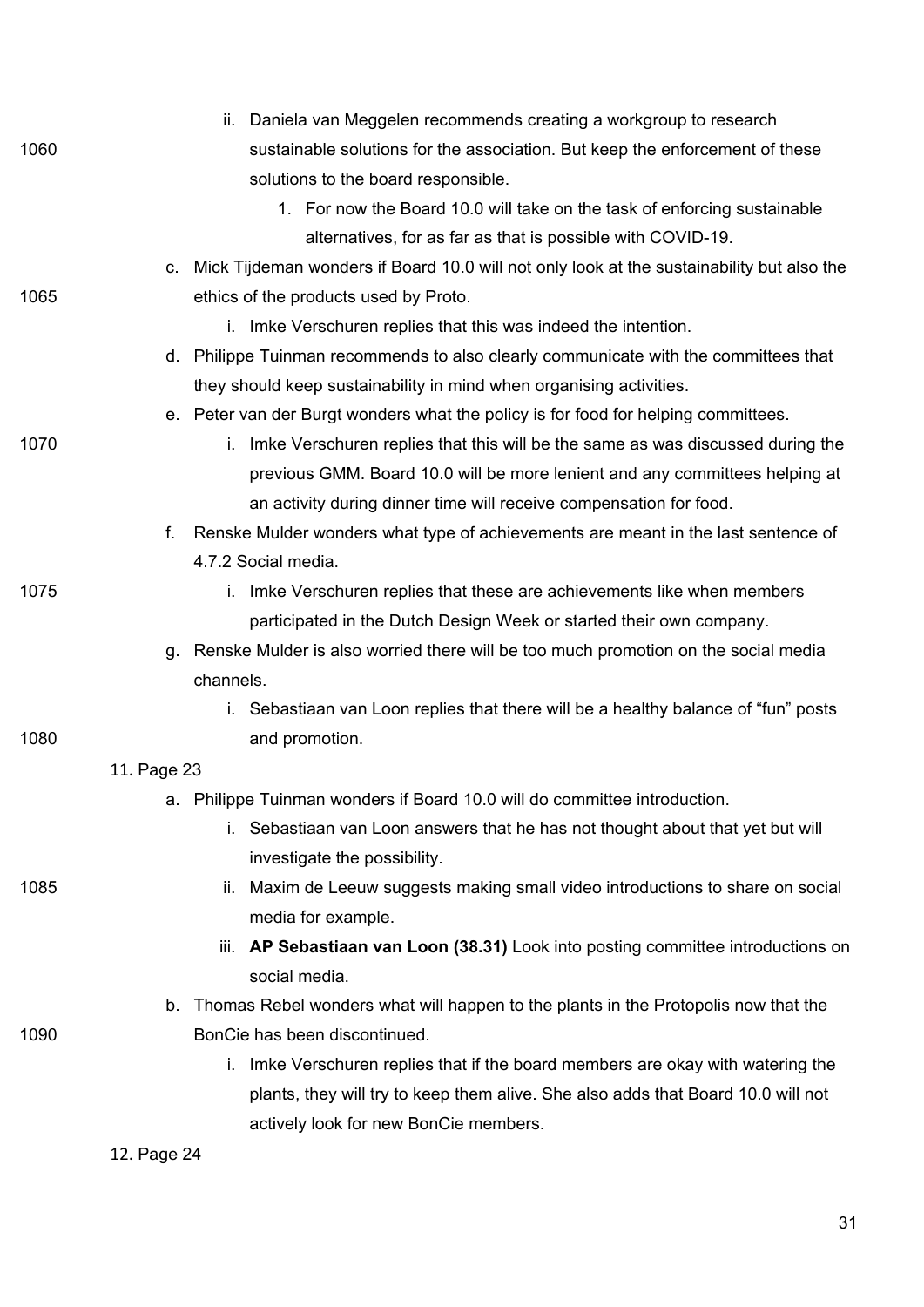ii. Daniela van Meggelen recommends creating a workgroup to research sustainable solutions for the association. But keep the enforcement of these solutions to the board responsible.
   1. For now the Board 10.0 will take on the task of enforcing sustainable alternatives, for as far as that is possible with COVID-19.

c. Mick Tijdeman wonders if Board 10.0 will not only look at the sustainability but also the ethics of the products used by Proto.
   i. Imke Verschuren replies that this was indeed the intention.

d. Philippe Tuinman recommends to also clearly communicate with the committees that they should keep sustainability in mind when organising activities.

e. Peter van der Burgt wonders what the policy is for food for helping committees.
   i. Imke Verschuren replies that this will be the same as was discussed during the previous GMM. Board 10.0 will be more lenient and any committees helping at an activity during dinner time will receive compensation for food.

f. Renske Mulder wonders what type of achievements are meant in the last sentence of 4.7.2 Social media.
   i. Imke Verschuren replies that these are achievements like when members participated in the Dutch Design Week or started their own company.

g. Renske Mulder is also worried there will be too much promotion on the social media channels.
   i. Sebastiaan van Loon replies that there will be a healthy balance of “fun” posts and promotion.

11. Page 23

a. Philippe Tuinman wonders if Board 10.0 will do committee introduction.
   i. Sebastiaan van Loon answers that he has not thought about that yet but will investigate the possibility.
   ii. Maxim de Leeuw suggests making small video introductions to share on social media for example.
   iii. **AP Sebastiaan van Loon (38.31)** Look into posting committee introductions on social media.

b. Thomas Rebel wonders what will happen to the plants in the Protopolis now that the BonCie has been discontinued.
   i. Imke Verschuren replies that if the board members are okay with watering the plants, they will try to keep them alive. She also adds that Board 10.0 will not actively look for new BonCie members.

12. Page 24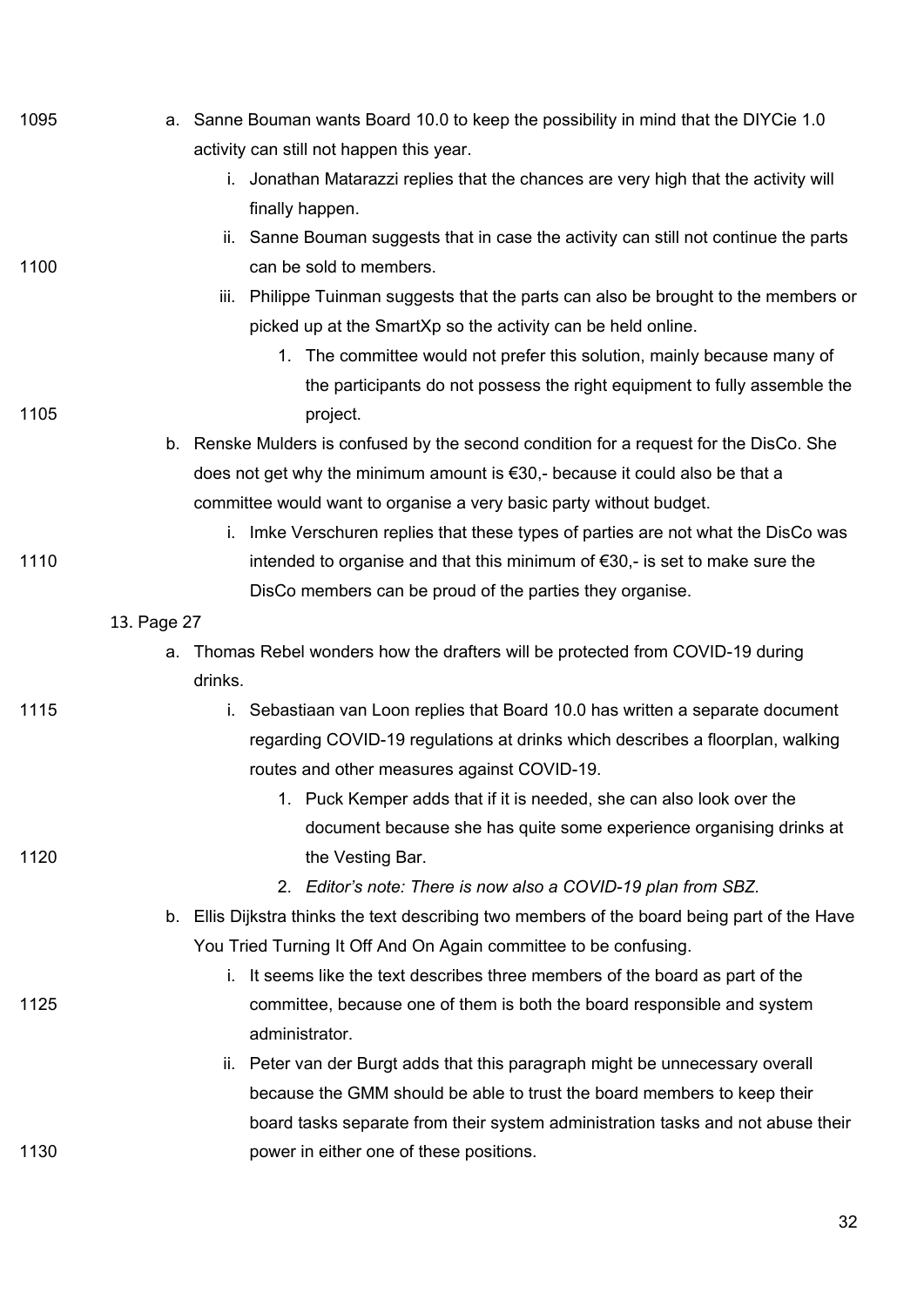a. Sanne Bouman wants Board 10.0 to keep the possibility in mind that the DIYCie 1.0 activity can still not happen this year.
    i. Jonathan Matarazzi replies that the chances are very high that the activity will finally happen.
    ii. Sanne Bouman suggests that in case the activity can still not continue the parts can be sold to members.
    iii. Philippe Tuinman suggests that the parts can also be brought to the members or picked up at the SmartXp so the activity can be held online.
        1. The committee would not prefer this solution, mainly because many of the participants do not possess the right equipment to fully assemble the project.

b. Renske Mulders is confused by the second condition for a request for the DisCo. She does not get why the minimum amount is €30,- because it could also be that a committee would want to organise a very basic party without budget.
    i. Imke Verschuren replies that these types of parties are not what the DisCo was intended to organise and that this minimum of €30,- is set to make sure the DisCo members can be proud of the parties they organise.

13. Page 27

a. Thomas Rebel wonders how the drafters will be protected from COVID-19 during drinks.
    i. Sebastiaan van Loon replies that Board 10.0 has written a separate document regarding COVID-19 regulations at drinks which describes a floorplan, walking routes and other measures against COVID-19.
        1. Puck Kemper adds that if it is needed, she can also look over the document because she has quite some experience organising drinks at the Vesting Bar.
        2. *Editor's note: There is now also a COVID-19 plan from SBZ.*

b. Ellis Dijkstra thinks the text describing two members of the board being part of the Have You Tried Turning It Off And On Again committee to be confusing.
    i. It seems like the text describes three members of the board as part of the committee, because one of them is both the board responsible and system administrator.
    ii. Peter van der Burgt adds that this paragraph might be unnecessary overall because the GMM should be able to trust the board members to keep their board tasks separate from their system administration tasks and not abuse their power in either one of these positions.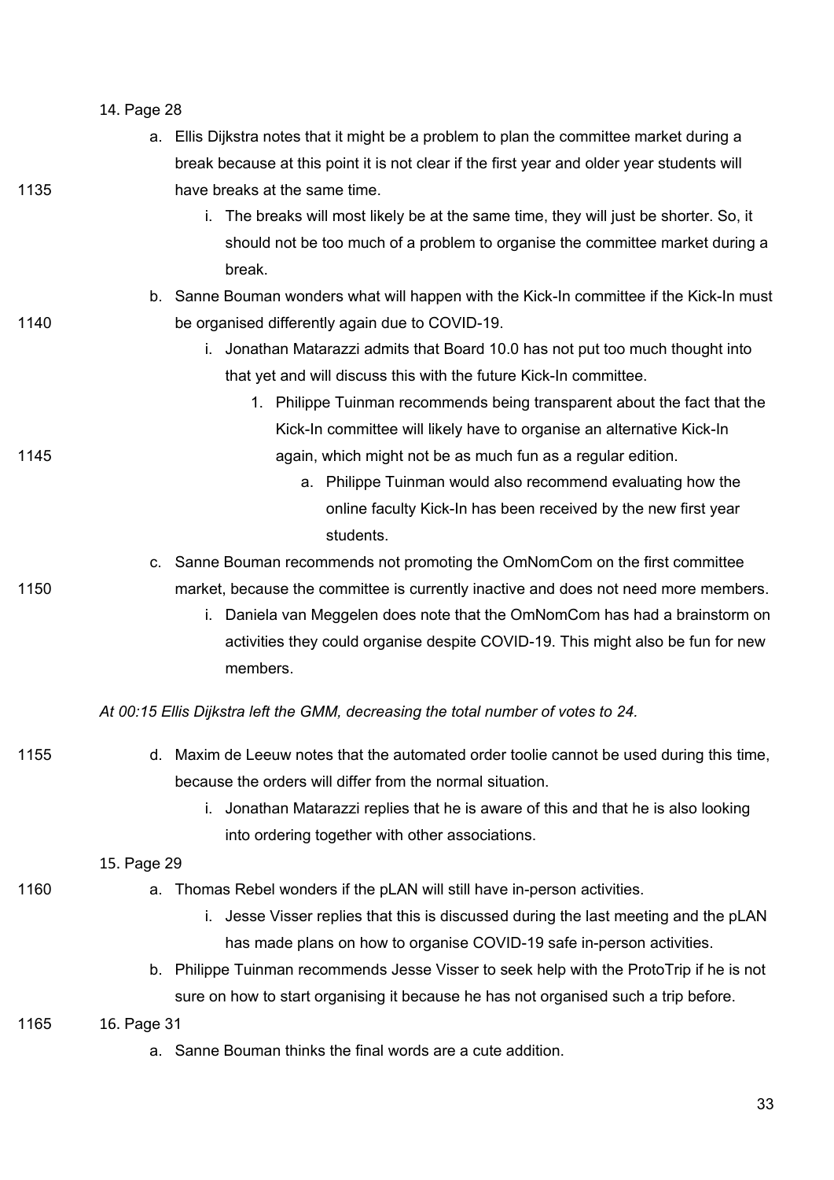14. Page 28
    a. Ellis Dijkstra notes that it might be a problem to plan the committee market during a break because at this point it is not clear if the first year and older year students will have breaks at the same time.
        i. The breaks will most likely be at the same time, they will just be shorter. So, it should not be too much of a problem to organise the committee market during a break.
    b. Sanne Bouman wonders what will happen with the Kick-In committee if the Kick-In must be organised differently again due to COVID-19.
        i. Jonathan Matarazzi admits that Board 10.0 has not put too much thought into that yet and will discuss this with the future Kick-In committee.
            1. Philippe Tuinman recommends being transparent about the fact that the Kick-In committee will likely have to organise an alternative Kick-In again, which might not be as much fun as a regular edition.
                a. Philippe Tuinman would also recommend evaluating how the online faculty Kick-In has been received by the new first year students.
    c. Sanne Bouman recommends not promoting the OmNomCom on the first committee market, because the committee is currently inactive and does not need more members.
        i. Daniela van Meggelen does note that the OmNomCom has had a brainstorm on activities they could organise despite COVID-19. This might also be fun for new members.

*At 00:15 Ellis Dijkstra left the GMM, decreasing the total number of votes to 24.*

    d. Maxim de Leeuw notes that the automated order toolie cannot be used during this time, because the orders will differ from the normal situation.
        i. Jonathan Matarazzi replies that he is aware of this and that he is also looking into ordering together with other associations.
15. Page 29
    a. Thomas Rebel wonders if the pLAN will still have in-person activities.
        i. Jesse Visser replies that this is discussed during the last meeting and the pLAN has made plans on how to organise COVID-19 safe in-person activities.
    b. Philippe Tuinman recommends Jesse Visser to seek help with the ProtoTrip if he is not sure on how to start organising it because he has not organised such a trip before.
16. Page 31
    a. Sanne Bouman thinks the final words are a cute addition.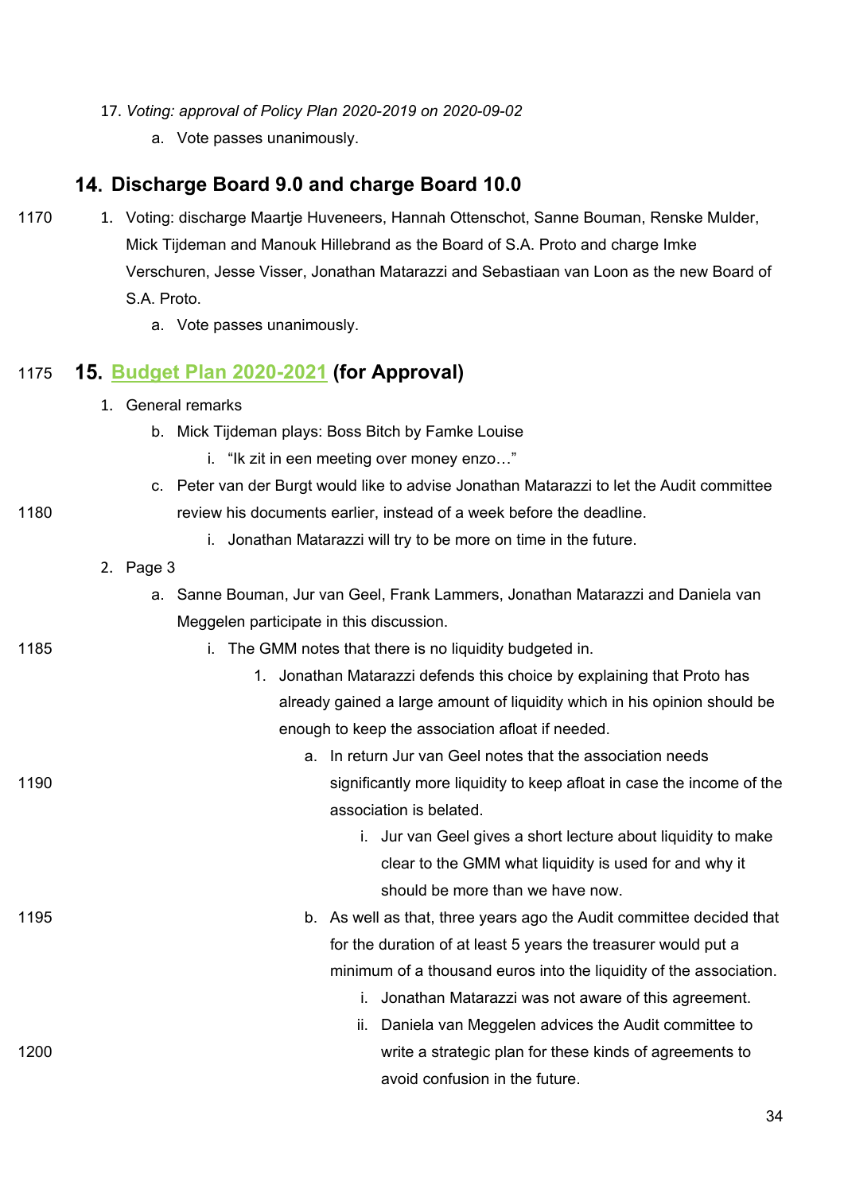17. *Voting: approval of Policy Plan 2020-2019 on 2020-09-02*
    a. Vote passes unanimously.

## 14. Discharge Board 9.0 and charge Board 10.0

1. Voting: discharge Maartje Huveneers, Hannah Ottenschot, Sanne Bouman, Renske Mulder, Mick Tijdeman and Manouk Hillebrand as the Board of S.A. Proto and charge Imke Verschuren, Jesse Visser, Jonathan Matarazzi and Sebastiaan van Loon as the new Board of S.A. Proto.
    a. Vote passes unanimously.

## 15. Budget Plan 2020-2021 (for Approval)

1. General remarks
    b. Mick Tijdeman plays: Boss Bitch by Famke Louise
        i. “Ik zit in een meeting over money enzo…”
    c. Peter van der Burgt would like to advise Jonathan Matarazzi to let the Audit committee review his documents earlier, instead of a week before the deadline.
        i. Jonathan Matarazzi will try to be more on time in the future.
2. Page 3
    a. Sanne Bouman, Jur van Geel, Frank Lammers, Jonathan Matarazzi and Daniela van Meggelen participate in this discussion.
        i. The GMM notes that there is no liquidity budgeted in.
            1. Jonathan Matarazzi defends this choice by explaining that Proto has already gained a large amount of liquidity which in his opinion should be enough to keep the association afloat if needed.
                a. In return Jur van Geel notes that the association needs significantly more liquidity to keep afloat in case the income of the association is belated.
                    i. Jur van Geel gives a short lecture about liquidity to make clear to the GMM what liquidity is used for and why it should be more than we have now.
                b. As well as that, three years ago the Audit committee decided that for the duration of at least 5 years the treasurer would put a minimum of a thousand euros into the liquidity of the association.
                    i. Jonathan Matarazzi was not aware of this agreement.
                    ii. Daniela van Meggelen advices the Audit committee to write a strategic plan for these kinds of agreements to avoid confusion in the future.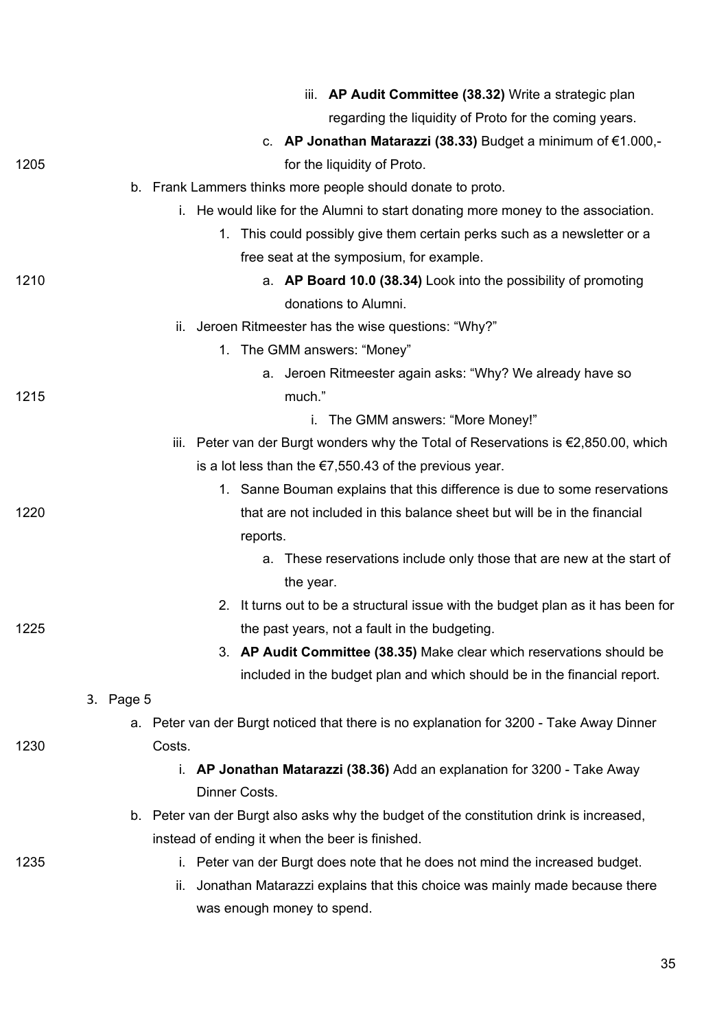iii. **AP Audit Committee (38.32)** Write a strategic plan regarding the liquidity of Proto for the coming years.

        c. **AP Jonathan Matarazzi (38.33)** Budget a minimum of €1.000,- for the liquidity of Proto.

    b. Frank Lammers thinks more people should donate to proto.

        i. He would like for the Alumni to start donating more money to the association.

            1. This could possibly give them certain perks such as a newsletter or a free seat at the symposium, for example.

                a. **AP Board 10.0 (38.34)** Look into the possibility of promoting donations to Alumni.

        ii. Jeroen Ritmeester has the wise questions: "Why?"

            1. The GMM answers: "Money"

                a. Jeroen Ritmeester again asks: "Why? We already have so much."

                    i. The GMM answers: "More Money!"

        iii. Peter van der Burgt wonders why the Total of Reservations is €2,850.00, which is a lot less than the €7,550.43 of the previous year.

            1. Sanne Bouman explains that this difference is due to some reservations that are not included in this balance sheet but will be in the financial reports.

                a. These reservations include only those that are new at the start of the year.

            2. It turns out to be a structural issue with the budget plan as it has been for the past years, not a fault in the budgeting.

            3. **AP Audit Committee (38.35)** Make clear which reservations should be included in the budget plan and which should be in the financial report.

3. Page 5

    a. Peter van der Burgt noticed that there is no explanation for 3200 - Take Away Dinner Costs.

        i. **AP Jonathan Matarazzi (38.36)** Add an explanation for 3200 - Take Away Dinner Costs.

    b. Peter van der Burgt also asks why the budget of the constitution drink is increased, instead of ending it when the beer is finished.

        i. Peter van der Burgt does note that he does not mind the increased budget.

        ii. Jonathan Matarazzi explains that this choice was mainly made because there was enough money to spend.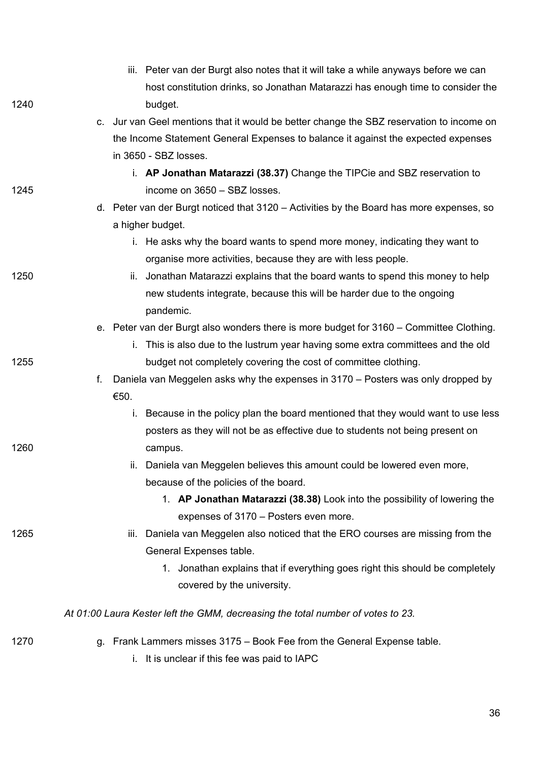iii. Peter van der Burgt also notes that it will take a while anyways before we can host constitution drinks, so Jonathan Matarazzi has enough time to consider the budget.

c. Jur van Geel mentions that it would be better change the SBZ reservation to income on the Income Statement General Expenses to balance it against the expected expenses in 3650 - SBZ losses.

   i. **AP Jonathan Matarazzi (38.37)** Change the TIPCie and SBZ reservation to income on 3650 – SBZ losses.

d. Peter van der Burgt noticed that 3120 – Activities by the Board has more expenses, so a higher budget.

   i. He asks why the board wants to spend more money, indicating they want to organise more activities, because they are with less people.

   ii. Jonathan Matarazzi explains that the board wants to spend this money to help new students integrate, because this will be harder due to the ongoing pandemic.

e. Peter van der Burgt also wonders there is more budget for 3160 – Committee Clothing.

   i. This is also due to the lustrum year having some extra committees and the old budget not completely covering the cost of committee clothing.

f. Daniela van Meggelen asks why the expenses in 3170 – Posters was only dropped by €50.

   i. Because in the policy plan the board mentioned that they would want to use less posters as they will not be as effective due to students not being present on campus.

   ii. Daniela van Meggelen believes this amount could be lowered even more, because of the policies of the board.

      1. **AP Jonathan Matarazzi (38.38)** Look into the possibility of lowering the expenses of 3170 – Posters even more.

   iii. Daniela van Meggelen also noticed that the ERO courses are missing from the General Expenses table.

      1. Jonathan explains that if everything goes right this should be completely covered by the university.

*At 01:00 Laura Kester left the GMM, decreasing the total number of votes to 23.*

g. Frank Lammers misses 3175 – Book Fee from the General Expense table.

   i. It is unclear if this fee was paid to IAPC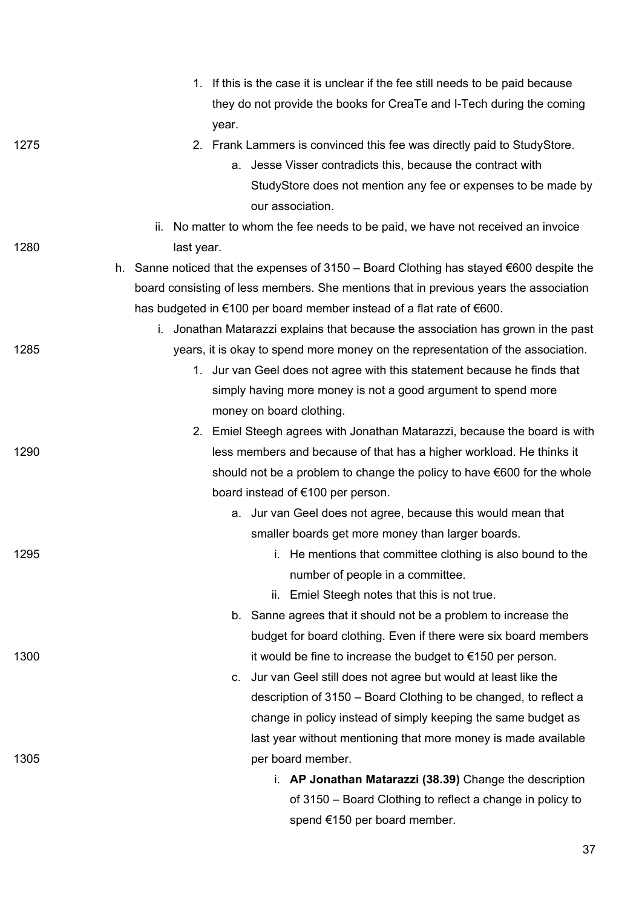1. If this is the case it is unclear if the fee still needs to be paid because they do not provide the books for CreaTe and I-Tech during the coming year.
      2. Frank Lammers is convinced this fee was directly paid to StudyStore.
         a. Jesse Visser contradicts this, because the contract with StudyStore does not mention any fee or expenses to be made by our association.
   ii. No matter to whom the fee needs to be paid, we have not received an invoice last year.

h. Sanne noticed that the expenses of 3150 – Board Clothing has stayed €600 despite the board consisting of less members. She mentions that in previous years the association has budgeted in €100 per board member instead of a flat rate of €600.
   i. Jonathan Matarazzi explains that because the association has grown in the past years, it is okay to spend more money on the representation of the association.
      1. Jur van Geel does not agree with this statement because he finds that simply having more money is not a good argument to spend more money on board clothing.
      2. Emiel Steegh agrees with Jonathan Matarazzi, because the board is with less members and because of that has a higher workload. He thinks it should not be a problem to change the policy to have €600 for the whole board instead of €100 per person.
         a. Jur van Geel does not agree, because this would mean that smaller boards get more money than larger boards.
            i. He mentions that committee clothing is also bound to the number of people in a committee.
            ii. Emiel Steegh notes that this is not true.
         b. Sanne agrees that it should not be a problem to increase the budget for board clothing. Even if there were six board members it would be fine to increase the budget to €150 per person.
         c. Jur van Geel still does not agree but would at least like the description of 3150 – Board Clothing to be changed, to reflect a change in policy instead of simply keeping the same budget as last year without mentioning that more money is made available per board member.
            i. **AP Jonathan Matarazzi (38.39)** Change the description of 3150 – Board Clothing to reflect a change in policy to spend €150 per board member.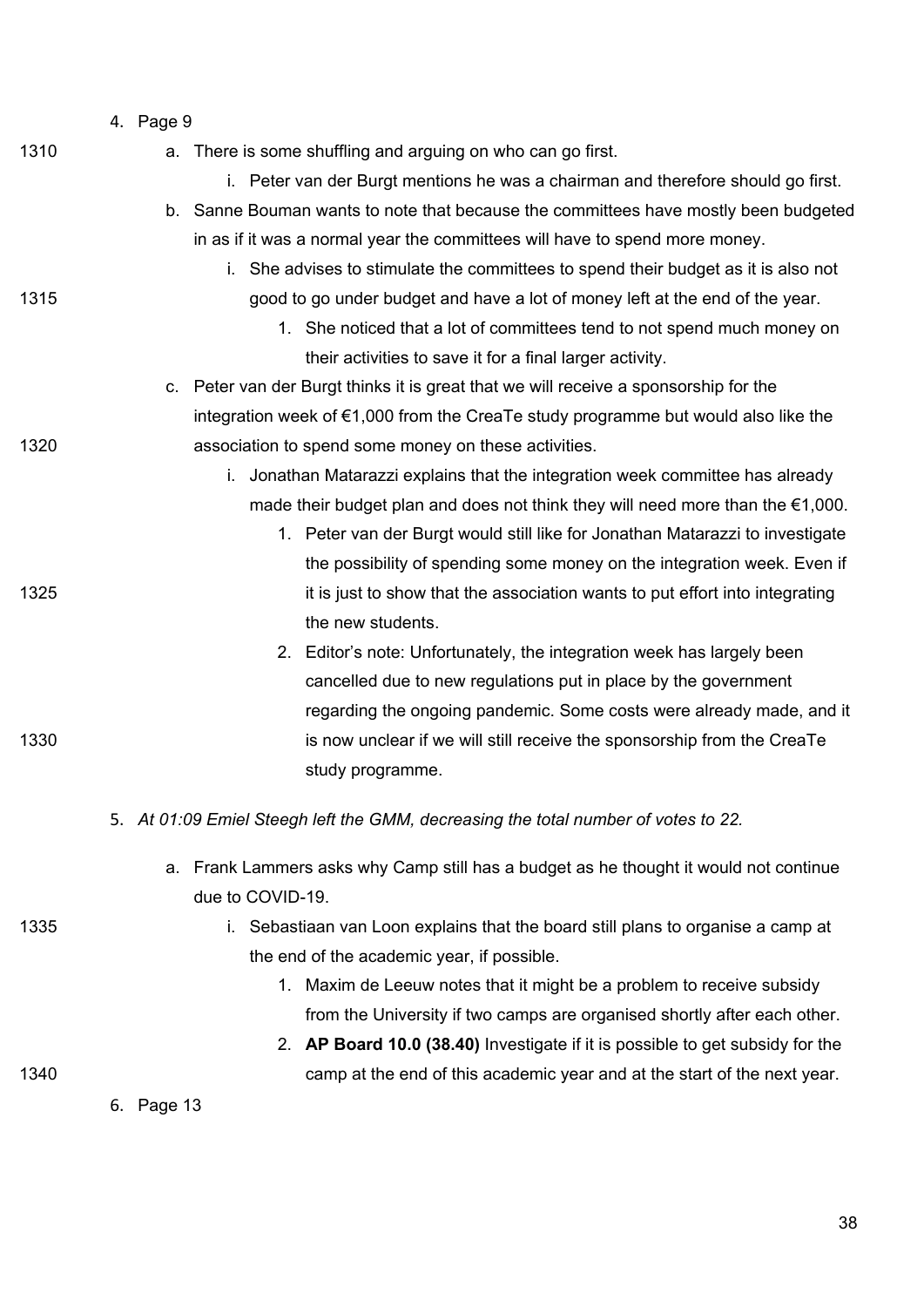4. Page 9
    a. There is some shuffling and arguing on who can go first.
        i. Peter van der Burgt mentions he was a chairman and therefore should go first.
    b. Sanne Bouman wants to note that because the committees have mostly been budgeted in as if it was a normal year the committees will have to spend more money.
        i. She advises to stimulate the committees to spend their budget as it is also not good to go under budget and have a lot of money left at the end of the year.
            1. She noticed that a lot of committees tend to not spend much money on their activities to save it for a final larger activity.
    c. Peter van der Burgt thinks it is great that we will receive a sponsorship for the integration week of €1,000 from the CreaTe study programme but would also like the association to spend some money on these activities.
        i. Jonathan Matarazzi explains that the integration week committee has already made their budget plan and does not think they will need more than the €1,000.
            1. Peter van der Burgt would still like for Jonathan Matarazzi to investigate the possibility of spending some money on the integration week. Even if it is just to show that the association wants to put effort into integrating the new students.
            2. Editor's note: Unfortunately, the integration week has largely been cancelled due to new regulations put in place by the government regarding the ongoing pandemic. Some costs were already made, and it is now unclear if we will still receive the sponsorship from the CreaTe study programme.

5. *At 01:09 Emiel Steegh left the GMM, decreasing the total number of votes to 22.*
    a. Frank Lammers asks why Camp still has a budget as he thought it would not continue due to COVID-19.
        i. Sebastiaan van Loon explains that the board still plans to organise a camp at the end of the academic year, if possible.
            1. Maxim de Leeuw notes that it might be a problem to receive subsidy from the University if two camps are organised shortly after each other.
            2. **AP Board 10.0 (38.40)** Investigate if it is possible to get subsidy for the camp at the end of this academic year and at the start of the next year.

6. Page 13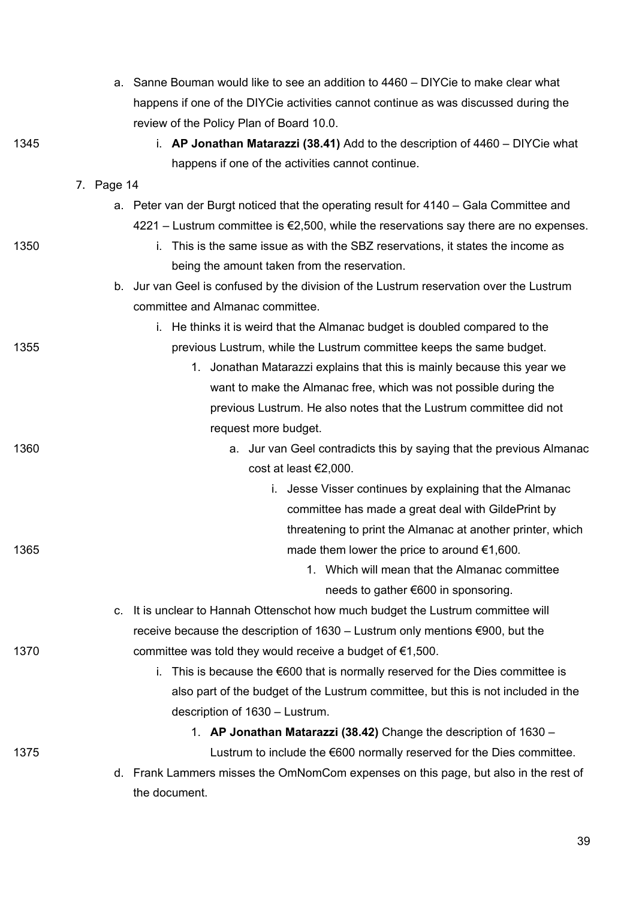a. Sanne Bouman would like to see an addition to 4460 – DIYCie to make clear what happens if one of the DIYCie activities cannot continue as was discussed during the review of the Policy Plan of Board 10.0.
    i. **AP Jonathan Matarazzi (38.41)** Add to the description of 4460 – DIYCie what happens if one of the activities cannot continue.

7. Page 14
    a. Peter van der Burgt noticed that the operating result for 4140 – Gala Committee and 4221 – Lustrum committee is €2,500, while the reservations say there are no expenses.
        i. This is the same issue as with the SBZ reservations, it states the income as being the amount taken from the reservation.
    b. Jur van Geel is confused by the division of the Lustrum reservation over the Lustrum committee and Almanac committee.
        i. He thinks it is weird that the Almanac budget is doubled compared to the previous Lustrum, while the Lustrum committee keeps the same budget.
            1. Jonathan Matarazzi explains that this is mainly because this year we want to make the Almanac free, which was not possible during the previous Lustrum. He also notes that the Lustrum committee did not request more budget.
                a. Jur van Geel contradicts this by saying that the previous Almanac cost at least €2,000.
                    i. Jesse Visser continues by explaining that the Almanac committee has made a great deal with GildePrint by threatening to print the Almanac at another printer, which made them lower the price to around €1,600.
                        1. Which will mean that the Almanac committee needs to gather €600 in sponsoring.
    c. It is unclear to Hannah Ottenschot how much budget the Lustrum committee will receive because the description of 1630 – Lustrum only mentions €900, but the committee was told they would receive a budget of €1,500.
        i. This is because the €600 that is normally reserved for the Dies committee is also part of the budget of the Lustrum committee, but this is not included in the description of 1630 – Lustrum.
            1. **AP Jonathan Matarazzi (38.42)** Change the description of 1630 – Lustrum to include the €600 normally reserved for the Dies committee.
    d. Frank Lammers misses the OmNomCom expenses on this page, but also in the rest of the document.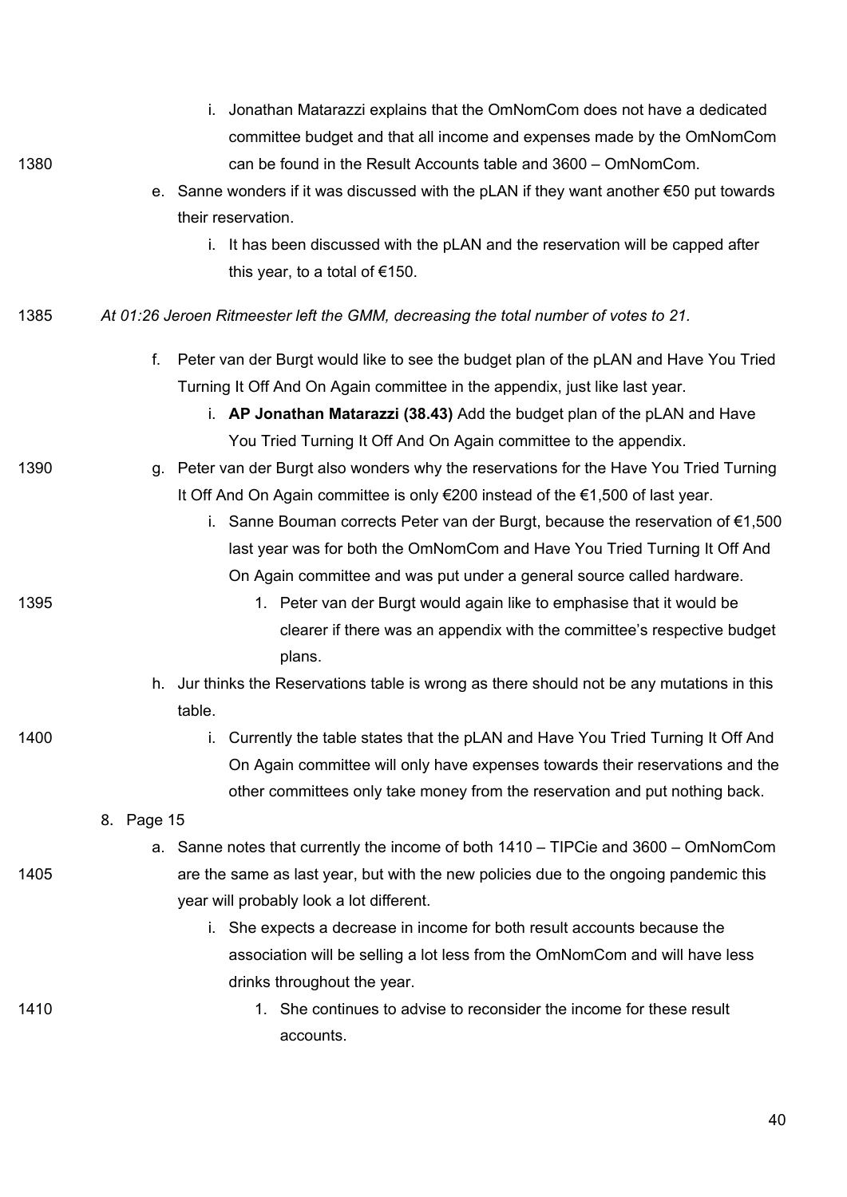i. Jonathan Matarazzi explains that the OmNomCom does not have a dedicated committee budget and that all income and expenses made by the OmNomCom can be found in the Result Accounts table and 3600 – OmNomCom.

    e. Sanne wonders if it was discussed with the pLAN if they want another €50 put towards their reservation.
        i. It has been discussed with the pLAN and the reservation will be capped after this year, to a total of €150.

*At 01:26 Jeroen Ritmeester left the GMM, decreasing the total number of votes to 21.*

    f. Peter van der Burgt would like to see the budget plan of the pLAN and Have You Tried Turning It Off And On Again committee in the appendix, just like last year.
        i. **AP Jonathan Matarazzi (38.43)** Add the budget plan of the pLAN and Have You Tried Turning It Off And On Again committee to the appendix.
    g. Peter van der Burgt also wonders why the reservations for the Have You Tried Turning It Off And On Again committee is only €200 instead of the €1,500 of last year.
        i. Sanne Bouman corrects Peter van der Burgt, because the reservation of €1,500 last year was for both the OmNomCom and Have You Tried Turning It Off And On Again committee and was put under a general source called hardware.
            1. Peter van der Burgt would again like to emphasise that it would be clearer if there was an appendix with the committee's respective budget plans.
    h. Jur thinks the Reservations table is wrong as there should not be any mutations in this table.
        i. Currently the table states that the pLAN and Have You Tried Turning It Off And On Again committee will only have expenses towards their reservations and the other committees only take money from the reservation and put nothing back.

8. Page 15
    a. Sanne notes that currently the income of both 1410 – TIPCie and 3600 – OmNomCom are the same as last year, but with the new policies due to the ongoing pandemic this year will probably look a lot different.
        i. She expects a decrease in income for both result accounts because the association will be selling a lot less from the OmNomCom and will have less drinks throughout the year.
            1. She continues to advise to reconsider the income for these result accounts.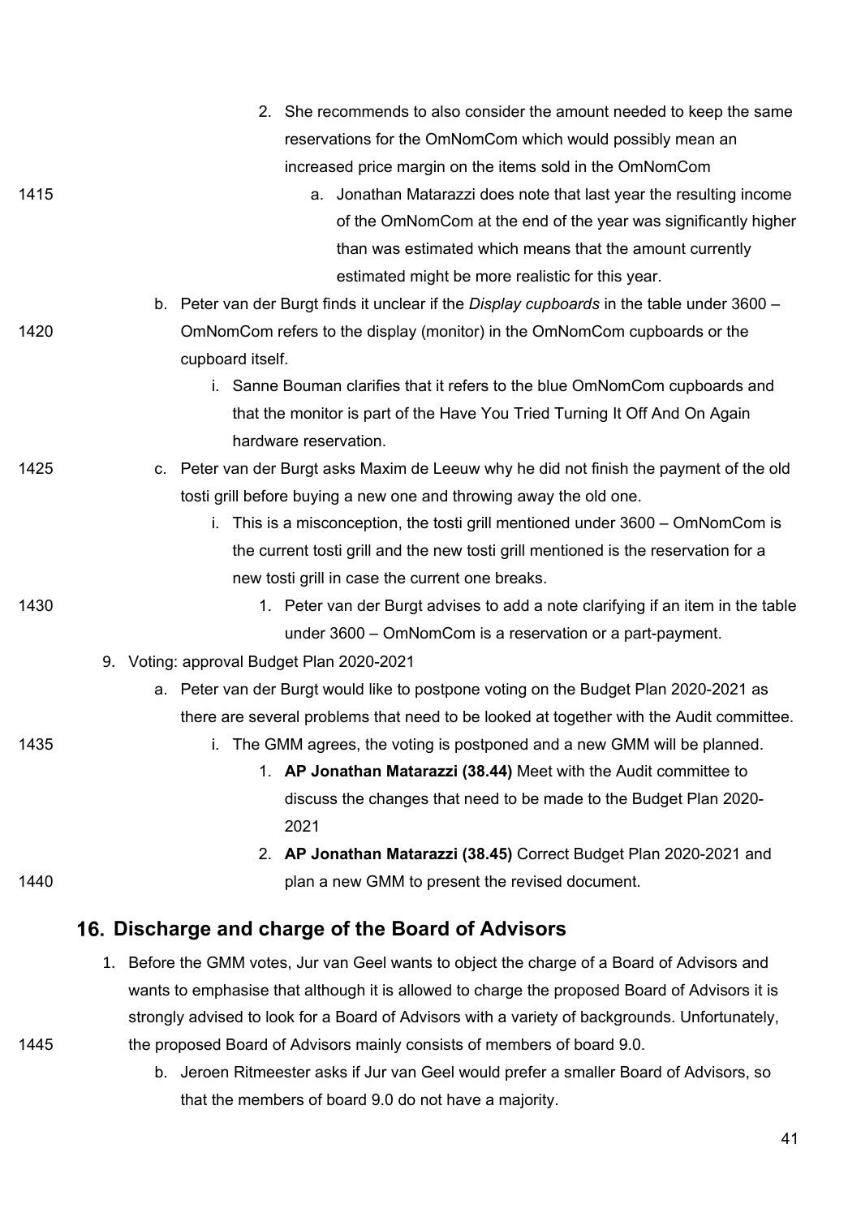2. She recommends to also consider the amount needed to keep the same reservations for the OmNomCom which would possibly mean an increased price margin on the items sold in the OmNomCom
    a. Jonathan Matarazzi does note that last year the resulting income of the OmNomCom at the end of the year was significantly higher than was estimated which means that the amount currently estimated might be more realistic for this year.

b. Peter van der Burgt finds it unclear if the *Display cupboards* in the table under 3600 – OmNomCom refers to the display (monitor) in the OmNomCom cupboards or the cupboard itself.
    i. Sanne Bouman clarifies that it refers to the blue OmNomCom cupboards and that the monitor is part of the Have You Tried Turning It Off And On Again hardware reservation.

c. Peter van der Burgt asks Maxim de Leeuw why he did not finish the payment of the old tosti grill before buying a new one and throwing away the old one.
    i. This is a misconception, the tosti grill mentioned under 3600 – OmNomCom is the current tosti grill and the new tosti grill mentioned is the reservation for a new tosti grill in case the current one breaks.
        1. Peter van der Burgt advises to add a note clarifying if an item in the table under 3600 – OmNomCom is a reservation or a part-payment.

9. Voting: approval Budget Plan 2020-2021
    a. Peter van der Burgt would like to postpone voting on the Budget Plan 2020-2021 as there are several problems that need to be looked at together with the Audit committee.
        i. The GMM agrees, the voting is postponed and a new GMM will be planned.
            1. **AP Jonathan Matarazzi (38.44)** Meet with the Audit committee to discuss the changes that need to be made to the Budget Plan 2020-2021
            2. **AP Jonathan Matarazzi (38.45)** Correct Budget Plan 2020-2021 and plan a new GMM to present the revised document.

## 16. Discharge and charge of the Board of Advisors

1. Before the GMM votes, Jur van Geel wants to object the charge of a Board of Advisors and wants to emphasise that although it is allowed to charge the proposed Board of Advisors it is strongly advised to look for a Board of Advisors with a variety of backgrounds. Unfortunately, the proposed Board of Advisors mainly consists of members of board 9.0.
    b. Jeroen Ritmeester asks if Jur van Geel would prefer a smaller Board of Advisors, so that the members of board 9.0 do not have a majority.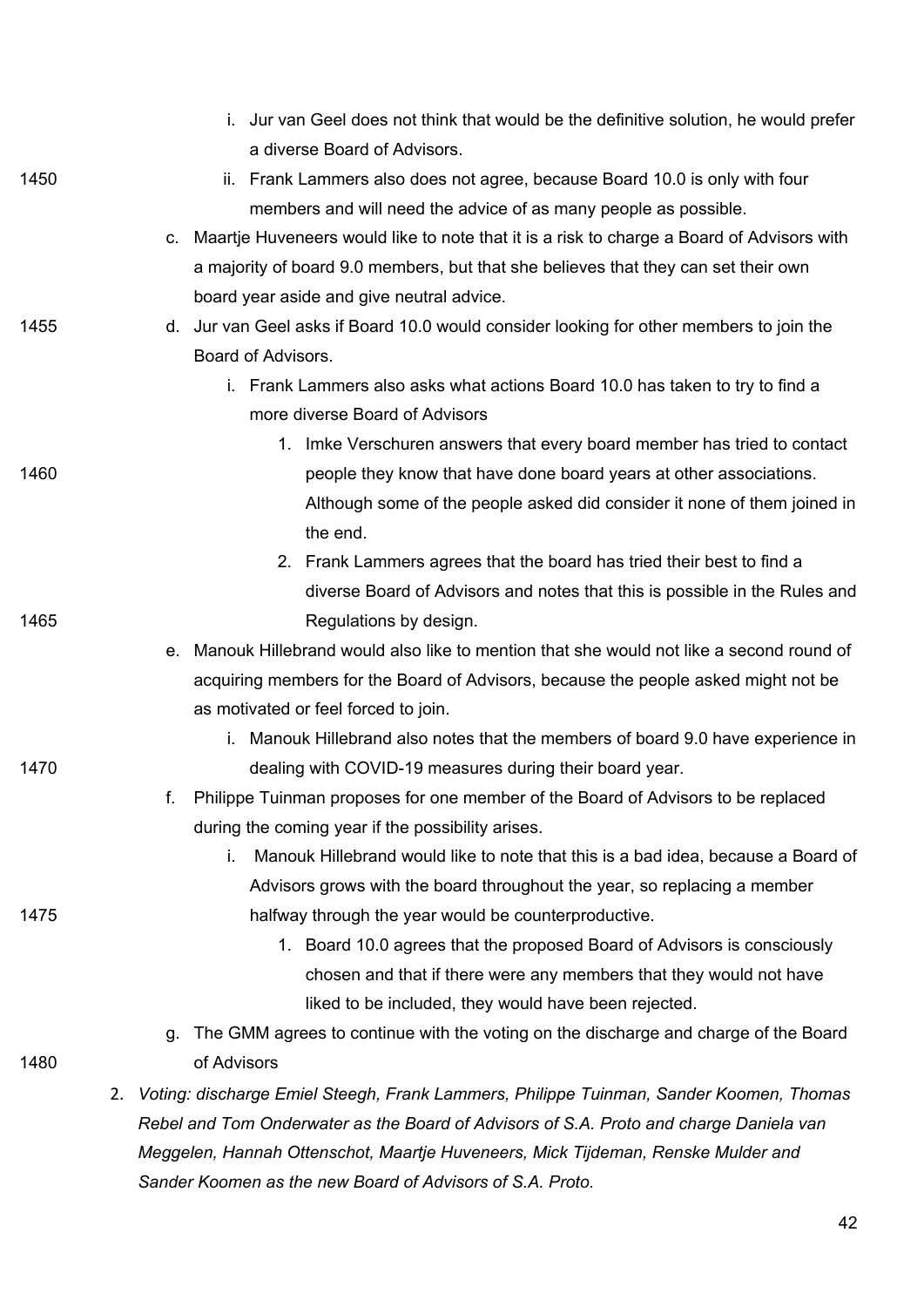i. Jur van Geel does not think that would be the definitive solution, he would prefer a diverse Board of Advisors.
   ii. Frank Lammers also does not agree, because Board 10.0 is only with four members and will need the advice of as many people as possible.

c. Maartje Huveneers would like to note that it is a risk to charge a Board of Advisors with a majority of board 9.0 members, but that she believes that they can set their own board year aside and give neutral advice.

d. Jur van Geel asks if Board 10.0 would consider looking for other members to join the Board of Advisors.
   i. Frank Lammers also asks what actions Board 10.0 has taken to try to find a more diverse Board of Advisors
      1. Imke Verschuren answers that every board member has tried to contact people they know that have done board years at other associations. Although some of the people asked did consider it none of them joined in the end.
      2. Frank Lammers agrees that the board has tried their best to find a diverse Board of Advisors and notes that this is possible in the Rules and Regulations by design.

e. Manouk Hillebrand would also like to mention that she would not like a second round of acquiring members for the Board of Advisors, because the people asked might not be as motivated or feel forced to join.
   i. Manouk Hillebrand also notes that the members of board 9.0 have experience in dealing with COVID-19 measures during their board year.

f. Philippe Tuinman proposes for one member of the Board of Advisors to be replaced during the coming year if the possibility arises.
   i. Manouk Hillebrand would like to note that this is a bad idea, because a Board of Advisors grows with the board throughout the year, so replacing a member halfway through the year would be counterproductive.
      1. Board 10.0 agrees that the proposed Board of Advisors is consciously chosen and that if there were any members that they would not have liked to be included, they would have been rejected.

g. The GMM agrees to continue with the voting on the discharge and charge of the Board of Advisors

2. *Voting: discharge Emiel Steegh, Frank Lammers, Philippe Tuinman, Sander Koomen, Thomas Rebel and Tom Onderwater as the Board of Advisors of S.A. Proto and charge Daniela van Meggelen, Hannah Ottenschot, Maartje Huveneers, Mick Tijdeman, Renske Mulder and Sander Koomen as the new Board of Advisors of S.A. Proto.*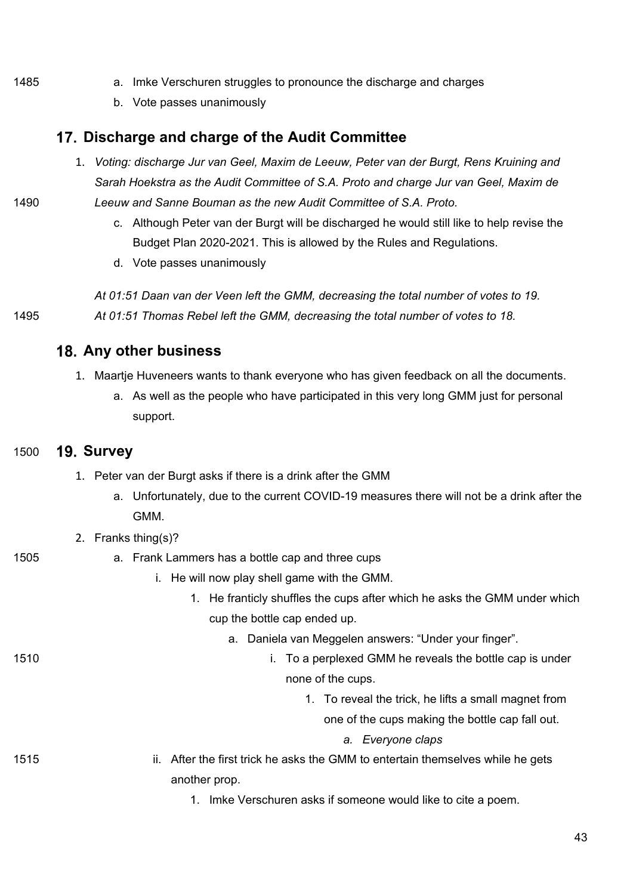a. Imke Verschuren struggles to pronounce the discharge and charges
b. Vote passes unanimously

## 17. Discharge and charge of the Audit Committee

1. *Voting: discharge Jur van Geel, Maxim de Leeuw, Peter van der Burgt, Rens Kruining and Sarah Hoekstra as the Audit Committee of S.A. Proto and charge Jur van Geel, Maxim de Leeuw and Sanne Bouman as the new Audit Committee of S.A. Proto.*
    c. Although Peter van der Burgt will be discharged he would still like to help revise the Budget Plan 2020-2021. This is allowed by the Rules and Regulations.
    d. Vote passes unanimously

*At 01:51 Daan van der Veen left the GMM, decreasing the total number of votes to 19.*
*At 01:51 Thomas Rebel left the GMM, decreasing the total number of votes to 18.*

## 18. Any other business

1. Maartje Huveneers wants to thank everyone who has given feedback on all the documents.
    a. As well as the people who have participated in this very long GMM just for personal support.

## 19. Survey

1. Peter van der Burgt asks if there is a drink after the GMM
    a. Unfortunately, due to the current COVID-19 measures there will not be a drink after the GMM.
2. Franks thing(s)?
    a. Frank Lammers has a bottle cap and three cups
        i. He will now play shell game with the GMM.
            1. He franticly shuffles the cups after which he asks the GMM under which cup the bottle cap ended up.
                a. Daniela van Meggelen answers: “Under your finger”.
                    i. To a perplexed GMM he reveals the bottle cap is under none of the cups.
                        1. To reveal the trick, he lifts a small magnet from one of the cups making the bottle cap fall out.
                            a. *Everyone claps*
        ii. After the first trick he asks the GMM to entertain themselves while he gets another prop.
            1. Imke Verschuren asks if someone would like to cite a poem.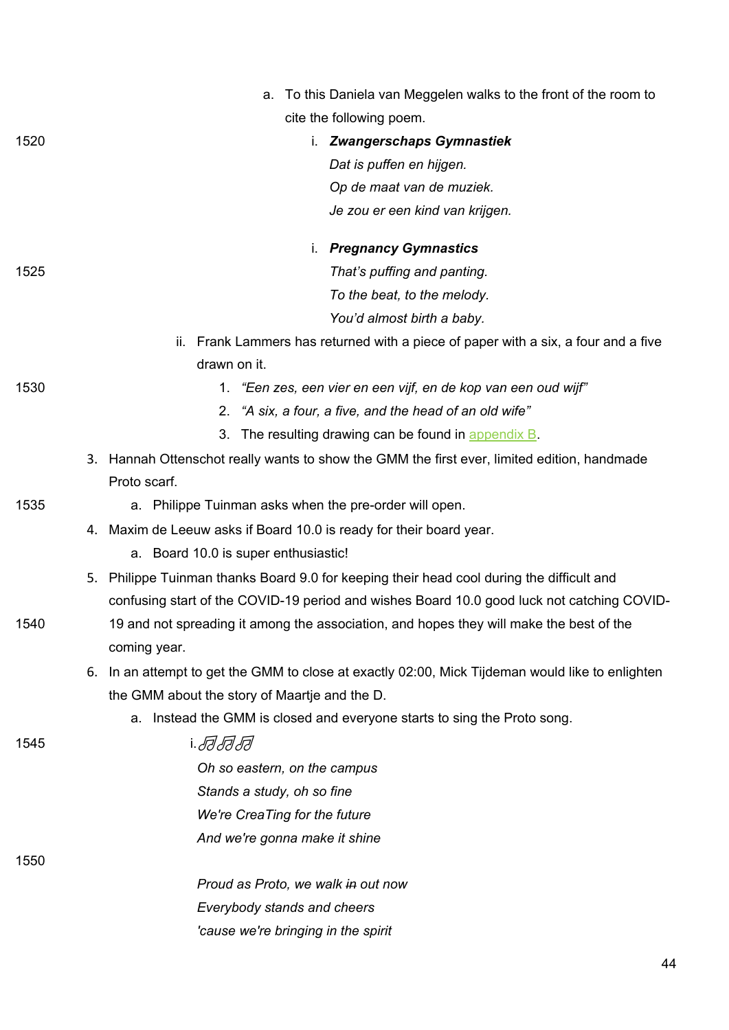a. To this Daniela van Meggelen walks to the front of the room to cite the following poem.

   i. ***Zwangerschaps Gymnastiek***
      *Dat is puffen en hijgen.*
      *Op de maat van de muziek.*
      *Je zou er een kind van krijgen.*

   i. ***Pregnancy Gymnastics***
      *That's puffing and panting.*
      *To the beat, to the melody.*
      *You'd almost birth a baby.*

   ii. Frank Lammers has returned with a piece of paper with a six, a four and a five drawn on it.

      1. *"Een zes, een vier en een vijf, en de kop van een oud wijf"*
      2. *"A six, a four, a five, and the head of an old wife"*
      3. The resulting drawing can be found in appendix B.

3. Hannah Ottenschot really wants to show the GMM the first ever, limited edition, handmade Proto scarf.
   a. Philippe Tuinman asks when the pre-order will open.
4. Maxim de Leeuw asks if Board 10.0 is ready for their board year.
   a. Board 10.0 is super enthusiastic!
5. Philippe Tuinman thanks Board 9.0 for keeping their head cool during the difficult and confusing start of the COVID-19 period and wishes Board 10.0 good luck not catching COVID-19 and not spreading it among the association, and hopes they will make the best of the coming year.
6. In an attempt to get the GMM to close at exactly 02:00, Mick Tijdeman would like to enlighten the GMM about the story of Maartje and the D.
   a. Instead the GMM is closed and everyone starts to sing the Proto song.

      i. ♬♬♬
         *Oh so eastern, on the campus*
         *Stands a study, oh so fine*
         *We're CreaTing for the future*
         *And we're gonna make it shine*

         *Proud as Proto, we walk ~~in~~ out now*
         *Everybody stands and cheers*
         *'cause we're bringing in the spirit*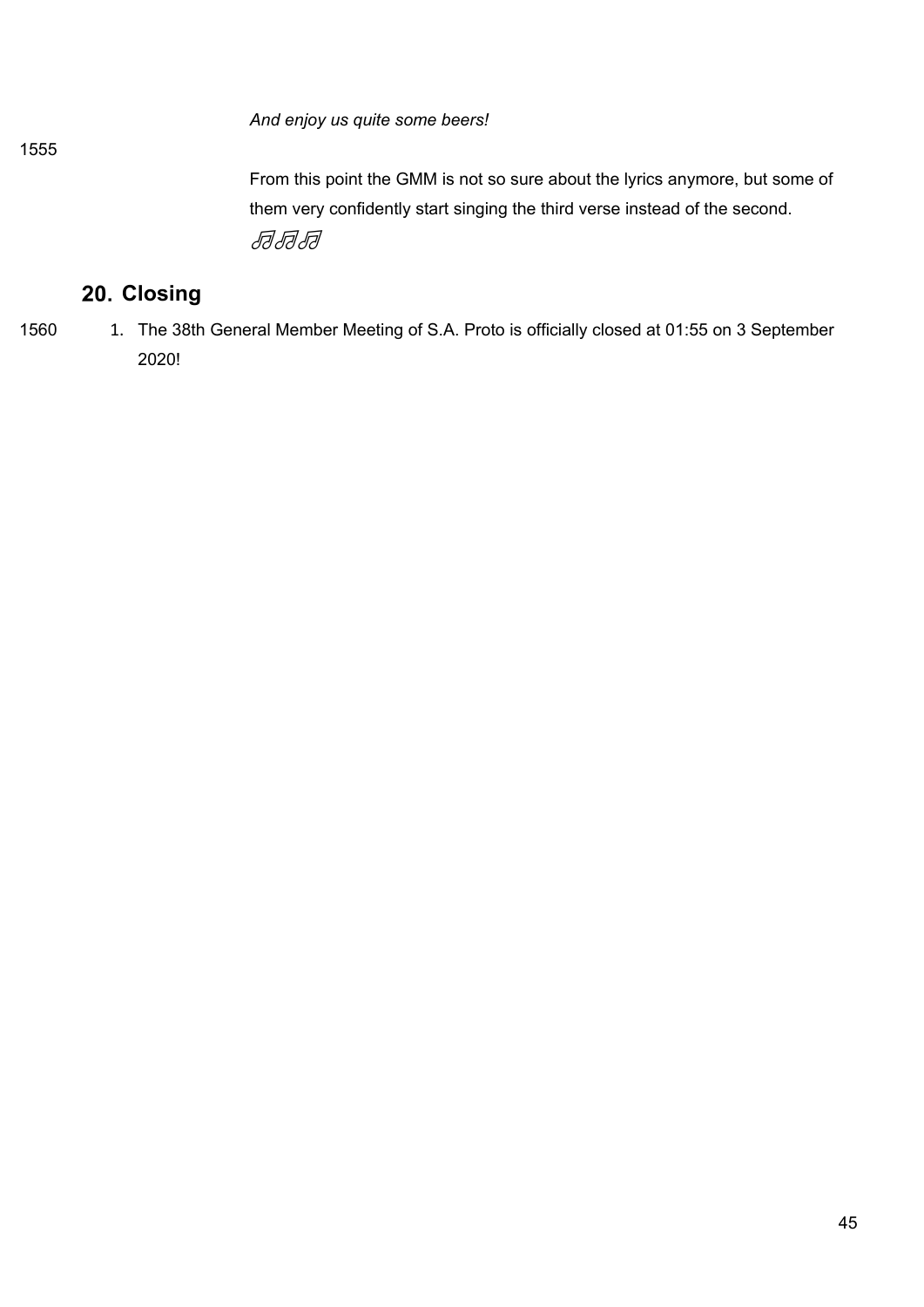*And enjoy us quite some beers!*

From this point the GMM is not so sure about the lyrics anymore, but some of them very confidently start singing the third verse instead of the second. ♬♬♬

## 20. Closing

1. The 38th General Member Meeting of S.A. Proto is officially closed at 01:55 on 3 September 2020!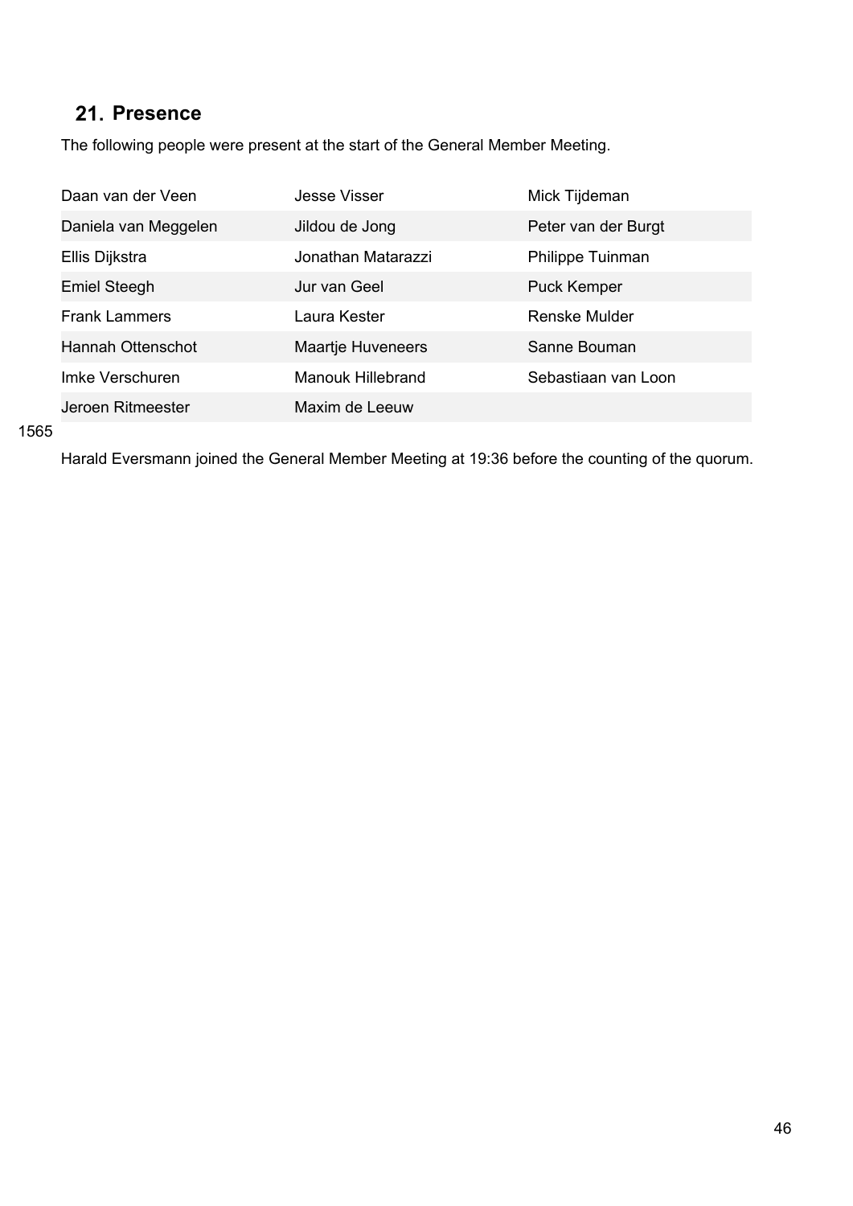## 21. Presence

The following people were present at the start of the General Member Meeting.

| | | |
|---|---|---|
| Daan van der Veen | Jesse Visser | Mick Tijdeman |
| Daniela van Meggelen | Jildou de Jong | Peter van der Burgt |
| Ellis Dijkstra | Jonathan Matarazzi | Philippe Tuinman |
| Emiel Steegh | Jur van Geel | Puck Kemper |
| Frank Lammers | Laura Kester | Renske Mulder |
| Hannah Ottenschot | Maartje Huveneers | Sanne Bouman |
| Imke Verschuren | Manouk Hillebrand | Sebastiaan van Loon |
| Jeroen Ritmeester | Maxim de Leeuw | |

1565

Harald Eversmann joined the General Member Meeting at 19:36 before the counting of the quorum.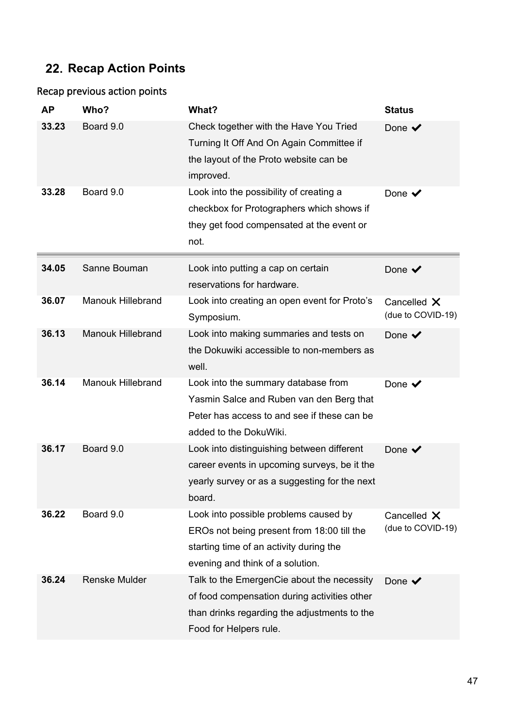## 22. Recap Action Points

### Recap previous action points

| AP | Who? | What? | Status |
|---|---|---|---|
| **33.23** | Board 9.0 | Check together with the Have You Tried Turning It Off And On Again Committee if the layout of the Proto website can be improved. | Done ✔ |
| **33.28** | Board 9.0 | Look into the possibility of creating a checkbox for Protographers which shows if they get food compensated at the event or not. | Done ✔ |
| **34.05** | Sanne Bouman | Look into putting a cap on certain reservations for hardware. | Done ✔ |
| **36.07** | Manouk Hillebrand | Look into creating an open event for Proto's Symposium. | Cancelled ✕ (due to COVID-19) |
| **36.13** | Manouk Hillebrand | Look into making summaries and tests on the Dokuwiki accessible to non-members as well. | Done ✔ |
| **36.14** | Manouk Hillebrand | Look into the summary database from Yasmin Salce and Ruben van den Berg that Peter has access to and see if these can be added to the DokuWiki. | Done ✔ |
| **36.17** | Board 9.0 | Look into distinguishing between different career events in upcoming surveys, be it the yearly survey or as a suggesting for the next board. | Done ✔ |
| **36.22** | Board 9.0 | Look into possible problems caused by EROs not being present from 18:00 till the starting time of an activity during the evening and think of a solution. | Cancelled ✕ (due to COVID-19) |
| **36.24** | Renske Mulder | Talk to the EmergenCie about the necessity of food compensation during activities other than drinks regarding the adjustments to the Food for Helpers rule. | Done ✔ |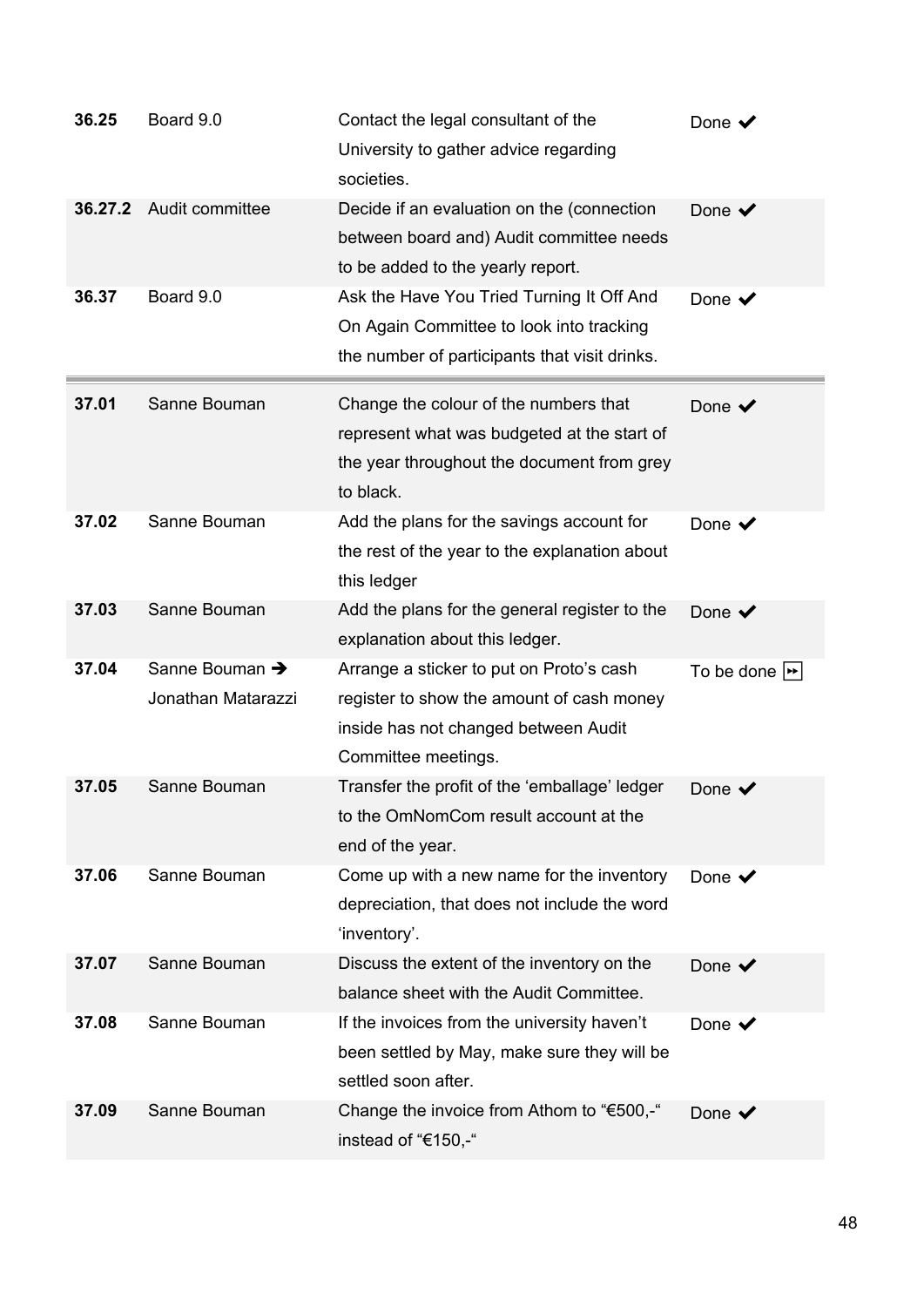| | | | |
|---|---|---|---|
| **36.25** | Board 9.0 | Contact the legal consultant of the University to gather advice regarding societies. | Done ✔ |
| **36.27.2** | Audit committee | Decide if an evaluation on the (connection between board and) Audit committee needs to be added to the yearly report. | Done ✔ |
| **36.37** | Board 9.0 | Ask the Have You Tried Turning It Off And On Again Committee to look into tracking the number of participants that visit drinks. | Done ✔ |
| **37.01** | Sanne Bouman | Change the colour of the numbers that represent what was budgeted at the start of the year throughout the document from grey to black. | Done ✔ |
| **37.02** | Sanne Bouman | Add the plans for the savings account for the rest of the year to the explanation about this ledger | Done ✔ |
| **37.03** | Sanne Bouman | Add the plans for the general register to the explanation about this ledger. | Done ✔ |
| **37.04** | Sanne Bouman ➔ Jonathan Matarazzi | Arrange a sticker to put on Proto's cash register to show the amount of cash money inside has not changed between Audit Committee meetings. | To be done ⏩ |
| **37.05** | Sanne Bouman | Transfer the profit of the 'emballage' ledger to the OmNomCom result account at the end of the year. | Done ✔ |
| **37.06** | Sanne Bouman | Come up with a new name for the inventory depreciation, that does not include the word 'inventory'. | Done ✔ |
| **37.07** | Sanne Bouman | Discuss the extent of the inventory on the balance sheet with the Audit Committee. | Done ✔ |
| **37.08** | Sanne Bouman | If the invoices from the university haven't been settled by May, make sure they will be settled soon after. | Done ✔ |
| **37.09** | Sanne Bouman | Change the invoice from Athom to "€500,-" instead of "€150,-" | Done ✔ |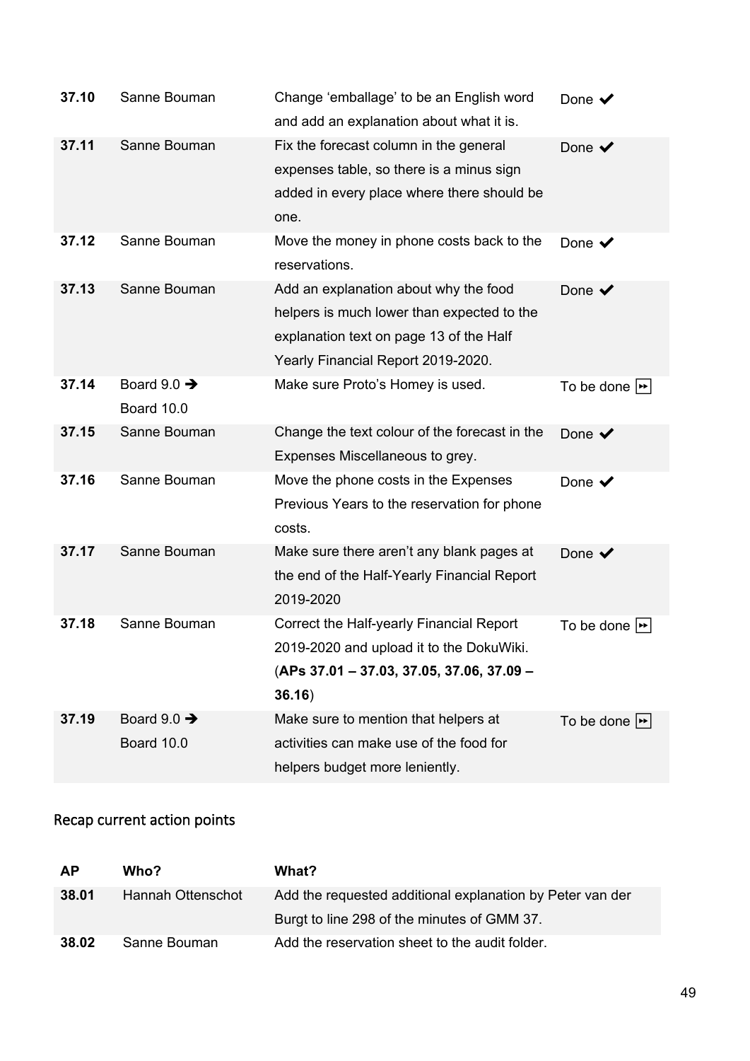| | | | |
|---|---|---|---|
| **37.10** | Sanne Bouman | Change ‘emballage’ to be an English word and add an explanation about what it is. | Done ✔ |
| **37.11** | Sanne Bouman | Fix the forecast column in the general expenses table, so there is a minus sign added in every place where there should be one. | Done ✔ |
| **37.12** | Sanne Bouman | Move the money in phone costs back to the reservations. | Done ✔ |
| **37.13** | Sanne Bouman | Add an explanation about why the food helpers is much lower than expected to the explanation text on page 13 of the Half Yearly Financial Report 2019-2020. | Done ✔ |
| **37.14** | Board 9.0 ➔ Board 10.0 | Make sure Proto’s Homey is used. | To be done ⏩ |
| **37.15** | Sanne Bouman | Change the text colour of the forecast in the Expenses Miscellaneous to grey. | Done ✔ |
| **37.16** | Sanne Bouman | Move the phone costs in the Expenses Previous Years to the reservation for phone costs. | Done ✔ |
| **37.17** | Sanne Bouman | Make sure there aren’t any blank pages at the end of the Half-Yearly Financial Report 2019-2020 | Done ✔ |
| **37.18** | Sanne Bouman | Correct the Half-yearly Financial Report 2019-2020 and upload it to the DokuWiki. (**APs 37.01 – 37.03, 37.05, 37.06, 37.09 – 36.16**) | To be done ⏩ |
| **37.19** | Board 9.0 ➔ Board 10.0 | Make sure to mention that helpers at activities can make use of the food for helpers budget more leniently. | To be done ⏩ |

## Recap current action points

| **AP** | **Who?** | **What?** |
|---|---|---|
| **38.01** | Hannah Ottenschot | Add the requested additional explanation by Peter van der Burgt to line 298 of the minutes of GMM 37. |
| **38.02** | Sanne Bouman | Add the reservation sheet to the audit folder. |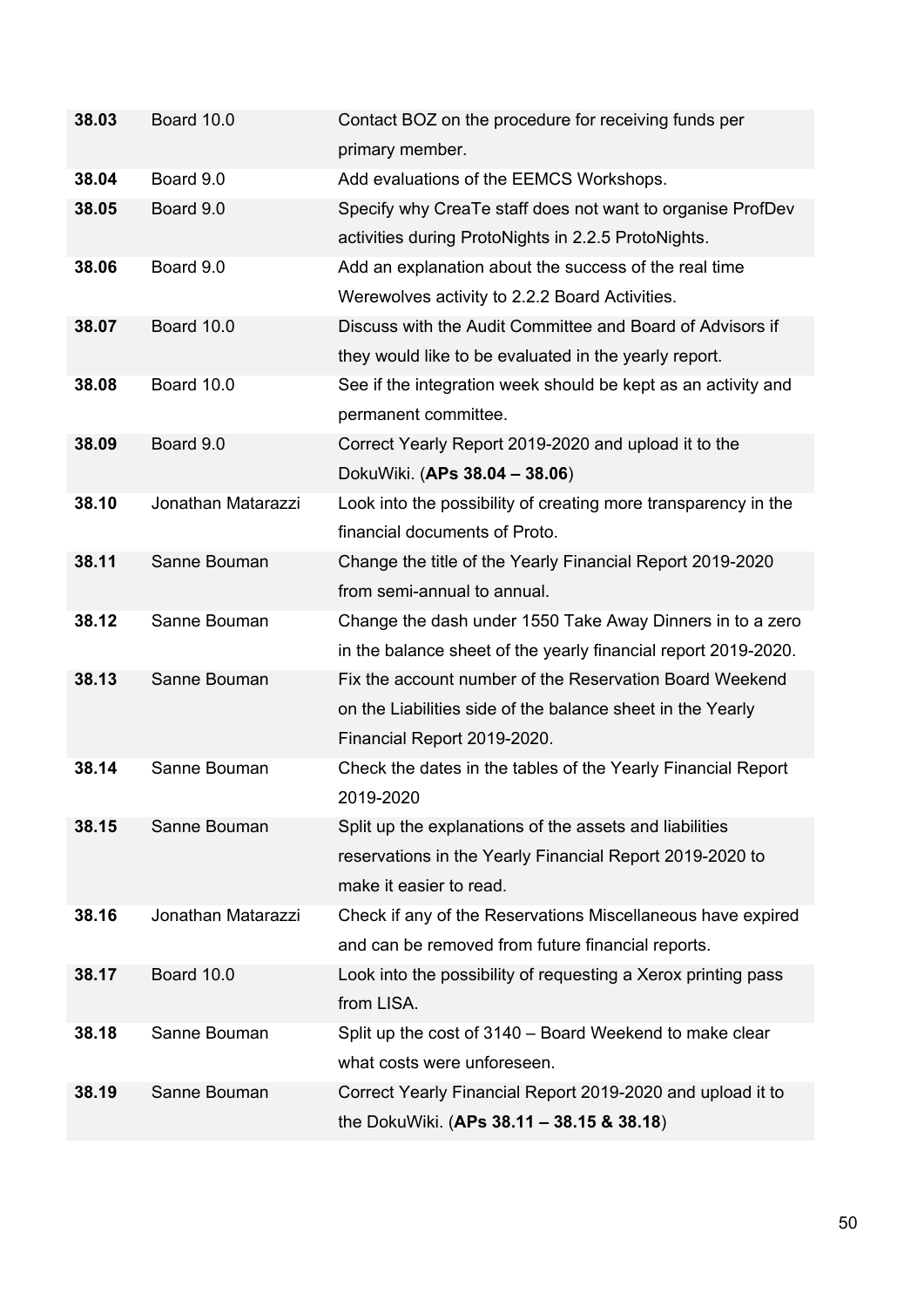| | | |
|---|---|---|
| **38.03** | Board 10.0 | Contact BOZ on the procedure for receiving funds per primary member. |
| **38.04** | Board 9.0 | Add evaluations of the EEMCS Workshops. |
| **38.05** | Board 9.0 | Specify why CreaTe staff does not want to organise ProfDev activities during ProtoNights in 2.2.5 ProtoNights. |
| **38.06** | Board 9.0 | Add an explanation about the success of the real time Werewolves activity to 2.2.2 Board Activities. |
| **38.07** | Board 10.0 | Discuss with the Audit Committee and Board of Advisors if they would like to be evaluated in the yearly report. |
| **38.08** | Board 10.0 | See if the integration week should be kept as an activity and permanent committee. |
| **38.09** | Board 9.0 | Correct Yearly Report 2019-2020 and upload it to the DokuWiki. (**APs 38.04 – 38.06**) |
| **38.10** | Jonathan Matarazzi | Look into the possibility of creating more transparency in the financial documents of Proto. |
| **38.11** | Sanne Bouman | Change the title of the Yearly Financial Report 2019-2020 from semi-annual to annual. |
| **38.12** | Sanne Bouman | Change the dash under 1550 Take Away Dinners in to a zero in the balance sheet of the yearly financial report 2019-2020. |
| **38.13** | Sanne Bouman | Fix the account number of the Reservation Board Weekend on the Liabilities side of the balance sheet in the Yearly Financial Report 2019-2020. |
| **38.14** | Sanne Bouman | Check the dates in the tables of the Yearly Financial Report 2019-2020 |
| **38.15** | Sanne Bouman | Split up the explanations of the assets and liabilities reservations in the Yearly Financial Report 2019-2020 to make it easier to read. |
| **38.16** | Jonathan Matarazzi | Check if any of the Reservations Miscellaneous have expired and can be removed from future financial reports. |
| **38.17** | Board 10.0 | Look into the possibility of requesting a Xerox printing pass from LISA. |
| **38.18** | Sanne Bouman | Split up the cost of 3140 – Board Weekend to make clear what costs were unforeseen. |
| **38.19** | Sanne Bouman | Correct Yearly Financial Report 2019-2020 and upload it to the DokuWiki. (**APs 38.11 – 38.15 & 38.18**) |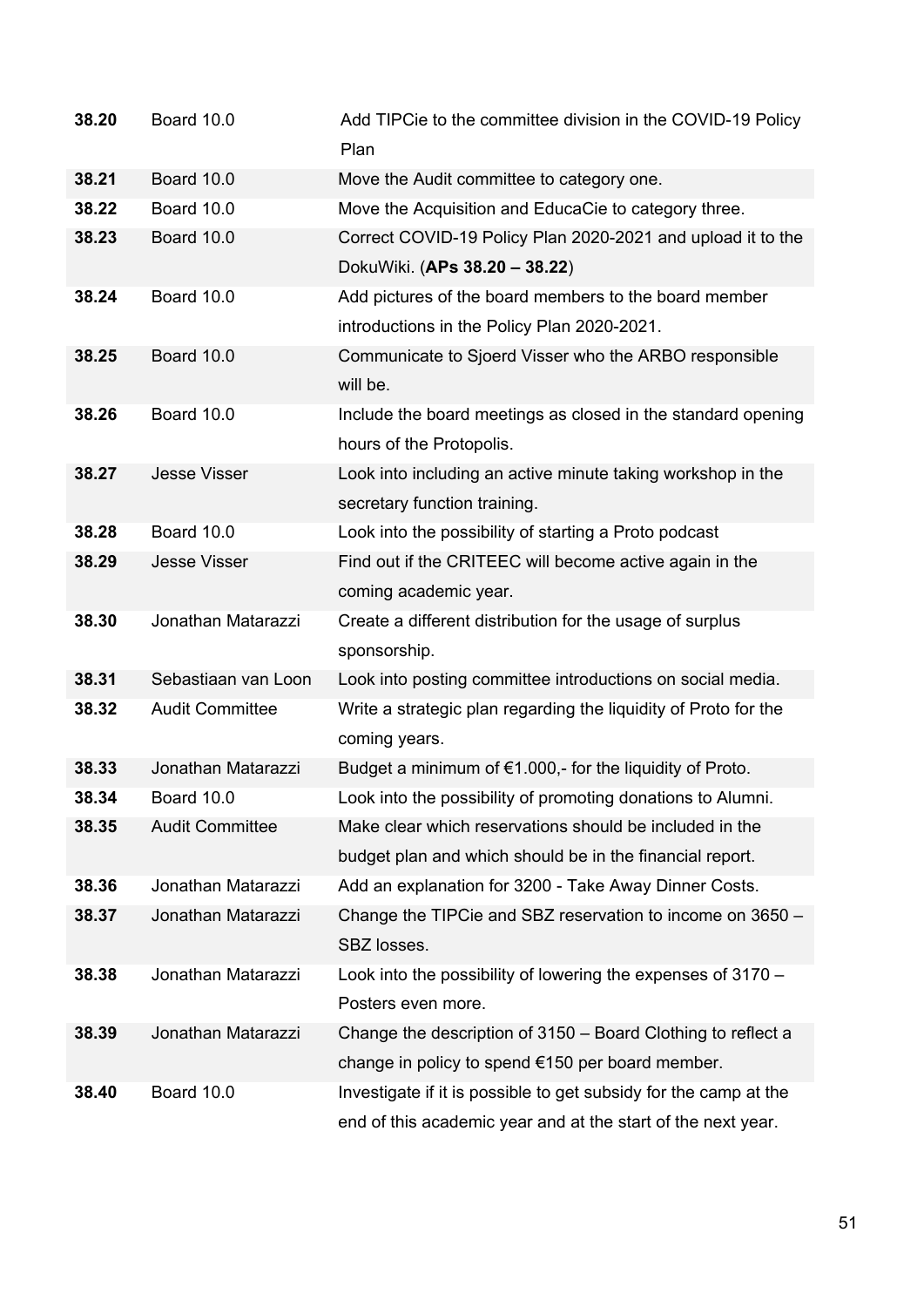| | | |
|---|---|---|
| **38.20** | Board 10.0 | Add TIPCie to the committee division in the COVID-19 Policy Plan |
| **38.21** | Board 10.0 | Move the Audit committee to category one. |
| **38.22** | Board 10.0 | Move the Acquisition and EducaCie to category three. |
| **38.23** | Board 10.0 | Correct COVID-19 Policy Plan 2020-2021 and upload it to the DokuWiki. (**APs 38.20 – 38.22**) |
| **38.24** | Board 10.0 | Add pictures of the board members to the board member introductions in the Policy Plan 2020-2021. |
| **38.25** | Board 10.0 | Communicate to Sjoerd Visser who the ARBO responsible will be. |
| **38.26** | Board 10.0 | Include the board meetings as closed in the standard opening hours of the Protopolis. |
| **38.27** | Jesse Visser | Look into including an active minute taking workshop in the secretary function training. |
| **38.28** | Board 10.0 | Look into the possibility of starting a Proto podcast |
| **38.29** | Jesse Visser | Find out if the CRITEEC will become active again in the coming academic year. |
| **38.30** | Jonathan Matarazzi | Create a different distribution for the usage of surplus sponsorship. |
| **38.31** | Sebastiaan van Loon | Look into posting committee introductions on social media. |
| **38.32** | Audit Committee | Write a strategic plan regarding the liquidity of Proto for the coming years. |
| **38.33** | Jonathan Matarazzi | Budget a minimum of €1.000,- for the liquidity of Proto. |
| **38.34** | Board 10.0 | Look into the possibility of promoting donations to Alumni. |
| **38.35** | Audit Committee | Make clear which reservations should be included in the budget plan and which should be in the financial report. |
| **38.36** | Jonathan Matarazzi | Add an explanation for 3200 - Take Away Dinner Costs. |
| **38.37** | Jonathan Matarazzi | Change the TIPCie and SBZ reservation to income on 3650 – SBZ losses. |
| **38.38** | Jonathan Matarazzi | Look into the possibility of lowering the expenses of 3170 – Posters even more. |
| **38.39** | Jonathan Matarazzi | Change the description of 3150 – Board Clothing to reflect a change in policy to spend €150 per board member. |
| **38.40** | Board 10.0 | Investigate if it is possible to get subsidy for the camp at the end of this academic year and at the start of the next year. |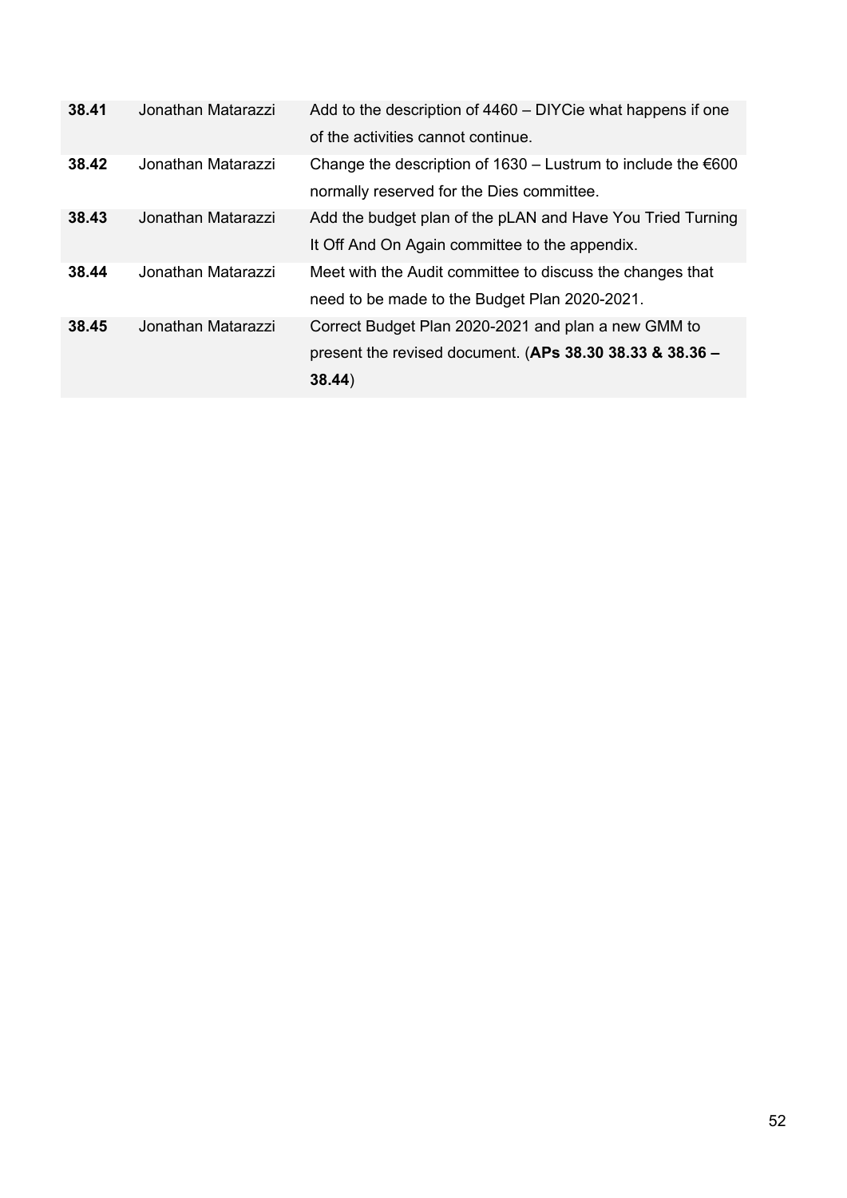| | | |
|---|---|---|
| **38.41** | Jonathan Matarazzi | Add to the description of 4460 – DIYCie what happens if one of the activities cannot continue. |
| **38.42** | Jonathan Matarazzi | Change the description of 1630 – Lustrum to include the €600 normally reserved for the Dies committee. |
| **38.43** | Jonathan Matarazzi | Add the budget plan of the pLAN and Have You Tried Turning It Off And On Again committee to the appendix. |
| **38.44** | Jonathan Matarazzi | Meet with the Audit committee to discuss the changes that need to be made to the Budget Plan 2020-2021. |
| **38.45** | Jonathan Matarazzi | Correct Budget Plan 2020-2021 and plan a new GMM to present the revised document. (**APs 38.30 38.33 & 38.36 – 38.44**) |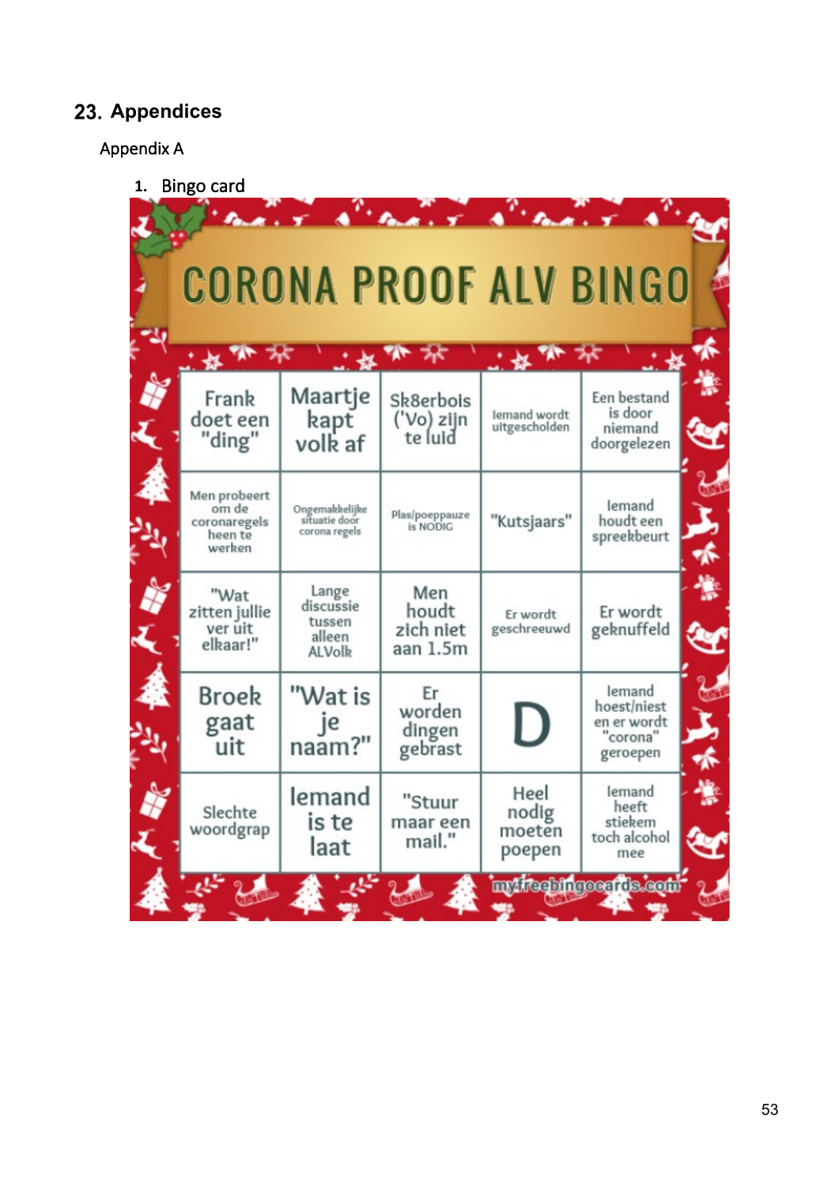# 23. Appendices

## Appendix A

1. Bingo card

**CORONA PROOF ALV BINGO**

| | | | | |
|---|---|---|---|---|
| Frank doet een "ding" | Maartje kapt volk af | Sk8erbois ('Vo) zijn te luid | Iemand wordt uitgescholden | Een bestand is door niemand doorgelezen |
| Men probeert om de coronaregels heen te werken | Ongemakkelijke situatie door corona regels | Plas/poeppauze is NODIG | "Kutsjaars" | Iemand houdt een spreekbeurt |
| "Wat zitten jullie ver uit elkaar!" | Lange discussie tussen alleen ALVolk | Men houdt zich niet aan 1.5m | Er wordt geschreeuwd | Er wordt geknuffeld |
| Broek gaat uit | "Wat is je naam?" | Er worden dingen gebrast | D | Iemand hoest/niest en er wordt "corona" geroepen |
| Slechte woordgrap | Iemand is te laat | "Stuur maar een mail." | Heel nodig moeten poepen | Iemand heeft stiekem toch alcohol mee |

myfreebingocards.com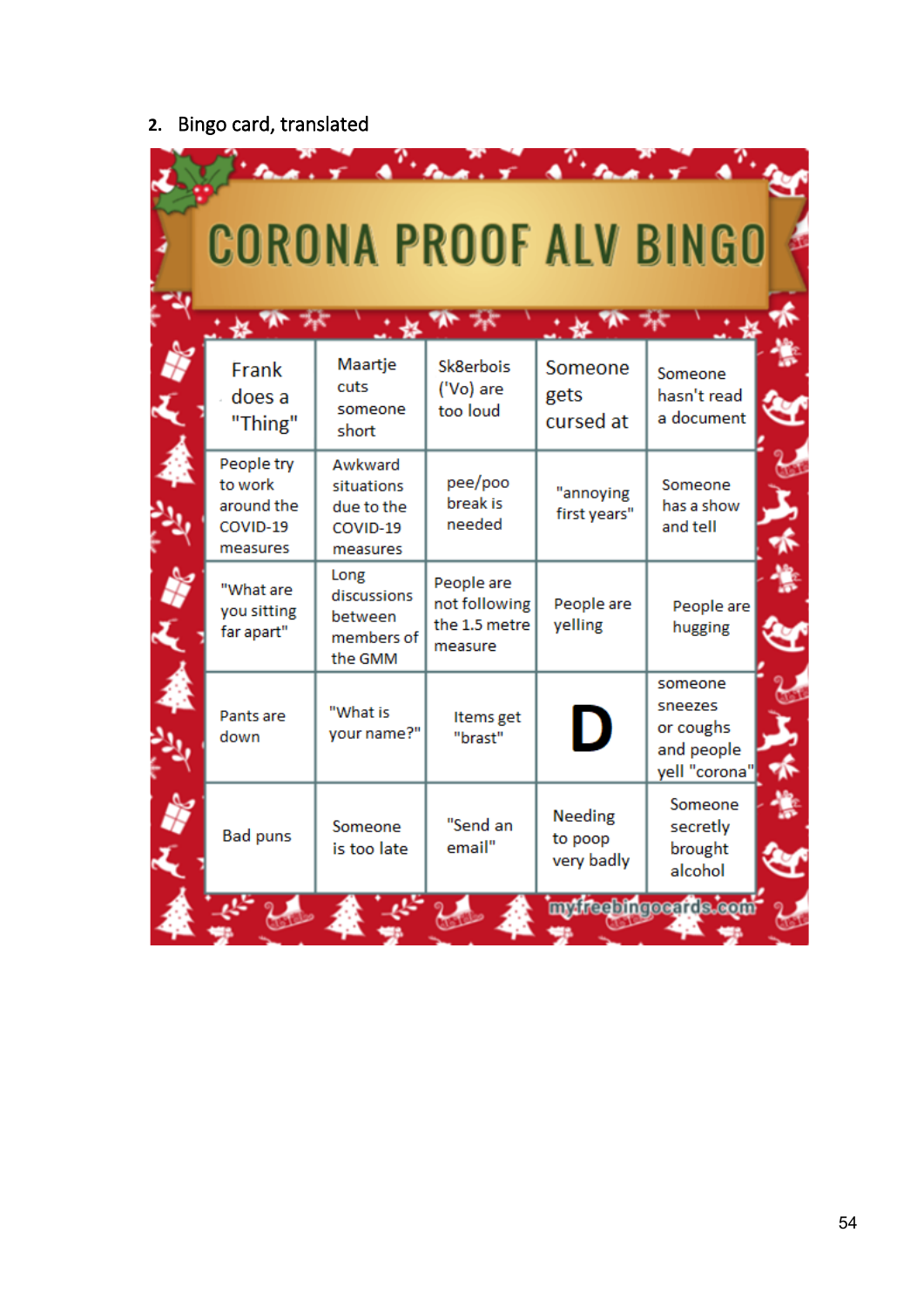2. Bingo card, translated

# CORONA PROOF ALV BINGO

| | | | | |
|---|---|---|---|---|
| Frank does a "Thing" | Maartje cuts someone short | Sk8erbois ('Vo) are too loud | Someone gets cursed at | Someone hasn't read a document |
| People try to work around the COVID-19 measures | Awkward situations due to the COVID-19 measures | pee/poo break is needed | "annoying first years" | Someone has a show and tell |
| "What are you sitting far apart" | Long discussions between members of the GMM | People are not following the 1.5 metre measure | People are yelling | People are hugging |
| Pants are down | "What is your name?" | Items get "brast" | D | someone sneezes or coughs and people yell "corona" |
| Bad puns | Someone is too late | "Send an email" | Needing to poop very badly | Someone secretly brought alcohol |

myfreebingocards.com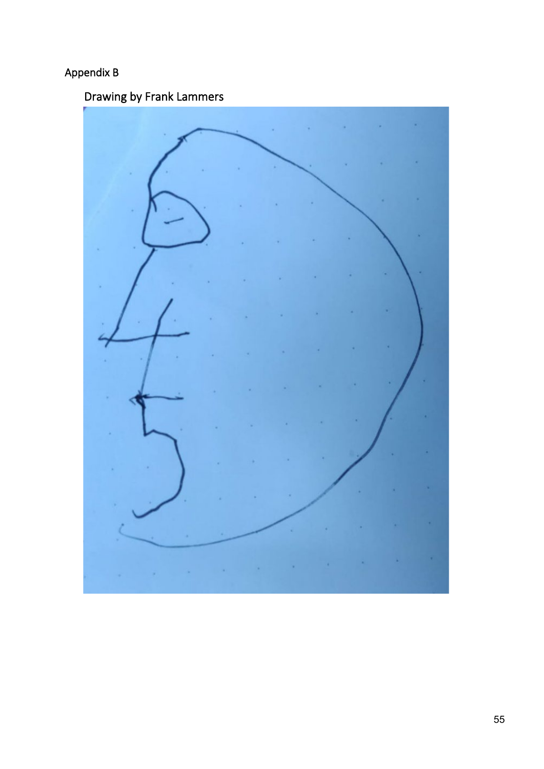Appendix B

Drawing by Frank Lammers